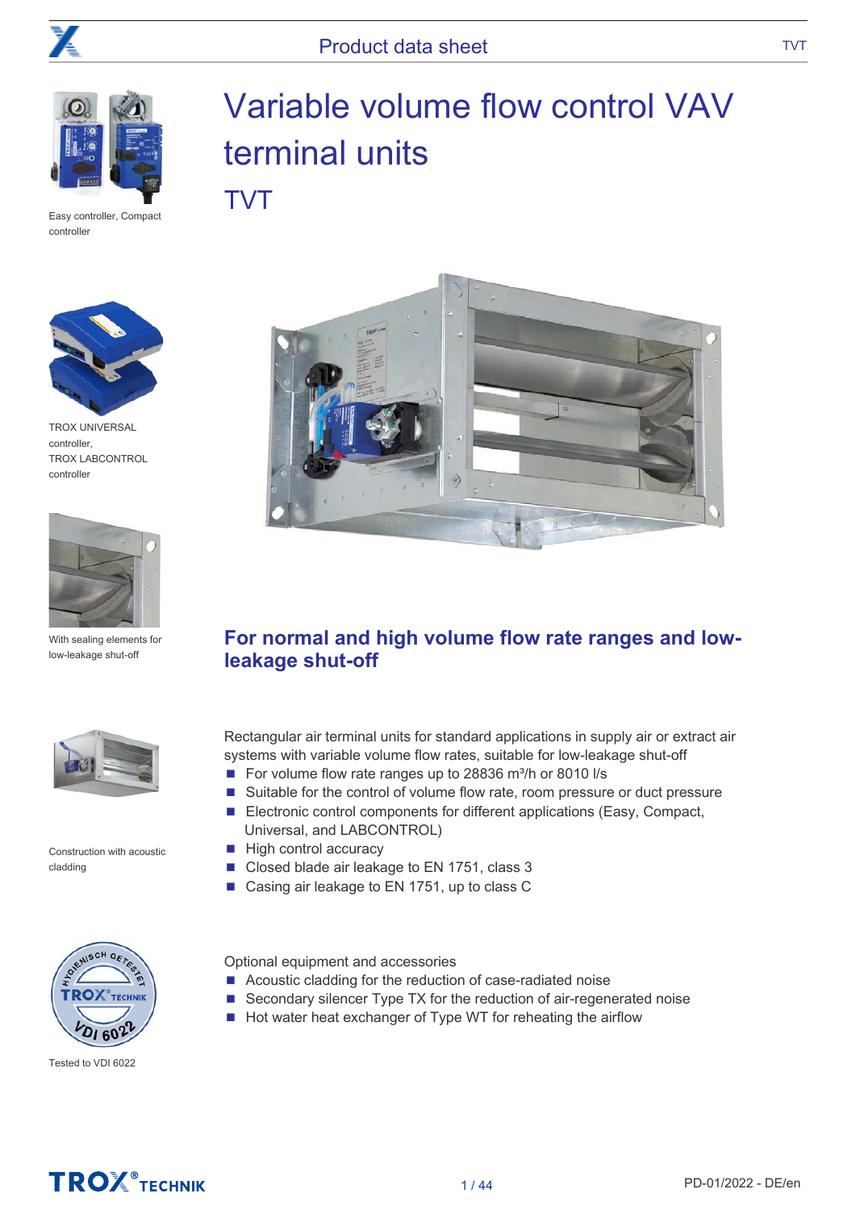# Variable volume flow control VAV terminal units

## TVT

Easy controller, Compact controller

TROX UNIVERSAL controller, TROX LABCONTROL controller

With sealing elements for low-leakage shut-off

Construction with acoustic cladding

Tested to VDI 6022

### For normal and high volume flow rate ranges and low-leakage shut-off

Rectangular air terminal units for standard applications in supply air or extract air systems with variable volume flow rates, suitable for low-leakage shut-off

- For volume flow rate ranges up to 28836 m³/h or 8010 l/s
- Suitable for the control of volume flow rate, room pressure or duct pressure
- Electronic control components for different applications (Easy, Compact, Universal, and LABCONTROL)
- High control accuracy
- Closed blade air leakage to EN 1751, class 3
- Casing air leakage to EN 1751, up to class C

Optional equipment and accessories

- Acoustic cladding for the reduction of case-radiated noise
- Secondary silencer Type TX for the reduction of air-regenerated noise
- Hot water heat exchanger of Type WT for reheating the airflow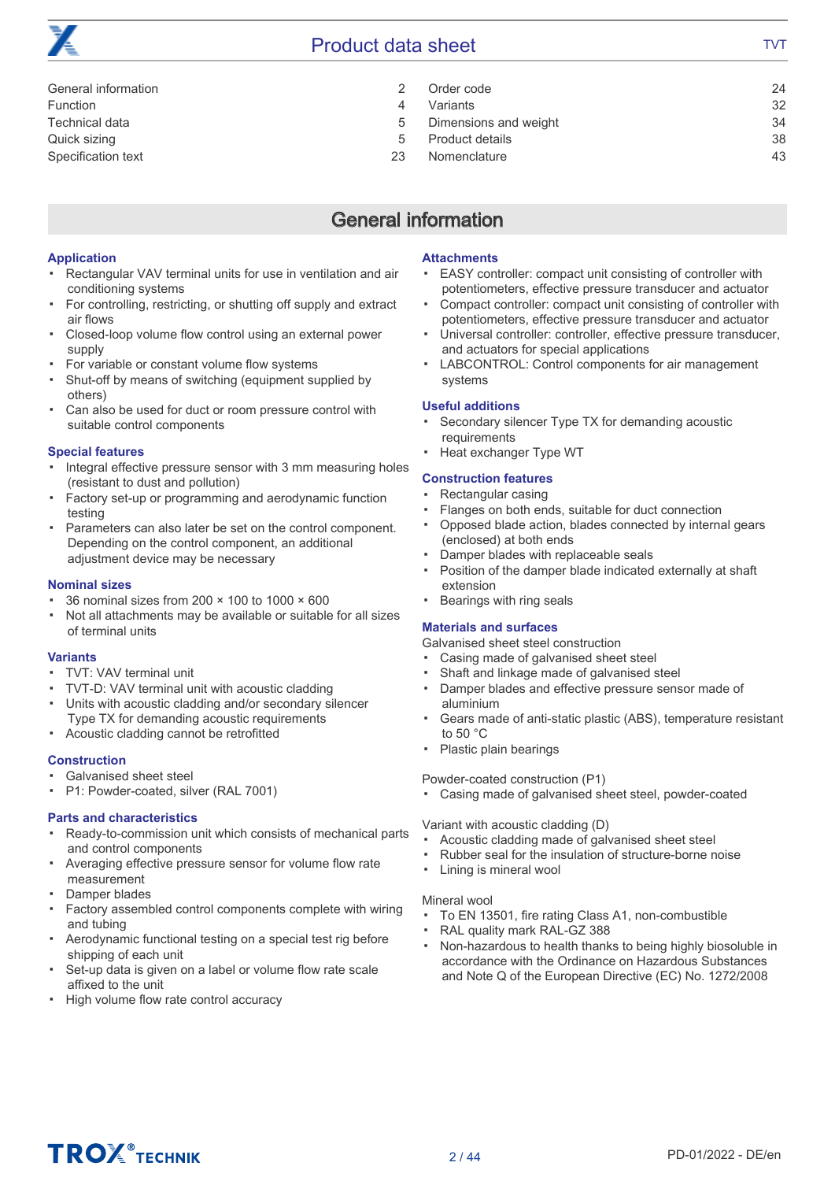| | | | |
|---|---|---|---|
| General information | 2 | Order code | 24 |
| Function | 4 | Variants | 32 |
| Technical data | 5 | Dimensions and weight | 34 |
| Quick sizing | 5 | Product details | 38 |
| Specification text | 23 | Nomenclature | 43 |

# General information

### Application

- Rectangular VAV terminal units for use in ventilation and air conditioning systems
- For controlling, restricting, or shutting off supply and extract air flows
- Closed-loop volume flow control using an external power supply
- For variable or constant volume flow systems
- Shut-off by means of switching (equipment supplied by others)
- Can also be used for duct or room pressure control with suitable control components

### Special features

- Integral effective pressure sensor with 3 mm measuring holes (resistant to dust and pollution)
- Factory set-up or programming and aerodynamic function testing
- Parameters can also later be set on the control component. Depending on the control component, an additional adjustment device may be necessary

### Nominal sizes

- 36 nominal sizes from 200 × 100 to 1000 × 600
- Not all attachments may be available or suitable for all sizes of terminal units

### Variants

- TVT: VAV terminal unit
- TVT-D: VAV terminal unit with acoustic cladding
- Units with acoustic cladding and/or secondary silencer Type TX for demanding acoustic requirements
- Acoustic cladding cannot be retrofitted

### Construction

- Galvanised sheet steel
- P1: Powder-coated, silver (RAL 7001)

### Parts and characteristics

- Ready-to-commission unit which consists of mechanical parts and control components
- Averaging effective pressure sensor for volume flow rate measurement
- Damper blades
- Factory assembled control components complete with wiring and tubing
- Aerodynamic functional testing on a special test rig before shipping of each unit
- Set-up data is given on a label or volume flow rate scale affixed to the unit
- High volume flow rate control accuracy

### Attachments

- EASY controller: compact unit consisting of controller with potentiometers, effective pressure transducer and actuator
- Compact controller: compact unit consisting of controller with potentiometers, effective pressure transducer and actuator
- Universal controller: controller, effective pressure transducer, and actuators for special applications
- LABCONTROL: Control components for air management systems

### Useful additions

- Secondary silencer Type TX for demanding acoustic requirements
- Heat exchanger Type WT

### Construction features

- Rectangular casing
- Flanges on both ends, suitable for duct connection
- Opposed blade action, blades connected by internal gears (enclosed) at both ends
- Damper blades with replaceable seals
- Position of the damper blade indicated externally at shaft extension
- Bearings with ring seals

### Materials and surfaces

Galvanised sheet steel construction

- Casing made of galvanised sheet steel
- Shaft and linkage made of galvanised steel
- Damper blades and effective pressure sensor made of aluminium
- Gears made of anti-static plastic (ABS), temperature resistant to 50 °C
- Plastic plain bearings

Powder-coated construction (P1)

- Casing made of galvanised sheet steel, powder-coated

Variant with acoustic cladding (D)

- Acoustic cladding made of galvanised sheet steel
- Rubber seal for the insulation of structure-borne noise
- Lining is mineral wool

Mineral wool

- To EN 13501, fire rating Class A1, non-combustible
- RAL quality mark RAL-GZ 388
- Non-hazardous to health thanks to being highly biosoluble in accordance with the Ordinance on Hazardous Substances and Note Q of the European Directive (EC) No. 1272/2008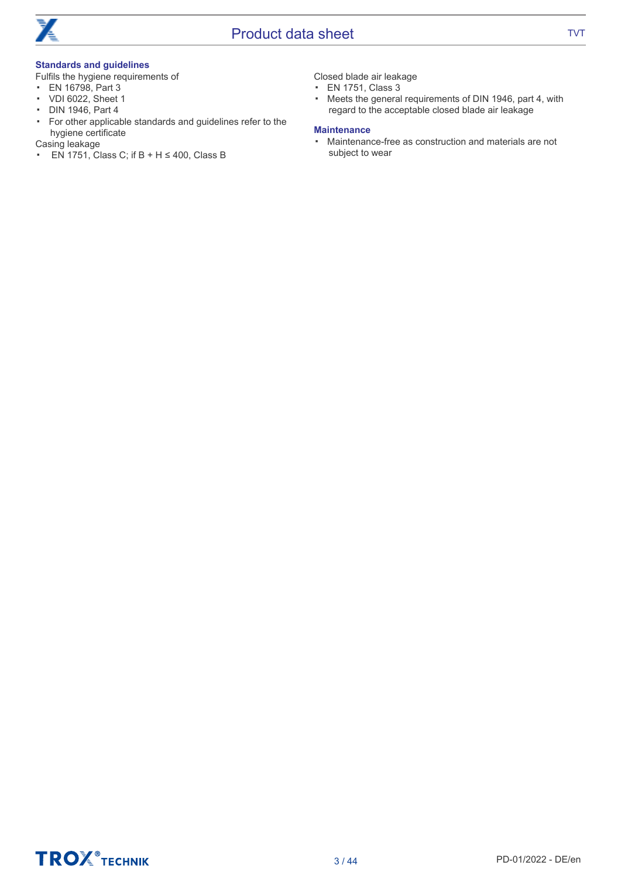### Standards and guidelines

Fulfils the hygiene requirements of

- EN 16798, Part 3
- VDI 6022, Sheet 1
- DIN 1946, Part 4
- For other applicable standards and guidelines refer to the hygiene certificate

Casing leakage

- EN 1751, Class C; if B + H ≤ 400, Class B

Closed blade air leakage

- EN 1751, Class 3
- Meets the general requirements of DIN 1946, part 4, with regard to the acceptable closed blade air leakage

### Maintenance

- Maintenance-free as construction and materials are not subject to wear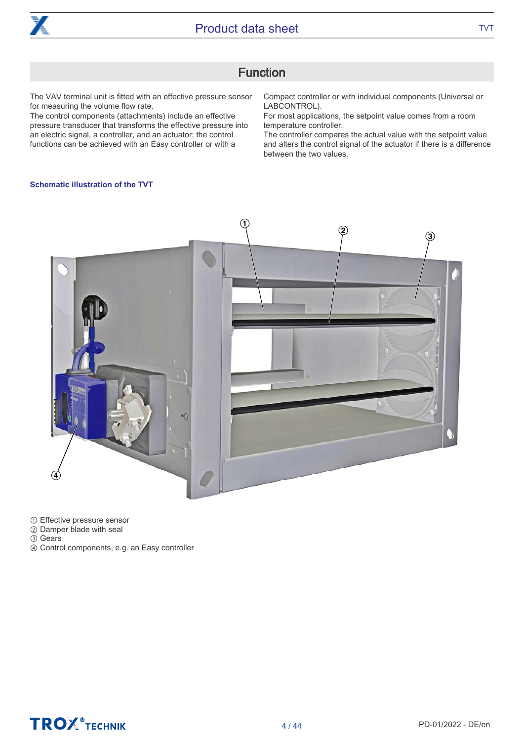## Function

The VAV terminal unit is fitted with an effective pressure sensor for measuring the volume flow rate.
The control components (attachments) include an effective pressure transducer that transforms the effective pressure into an electric signal, a controller, and an actuator; the control functions can be achieved with an Easy controller or with a Compact controller or with individual components (Universal or LABCONTROL).
For most applications, the setpoint value comes from a room temperature controller.
The controller compares the actual value with the setpoint value and alters the control signal of the actuator if there is a difference between the two values.

**Schematic illustration of the TVT**

① Effective pressure sensor
② Damper blade with seal
③ Gears
④ Control components, e.g. an Easy controller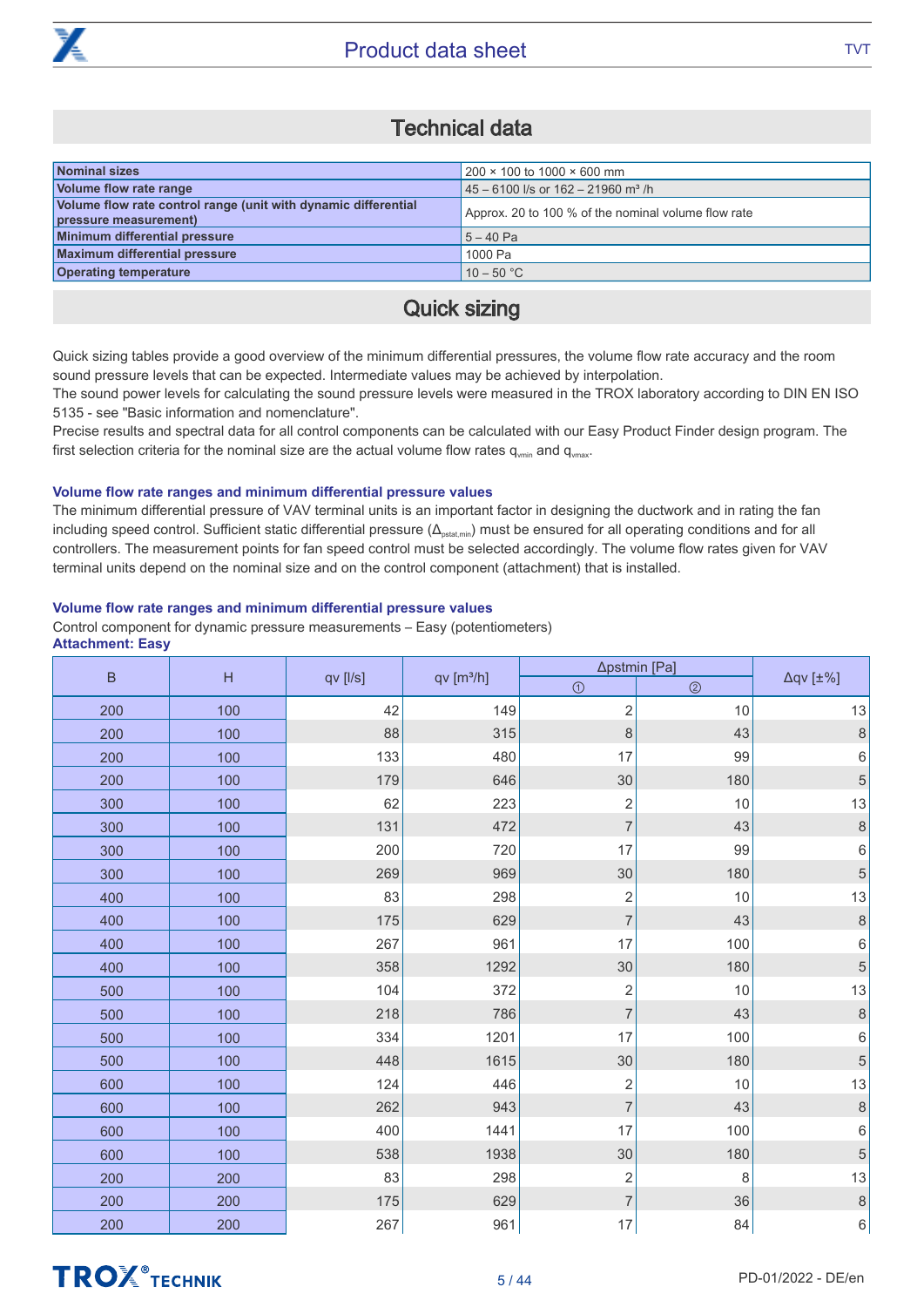## Technical data

| | |
|---|---|
| **Nominal sizes** | 200 × 100 to 1000 × 600 mm |
| **Volume flow rate range** | 45 – 6100 l/s or 162 – 21960 m³ /h |
| **Volume flow rate control range (unit with dynamic differential pressure measurement)** | Approx. 20 to 100 % of the nominal volume flow rate |
| **Minimum differential pressure** | 5 – 40 Pa |
| **Maximum differential pressure** | 1000 Pa |
| **Operating temperature** | 10 – 50 °C |

## Quick sizing

Quick sizing tables provide a good overview of the minimum differential pressures, the volume flow rate accuracy and the room sound pressure levels that can be expected. Intermediate values may be achieved by interpolation.
The sound power levels for calculating the sound pressure levels were measured in the TROX laboratory according to DIN EN ISO 5135 - see "Basic information and nomenclature".
Precise results and spectral data for all control components can be calculated with our Easy Product Finder design program. The first selection criteria for the nominal size are the actual volume flow rates $q_{vmin}$ and $q_{vmax}$.

### Volume flow rate ranges and minimum differential pressure values

The minimum differential pressure of VAV terminal units is an important factor in designing the ductwork and in rating the fan including speed control. Sufficient static differential pressure ($\Delta_{pstat,min}$) must be ensured for all operating conditions and for all controllers. The measurement points for fan speed control must be selected accordingly. The volume flow rates given for VAV terminal units depend on the nominal size and on the control component (attachment) that is installed.

### Volume flow rate ranges and minimum differential pressure values

Control component for dynamic pressure measurements – Easy (potentiometers)
**Attachment: Easy**

| B | H | qv [l/s] | qv [m³/h] | Δpstmin [Pa] | | Δqv [±%] |
|---|---|---|---|---|---|---|
| | | | | ① | ② | |
| 200 | 100 | 42 | 149 | 2 | 10 | 13 |
| 200 | 100 | 88 | 315 | 8 | 43 | 8 |
| 200 | 100 | 133 | 480 | 17 | 99 | 6 |
| 200 | 100 | 179 | 646 | 30 | 180 | 5 |
| 300 | 100 | 62 | 223 | 2 | 10 | 13 |
| 300 | 100 | 131 | 472 | 7 | 43 | 8 |
| 300 | 100 | 200 | 720 | 17 | 99 | 6 |
| 300 | 100 | 269 | 969 | 30 | 180 | 5 |
| 400 | 100 | 83 | 298 | 2 | 10 | 13 |
| 400 | 100 | 175 | 629 | 7 | 43 | 8 |
| 400 | 100 | 267 | 961 | 17 | 100 | 6 |
| 400 | 100 | 358 | 1292 | 30 | 180 | 5 |
| 500 | 100 | 104 | 372 | 2 | 10 | 13 |
| 500 | 100 | 218 | 786 | 7 | 43 | 8 |
| 500 | 100 | 334 | 1201 | 17 | 100 | 6 |
| 500 | 100 | 448 | 1615 | 30 | 180 | 5 |
| 600 | 100 | 124 | 446 | 2 | 10 | 13 |
| 600 | 100 | 262 | 943 | 7 | 43 | 8 |
| 600 | 100 | 400 | 1441 | 17 | 100 | 6 |
| 600 | 100 | 538 | 1938 | 30 | 180 | 5 |
| 200 | 200 | 83 | 298 | 2 | 8 | 13 |
| 200 | 200 | 175 | 629 | 7 | 36 | 8 |
| 200 | 200 | 267 | 961 | 17 | 84 | 6 |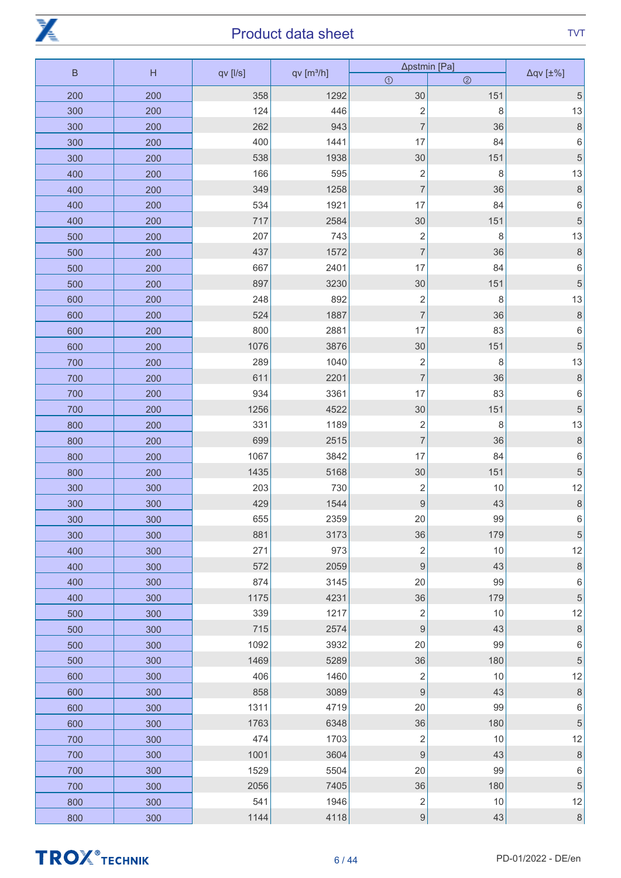| B | H | qv [l/s] | qv [m³/h] | Δpstmin [Pa] | | Δqv [±%] |
|---|---|---|---|---|---|---|
| | | | | ① | ② | |
| 200 | 200 | 358 | 1292 | 30 | 151 | 5 |
| 300 | 200 | 124 | 446 | 2 | 8 | 13 |
| 300 | 200 | 262 | 943 | 7 | 36 | 8 |
| 300 | 200 | 400 | 1441 | 17 | 84 | 6 |
| 300 | 200 | 538 | 1938 | 30 | 151 | 5 |
| 400 | 200 | 166 | 595 | 2 | 8 | 13 |
| 400 | 200 | 349 | 1258 | 7 | 36 | 8 |
| 400 | 200 | 534 | 1921 | 17 | 84 | 6 |
| 400 | 200 | 717 | 2584 | 30 | 151 | 5 |
| 500 | 200 | 207 | 743 | 2 | 8 | 13 |
| 500 | 200 | 437 | 1572 | 7 | 36 | 8 |
| 500 | 200 | 667 | 2401 | 17 | 84 | 6 |
| 500 | 200 | 897 | 3230 | 30 | 151 | 5 |
| 600 | 200 | 248 | 892 | 2 | 8 | 13 |
| 600 | 200 | 524 | 1887 | 7 | 36 | 8 |
| 600 | 200 | 800 | 2881 | 17 | 83 | 6 |
| 600 | 200 | 1076 | 3876 | 30 | 151 | 5 |
| 700 | 200 | 289 | 1040 | 2 | 8 | 13 |
| 700 | 200 | 611 | 2201 | 7 | 36 | 8 |
| 700 | 200 | 934 | 3361 | 17 | 83 | 6 |
| 700 | 200 | 1256 | 4522 | 30 | 151 | 5 |
| 800 | 200 | 331 | 1189 | 2 | 8 | 13 |
| 800 | 200 | 699 | 2515 | 7 | 36 | 8 |
| 800 | 200 | 1067 | 3842 | 17 | 84 | 6 |
| 800 | 200 | 1435 | 5168 | 30 | 151 | 5 |
| 300 | 300 | 203 | 730 | 2 | 10 | 12 |
| 300 | 300 | 429 | 1544 | 9 | 43 | 8 |
| 300 | 300 | 655 | 2359 | 20 | 99 | 6 |
| 300 | 300 | 881 | 3173 | 36 | 179 | 5 |
| 400 | 300 | 271 | 973 | 2 | 10 | 12 |
| 400 | 300 | 572 | 2059 | 9 | 43 | 8 |
| 400 | 300 | 874 | 3145 | 20 | 99 | 6 |
| 400 | 300 | 1175 | 4231 | 36 | 179 | 5 |
| 500 | 300 | 339 | 1217 | 2 | 10 | 12 |
| 500 | 300 | 715 | 2574 | 9 | 43 | 8 |
| 500 | 300 | 1092 | 3932 | 20 | 99 | 6 |
| 500 | 300 | 1469 | 5289 | 36 | 180 | 5 |
| 600 | 300 | 406 | 1460 | 2 | 10 | 12 |
| 600 | 300 | 858 | 3089 | 9 | 43 | 8 |
| 600 | 300 | 1311 | 4719 | 20 | 99 | 6 |
| 600 | 300 | 1763 | 6348 | 36 | 180 | 5 |
| 700 | 300 | 474 | 1703 | 2 | 10 | 12 |
| 700 | 300 | 1001 | 3604 | 9 | 43 | 8 |
| 700 | 300 | 1529 | 5504 | 20 | 99 | 6 |
| 700 | 300 | 2056 | 7405 | 36 | 180 | 5 |
| 800 | 300 | 541 | 1946 | 2 | 10 | 12 |
| 800 | 300 | 1144 | 4118 | 9 | 43 | 8 |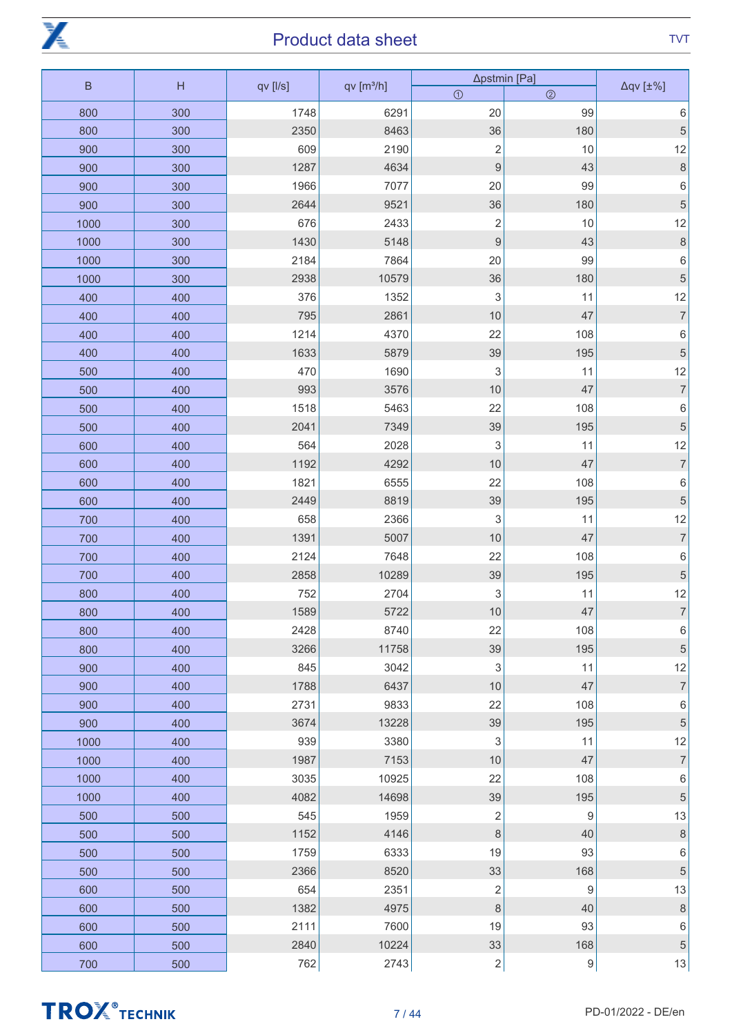| B | H | qv [l/s] | qv [m³/h] | Δpstmin [Pa] | | Δqv [±%] |
|---|---|---|---|---|---|---|
| | | | | ① | ② | |
| 800 | 300 | 1748 | 6291 | 20 | 99 | 6 |
| 800 | 300 | 2350 | 8463 | 36 | 180 | 5 |
| 900 | 300 | 609 | 2190 | 2 | 10 | 12 |
| 900 | 300 | 1287 | 4634 | 9 | 43 | 8 |
| 900 | 300 | 1966 | 7077 | 20 | 99 | 6 |
| 900 | 300 | 2644 | 9521 | 36 | 180 | 5 |
| 1000 | 300 | 676 | 2433 | 2 | 10 | 12 |
| 1000 | 300 | 1430 | 5148 | 9 | 43 | 8 |
| 1000 | 300 | 2184 | 7864 | 20 | 99 | 6 |
| 1000 | 300 | 2938 | 10579 | 36 | 180 | 5 |
| 400 | 400 | 376 | 1352 | 3 | 11 | 12 |
| 400 | 400 | 795 | 2861 | 10 | 47 | 7 |
| 400 | 400 | 1214 | 4370 | 22 | 108 | 6 |
| 400 | 400 | 1633 | 5879 | 39 | 195 | 5 |
| 500 | 400 | 470 | 1690 | 3 | 11 | 12 |
| 500 | 400 | 993 | 3576 | 10 | 47 | 7 |
| 500 | 400 | 1518 | 5463 | 22 | 108 | 6 |
| 500 | 400 | 2041 | 7349 | 39 | 195 | 5 |
| 600 | 400 | 564 | 2028 | 3 | 11 | 12 |
| 600 | 400 | 1192 | 4292 | 10 | 47 | 7 |
| 600 | 400 | 1821 | 6555 | 22 | 108 | 6 |
| 600 | 400 | 2449 | 8819 | 39 | 195 | 5 |
| 700 | 400 | 658 | 2366 | 3 | 11 | 12 |
| 700 | 400 | 1391 | 5007 | 10 | 47 | 7 |
| 700 | 400 | 2124 | 7648 | 22 | 108 | 6 |
| 700 | 400 | 2858 | 10289 | 39 | 195 | 5 |
| 800 | 400 | 752 | 2704 | 3 | 11 | 12 |
| 800 | 400 | 1589 | 5722 | 10 | 47 | 7 |
| 800 | 400 | 2428 | 8740 | 22 | 108 | 6 |
| 800 | 400 | 3266 | 11758 | 39 | 195 | 5 |
| 900 | 400 | 845 | 3042 | 3 | 11 | 12 |
| 900 | 400 | 1788 | 6437 | 10 | 47 | 7 |
| 900 | 400 | 2731 | 9833 | 22 | 108 | 6 |
| 900 | 400 | 3674 | 13228 | 39 | 195 | 5 |
| 1000 | 400 | 939 | 3380 | 3 | 11 | 12 |
| 1000 | 400 | 1987 | 7153 | 10 | 47 | 7 |
| 1000 | 400 | 3035 | 10925 | 22 | 108 | 6 |
| 1000 | 400 | 4082 | 14698 | 39 | 195 | 5 |
| 500 | 500 | 545 | 1959 | 2 | 9 | 13 |
| 500 | 500 | 1152 | 4146 | 8 | 40 | 8 |
| 500 | 500 | 1759 | 6333 | 19 | 93 | 6 |
| 500 | 500 | 2366 | 8520 | 33 | 168 | 5 |
| 600 | 500 | 654 | 2351 | 2 | 9 | 13 |
| 600 | 500 | 1382 | 4975 | 8 | 40 | 8 |
| 600 | 500 | 2111 | 7600 | 19 | 93 | 6 |
| 600 | 500 | 2840 | 10224 | 33 | 168 | 5 |
| 700 | 500 | 762 | 2743 | 2 | 9 | 13 |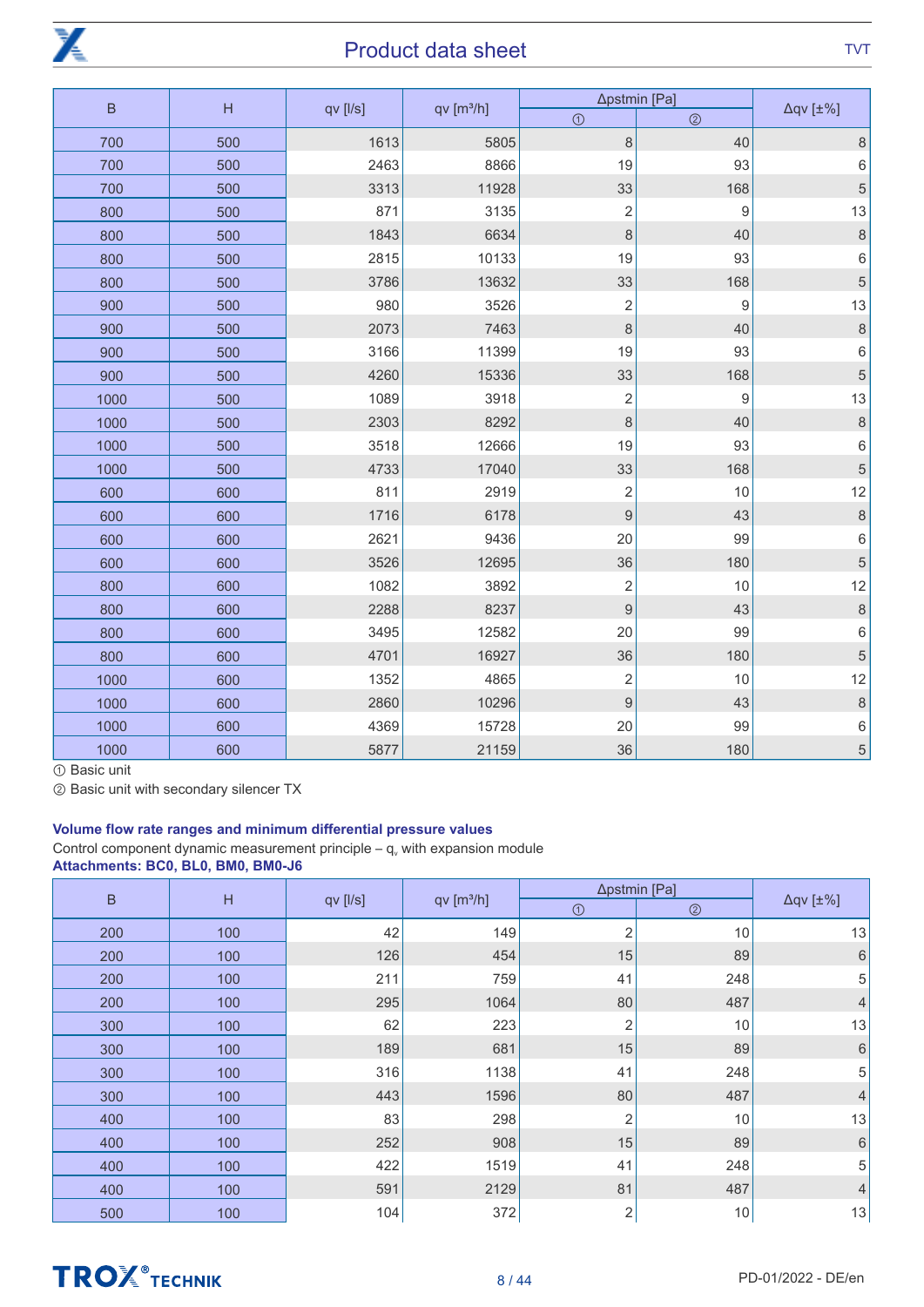| B | H | qv [l/s] | qv [m³/h] | Δpstmin [Pa] | | Δqv [±%] |
|---|---|---|---|---|---|---|
| | | | | ① | ② | |
| 700 | 500 | 1613 | 5805 | 8 | 40 | 8 |
| 700 | 500 | 2463 | 8866 | 19 | 93 | 6 |
| 700 | 500 | 3313 | 11928 | 33 | 168 | 5 |
| 800 | 500 | 871 | 3135 | 2 | 9 | 13 |
| 800 | 500 | 1843 | 6634 | 8 | 40 | 8 |
| 800 | 500 | 2815 | 10133 | 19 | 93 | 6 |
| 800 | 500 | 3786 | 13632 | 33 | 168 | 5 |
| 900 | 500 | 980 | 3526 | 2 | 9 | 13 |
| 900 | 500 | 2073 | 7463 | 8 | 40 | 8 |
| 900 | 500 | 3166 | 11399 | 19 | 93 | 6 |
| 900 | 500 | 4260 | 15336 | 33 | 168 | 5 |
| 1000 | 500 | 1089 | 3918 | 2 | 9 | 13 |
| 1000 | 500 | 2303 | 8292 | 8 | 40 | 8 |
| 1000 | 500 | 3518 | 12666 | 19 | 93 | 6 |
| 1000 | 500 | 4733 | 17040 | 33 | 168 | 5 |
| 600 | 600 | 811 | 2919 | 2 | 10 | 12 |
| 600 | 600 | 1716 | 6178 | 9 | 43 | 8 |
| 600 | 600 | 2621 | 9436 | 20 | 99 | 6 |
| 600 | 600 | 3526 | 12695 | 36 | 180 | 5 |
| 800 | 600 | 1082 | 3892 | 2 | 10 | 12 |
| 800 | 600 | 2288 | 8237 | 9 | 43 | 8 |
| 800 | 600 | 3495 | 12582 | 20 | 99 | 6 |
| 800 | 600 | 4701 | 16927 | 36 | 180 | 5 |
| 1000 | 600 | 1352 | 4865 | 2 | 10 | 12 |
| 1000 | 600 | 2860 | 10296 | 9 | 43 | 8 |
| 1000 | 600 | 4369 | 15728 | 20 | 99 | 6 |
| 1000 | 600 | 5877 | 21159 | 36 | 180 | 5 |

① Basic unit

② Basic unit with secondary silencer TX

**Volume flow rate ranges and minimum differential pressure values**

Control component dynamic measurement principle – $q_v$ with expansion module

**Attachments: BC0, BL0, BM0, BM0-J6**

| B | H | qv [l/s] | qv [m³/h] | Δpstmin [Pa] | | Δqv [±%] |
|---|---|---|---|---|---|---|
| | | | | ① | ② | |
| 200 | 100 | 42 | 149 | 2 | 10 | 13 |
| 200 | 100 | 126 | 454 | 15 | 89 | 6 |
| 200 | 100 | 211 | 759 | 41 | 248 | 5 |
| 200 | 100 | 295 | 1064 | 80 | 487 | 4 |
| 300 | 100 | 62 | 223 | 2 | 10 | 13 |
| 300 | 100 | 189 | 681 | 15 | 89 | 6 |
| 300 | 100 | 316 | 1138 | 41 | 248 | 5 |
| 300 | 100 | 443 | 1596 | 80 | 487 | 4 |
| 400 | 100 | 83 | 298 | 2 | 10 | 13 |
| 400 | 100 | 252 | 908 | 15 | 89 | 6 |
| 400 | 100 | 422 | 1519 | 41 | 248 | 5 |
| 400 | 100 | 591 | 2129 | 81 | 487 | 4 |
| 500 | 100 | 104 | 372 | 2 | 10 | 13 |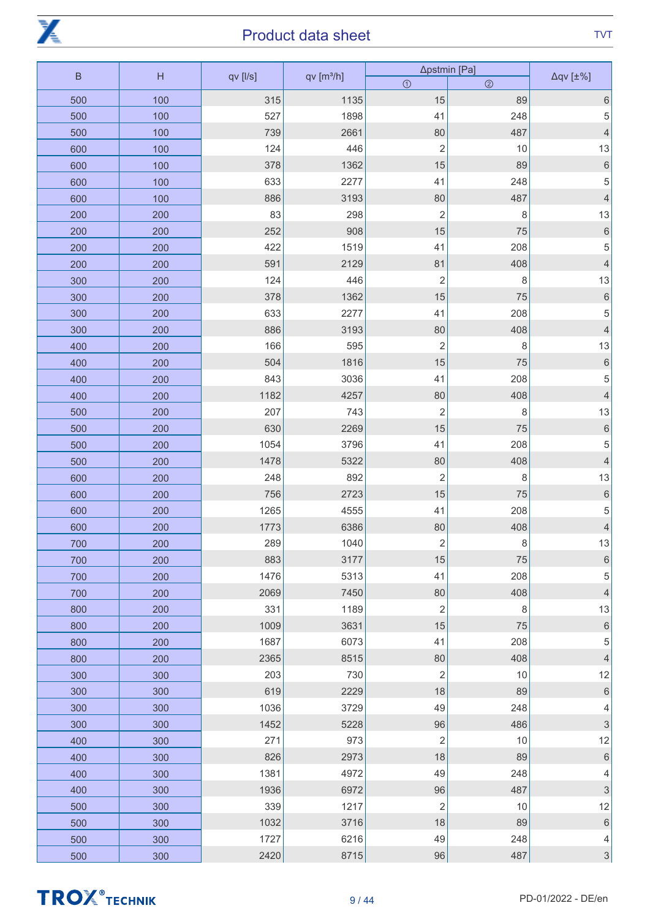| B | H | qv [l/s] | qv [m³/h] | Δpstmin [Pa] | | Δqv [±%] |
|---|---|---|---|---|---|---|
| | | | | ① | ② | |
| 500 | 100 | 315 | 1135 | 15 | 89 | 6 |
| 500 | 100 | 527 | 1898 | 41 | 248 | 5 |
| 500 | 100 | 739 | 2661 | 80 | 487 | 4 |
| 600 | 100 | 124 | 446 | 2 | 10 | 13 |
| 600 | 100 | 378 | 1362 | 15 | 89 | 6 |
| 600 | 100 | 633 | 2277 | 41 | 248 | 5 |
| 600 | 100 | 886 | 3193 | 80 | 487 | 4 |
| 200 | 200 | 83 | 298 | 2 | 8 | 13 |
| 200 | 200 | 252 | 908 | 15 | 75 | 6 |
| 200 | 200 | 422 | 1519 | 41 | 208 | 5 |
| 200 | 200 | 591 | 2129 | 81 | 408 | 4 |
| 300 | 200 | 124 | 446 | 2 | 8 | 13 |
| 300 | 200 | 378 | 1362 | 15 | 75 | 6 |
| 300 | 200 | 633 | 2277 | 41 | 208 | 5 |
| 300 | 200 | 886 | 3193 | 80 | 408 | 4 |
| 400 | 200 | 166 | 595 | 2 | 8 | 13 |
| 400 | 200 | 504 | 1816 | 15 | 75 | 6 |
| 400 | 200 | 843 | 3036 | 41 | 208 | 5 |
| 400 | 200 | 1182 | 4257 | 80 | 408 | 4 |
| 500 | 200 | 207 | 743 | 2 | 8 | 13 |
| 500 | 200 | 630 | 2269 | 15 | 75 | 6 |
| 500 | 200 | 1054 | 3796 | 41 | 208 | 5 |
| 500 | 200 | 1478 | 5322 | 80 | 408 | 4 |
| 600 | 200 | 248 | 892 | 2 | 8 | 13 |
| 600 | 200 | 756 | 2723 | 15 | 75 | 6 |
| 600 | 200 | 1265 | 4555 | 41 | 208 | 5 |
| 600 | 200 | 1773 | 6386 | 80 | 408 | 4 |
| 700 | 200 | 289 | 1040 | 2 | 8 | 13 |
| 700 | 200 | 883 | 3177 | 15 | 75 | 6 |
| 700 | 200 | 1476 | 5313 | 41 | 208 | 5 |
| 700 | 200 | 2069 | 7450 | 80 | 408 | 4 |
| 800 | 200 | 331 | 1189 | 2 | 8 | 13 |
| 800 | 200 | 1009 | 3631 | 15 | 75 | 6 |
| 800 | 200 | 1687 | 6073 | 41 | 208 | 5 |
| 800 | 200 | 2365 | 8515 | 80 | 408 | 4 |
| 300 | 300 | 203 | 730 | 2 | 10 | 12 |
| 300 | 300 | 619 | 2229 | 18 | 89 | 6 |
| 300 | 300 | 1036 | 3729 | 49 | 248 | 4 |
| 300 | 300 | 1452 | 5228 | 96 | 486 | 3 |
| 400 | 300 | 271 | 973 | 2 | 10 | 12 |
| 400 | 300 | 826 | 2973 | 18 | 89 | 6 |
| 400 | 300 | 1381 | 4972 | 49 | 248 | 4 |
| 400 | 300 | 1936 | 6972 | 96 | 487 | 3 |
| 500 | 300 | 339 | 1217 | 2 | 10 | 12 |
| 500 | 300 | 1032 | 3716 | 18 | 89 | 6 |
| 500 | 300 | 1727 | 6216 | 49 | 248 | 4 |
| 500 | 300 | 2420 | 8715 | 96 | 487 | 3 |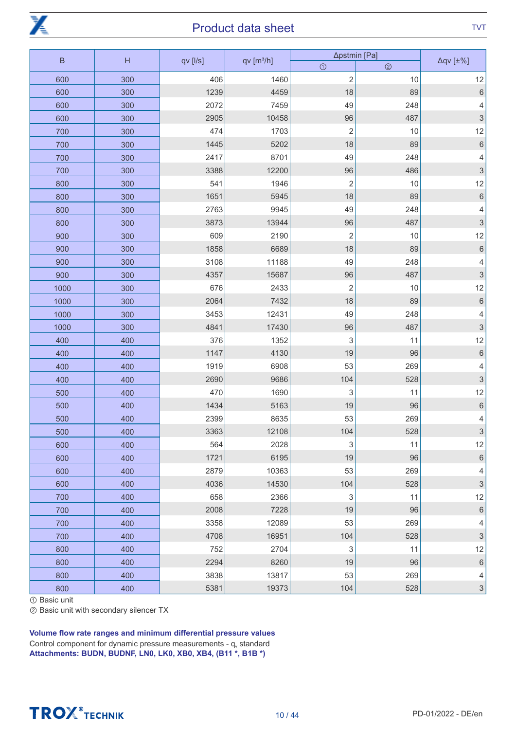| B | H | qv [l/s] | qv [m³/h] | Δpstmin [Pa] | | Δqv [±%] |
|---|---|---|---|---|---|---|
| | | | | ① | ② | |
| 600 | 300 | 406 | 1460 | 2 | 10 | 12 |
| 600 | 300 | 1239 | 4459 | 18 | 89 | 6 |
| 600 | 300 | 2072 | 7459 | 49 | 248 | 4 |
| 600 | 300 | 2905 | 10458 | 96 | 487 | 3 |
| 700 | 300 | 474 | 1703 | 2 | 10 | 12 |
| 700 | 300 | 1445 | 5202 | 18 | 89 | 6 |
| 700 | 300 | 2417 | 8701 | 49 | 248 | 4 |
| 700 | 300 | 3388 | 12200 | 96 | 486 | 3 |
| 800 | 300 | 541 | 1946 | 2 | 10 | 12 |
| 800 | 300 | 1651 | 5945 | 18 | 89 | 6 |
| 800 | 300 | 2763 | 9945 | 49 | 248 | 4 |
| 800 | 300 | 3873 | 13944 | 96 | 487 | 3 |
| 900 | 300 | 609 | 2190 | 2 | 10 | 12 |
| 900 | 300 | 1858 | 6689 | 18 | 89 | 6 |
| 900 | 300 | 3108 | 11188 | 49 | 248 | 4 |
| 900 | 300 | 4357 | 15687 | 96 | 487 | 3 |
| 1000 | 300 | 676 | 2433 | 2 | 10 | 12 |
| 1000 | 300 | 2064 | 7432 | 18 | 89 | 6 |
| 1000 | 300 | 3453 | 12431 | 49 | 248 | 4 |
| 1000 | 300 | 4841 | 17430 | 96 | 487 | 3 |
| 400 | 400 | 376 | 1352 | 3 | 11 | 12 |
| 400 | 400 | 1147 | 4130 | 19 | 96 | 6 |
| 400 | 400 | 1919 | 6908 | 53 | 269 | 4 |
| 400 | 400 | 2690 | 9686 | 104 | 528 | 3 |
| 500 | 400 | 470 | 1690 | 3 | 11 | 12 |
| 500 | 400 | 1434 | 5163 | 19 | 96 | 6 |
| 500 | 400 | 2399 | 8635 | 53 | 269 | 4 |
| 500 | 400 | 3363 | 12108 | 104 | 528 | 3 |
| 600 | 400 | 564 | 2028 | 3 | 11 | 12 |
| 600 | 400 | 1721 | 6195 | 19 | 96 | 6 |
| 600 | 400 | 2879 | 10363 | 53 | 269 | 4 |
| 600 | 400 | 4036 | 14530 | 104 | 528 | 3 |
| 700 | 400 | 658 | 2366 | 3 | 11 | 12 |
| 700 | 400 | 2008 | 7228 | 19 | 96 | 6 |
| 700 | 400 | 3358 | 12089 | 53 | 269 | 4 |
| 700 | 400 | 4708 | 16951 | 104 | 528 | 3 |
| 800 | 400 | 752 | 2704 | 3 | 11 | 12 |
| 800 | 400 | 2294 | 8260 | 19 | 96 | 6 |
| 800 | 400 | 3838 | 13817 | 53 | 269 | 4 |
| 800 | 400 | 5381 | 19373 | 104 | 528 | 3 |

① Basic unit

② Basic unit with secondary silencer TX

**Volume flow rate ranges and minimum differential pressure values**

Control component for dynamic pressure measurements - $q_v$ standard

**Attachments: BUDN, BUDNF, LN0, LK0, XB0, XB4, (B11 *, B1B *)**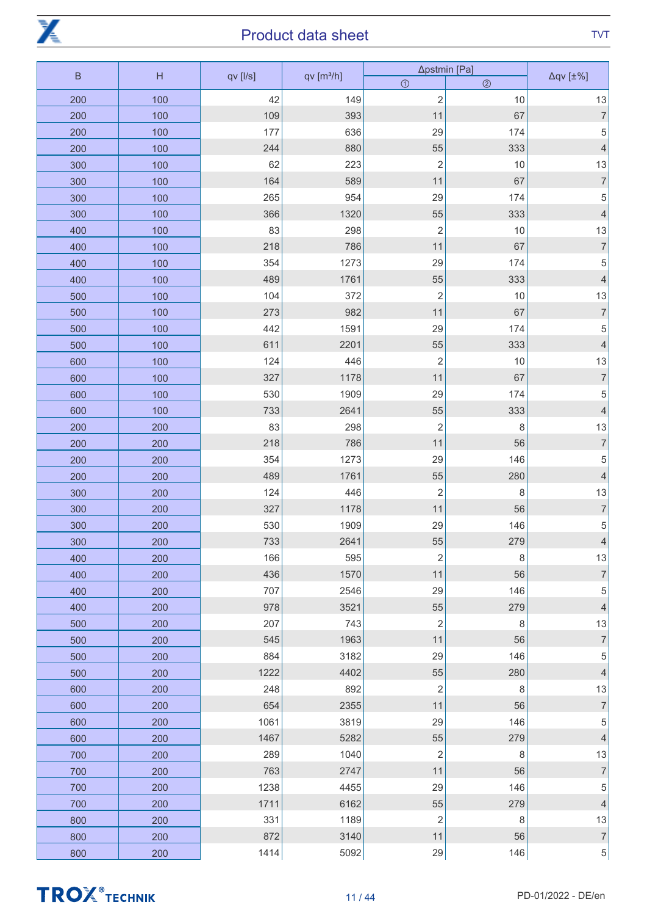| B | H | qv [l/s] | qv [m³/h] | Δpstmin [Pa] | | Δqv [±%] |
|---|---|---|---|---|---|---|
| | | | | ① | ② | |
| 200 | 100 | 42 | 149 | 2 | 10 | 13 |
| 200 | 100 | 109 | 393 | 11 | 67 | 7 |
| 200 | 100 | 177 | 636 | 29 | 174 | 5 |
| 200 | 100 | 244 | 880 | 55 | 333 | 4 |
| 300 | 100 | 62 | 223 | 2 | 10 | 13 |
| 300 | 100 | 164 | 589 | 11 | 67 | 7 |
| 300 | 100 | 265 | 954 | 29 | 174 | 5 |
| 300 | 100 | 366 | 1320 | 55 | 333 | 4 |
| 400 | 100 | 83 | 298 | 2 | 10 | 13 |
| 400 | 100 | 218 | 786 | 11 | 67 | 7 |
| 400 | 100 | 354 | 1273 | 29 | 174 | 5 |
| 400 | 100 | 489 | 1761 | 55 | 333 | 4 |
| 500 | 100 | 104 | 372 | 2 | 10 | 13 |
| 500 | 100 | 273 | 982 | 11 | 67 | 7 |
| 500 | 100 | 442 | 1591 | 29 | 174 | 5 |
| 500 | 100 | 611 | 2201 | 55 | 333 | 4 |
| 600 | 100 | 124 | 446 | 2 | 10 | 13 |
| 600 | 100 | 327 | 1178 | 11 | 67 | 7 |
| 600 | 100 | 530 | 1909 | 29 | 174 | 5 |
| 600 | 100 | 733 | 2641 | 55 | 333 | 4 |
| 200 | 200 | 83 | 298 | 2 | 8 | 13 |
| 200 | 200 | 218 | 786 | 11 | 56 | 7 |
| 200 | 200 | 354 | 1273 | 29 | 146 | 5 |
| 200 | 200 | 489 | 1761 | 55 | 280 | 4 |
| 300 | 200 | 124 | 446 | 2 | 8 | 13 |
| 300 | 200 | 327 | 1178 | 11 | 56 | 7 |
| 300 | 200 | 530 | 1909 | 29 | 146 | 5 |
| 300 | 200 | 733 | 2641 | 55 | 279 | 4 |
| 400 | 200 | 166 | 595 | 2 | 8 | 13 |
| 400 | 200 | 436 | 1570 | 11 | 56 | 7 |
| 400 | 200 | 707 | 2546 | 29 | 146 | 5 |
| 400 | 200 | 978 | 3521 | 55 | 279 | 4 |
| 500 | 200 | 207 | 743 | 2 | 8 | 13 |
| 500 | 200 | 545 | 1963 | 11 | 56 | 7 |
| 500 | 200 | 884 | 3182 | 29 | 146 | 5 |
| 500 | 200 | 1222 | 4402 | 55 | 280 | 4 |
| 600 | 200 | 248 | 892 | 2 | 8 | 13 |
| 600 | 200 | 654 | 2355 | 11 | 56 | 7 |
| 600 | 200 | 1061 | 3819 | 29 | 146 | 5 |
| 600 | 200 | 1467 | 5282 | 55 | 279 | 4 |
| 700 | 200 | 289 | 1040 | 2 | 8 | 13 |
| 700 | 200 | 763 | 2747 | 11 | 56 | 7 |
| 700 | 200 | 1238 | 4455 | 29 | 146 | 5 |
| 700 | 200 | 1711 | 6162 | 55 | 279 | 4 |
| 800 | 200 | 331 | 1189 | 2 | 8 | 13 |
| 800 | 200 | 872 | 3140 | 11 | 56 | 7 |
| 800 | 200 | 1414 | 5092 | 29 | 146 | 5 |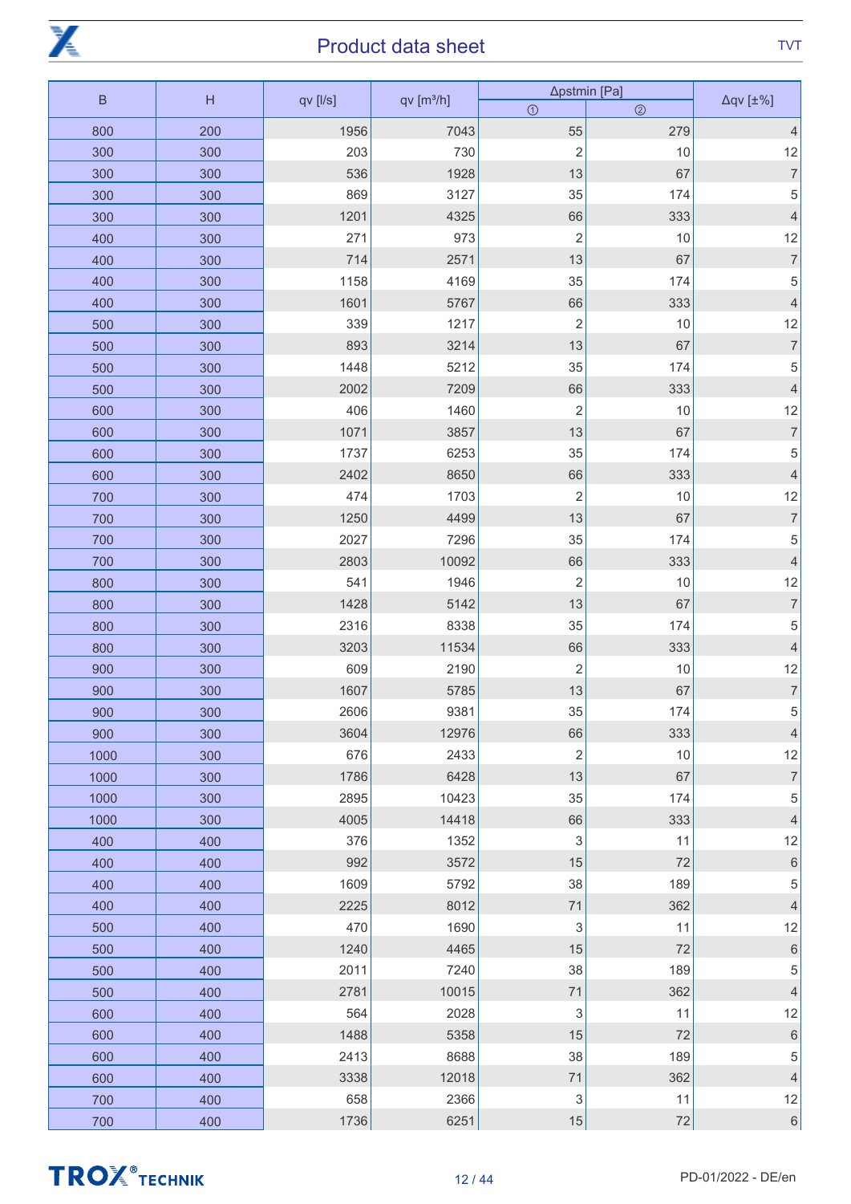| B | H | qv [l/s] | qv [m³/h] | Δpstmin [Pa] | | Δqv [±%] |
|---|---|---|---|---|---|---|
| | | | | ① | ② | |
| 800 | 200 | 1956 | 7043 | 55 | 279 | 4 |
| 300 | 300 | 203 | 730 | 2 | 10 | 12 |
| 300 | 300 | 536 | 1928 | 13 | 67 | 7 |
| 300 | 300 | 869 | 3127 | 35 | 174 | 5 |
| 300 | 300 | 1201 | 4325 | 66 | 333 | 4 |
| 400 | 300 | 271 | 973 | 2 | 10 | 12 |
| 400 | 300 | 714 | 2571 | 13 | 67 | 7 |
| 400 | 300 | 1158 | 4169 | 35 | 174 | 5 |
| 400 | 300 | 1601 | 5767 | 66 | 333 | 4 |
| 500 | 300 | 339 | 1217 | 2 | 10 | 12 |
| 500 | 300 | 893 | 3214 | 13 | 67 | 7 |
| 500 | 300 | 1448 | 5212 | 35 | 174 | 5 |
| 500 | 300 | 2002 | 7209 | 66 | 333 | 4 |
| 600 | 300 | 406 | 1460 | 2 | 10 | 12 |
| 600 | 300 | 1071 | 3857 | 13 | 67 | 7 |
| 600 | 300 | 1737 | 6253 | 35 | 174 | 5 |
| 600 | 300 | 2402 | 8650 | 66 | 333 | 4 |
| 700 | 300 | 474 | 1703 | 2 | 10 | 12 |
| 700 | 300 | 1250 | 4499 | 13 | 67 | 7 |
| 700 | 300 | 2027 | 7296 | 35 | 174 | 5 |
| 700 | 300 | 2803 | 10092 | 66 | 333 | 4 |
| 800 | 300 | 541 | 1946 | 2 | 10 | 12 |
| 800 | 300 | 1428 | 5142 | 13 | 67 | 7 |
| 800 | 300 | 2316 | 8338 | 35 | 174 | 5 |
| 800 | 300 | 3203 | 11534 | 66 | 333 | 4 |
| 900 | 300 | 609 | 2190 | 2 | 10 | 12 |
| 900 | 300 | 1607 | 5785 | 13 | 67 | 7 |
| 900 | 300 | 2606 | 9381 | 35 | 174 | 5 |
| 900 | 300 | 3604 | 12976 | 66 | 333 | 4 |
| 1000 | 300 | 676 | 2433 | 2 | 10 | 12 |
| 1000 | 300 | 1786 | 6428 | 13 | 67 | 7 |
| 1000 | 300 | 2895 | 10423 | 35 | 174 | 5 |
| 1000 | 300 | 4005 | 14418 | 66 | 333 | 4 |
| 400 | 400 | 376 | 1352 | 3 | 11 | 12 |
| 400 | 400 | 992 | 3572 | 15 | 72 | 6 |
| 400 | 400 | 1609 | 5792 | 38 | 189 | 5 |
| 400 | 400 | 2225 | 8012 | 71 | 362 | 4 |
| 500 | 400 | 470 | 1690 | 3 | 11 | 12 |
| 500 | 400 | 1240 | 4465 | 15 | 72 | 6 |
| 500 | 400 | 2011 | 7240 | 38 | 189 | 5 |
| 500 | 400 | 2781 | 10015 | 71 | 362 | 4 |
| 600 | 400 | 564 | 2028 | 3 | 11 | 12 |
| 600 | 400 | 1488 | 5358 | 15 | 72 | 6 |
| 600 | 400 | 2413 | 8688 | 38 | 189 | 5 |
| 600 | 400 | 3338 | 12018 | 71 | 362 | 4 |
| 700 | 400 | 658 | 2366 | 3 | 11 | 12 |
| 700 | 400 | 1736 | 6251 | 15 | 72 | 6 |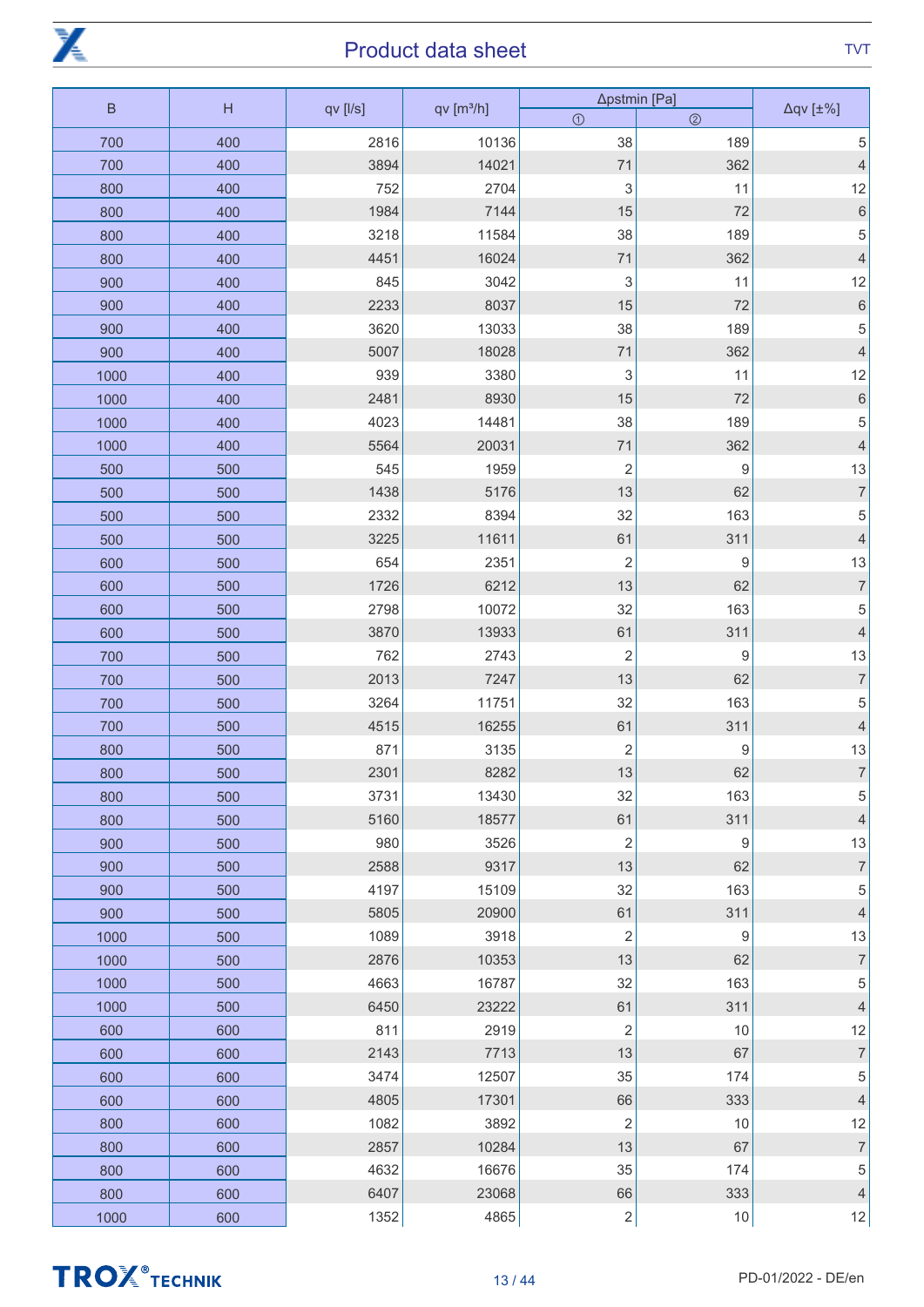| B | H | qv [l/s] | qv [m³/h] | Δpstmin [Pa] | | Δqv [±%] |
|---|---|---|---|---|---|---|
| | | | | ① | ② | |
| 700 | 400 | 2816 | 10136 | 38 | 189 | 5 |
| 700 | 400 | 3894 | 14021 | 71 | 362 | 4 |
| 800 | 400 | 752 | 2704 | 3 | 11 | 12 |
| 800 | 400 | 1984 | 7144 | 15 | 72 | 6 |
| 800 | 400 | 3218 | 11584 | 38 | 189 | 5 |
| 800 | 400 | 4451 | 16024 | 71 | 362 | 4 |
| 900 | 400 | 845 | 3042 | 3 | 11 | 12 |
| 900 | 400 | 2233 | 8037 | 15 | 72 | 6 |
| 900 | 400 | 3620 | 13033 | 38 | 189 | 5 |
| 900 | 400 | 5007 | 18028 | 71 | 362 | 4 |
| 1000 | 400 | 939 | 3380 | 3 | 11 | 12 |
| 1000 | 400 | 2481 | 8930 | 15 | 72 | 6 |
| 1000 | 400 | 4023 | 14481 | 38 | 189 | 5 |
| 1000 | 400 | 5564 | 20031 | 71 | 362 | 4 |
| 500 | 500 | 545 | 1959 | 2 | 9 | 13 |
| 500 | 500 | 1438 | 5176 | 13 | 62 | 7 |
| 500 | 500 | 2332 | 8394 | 32 | 163 | 5 |
| 500 | 500 | 3225 | 11611 | 61 | 311 | 4 |
| 600 | 500 | 654 | 2351 | 2 | 9 | 13 |
| 600 | 500 | 1726 | 6212 | 13 | 62 | 7 |
| 600 | 500 | 2798 | 10072 | 32 | 163 | 5 |
| 600 | 500 | 3870 | 13933 | 61 | 311 | 4 |
| 700 | 500 | 762 | 2743 | 2 | 9 | 13 |
| 700 | 500 | 2013 | 7247 | 13 | 62 | 7 |
| 700 | 500 | 3264 | 11751 | 32 | 163 | 5 |
| 700 | 500 | 4515 | 16255 | 61 | 311 | 4 |
| 800 | 500 | 871 | 3135 | 2 | 9 | 13 |
| 800 | 500 | 2301 | 8282 | 13 | 62 | 7 |
| 800 | 500 | 3731 | 13430 | 32 | 163 | 5 |
| 800 | 500 | 5160 | 18577 | 61 | 311 | 4 |
| 900 | 500 | 980 | 3526 | 2 | 9 | 13 |
| 900 | 500 | 2588 | 9317 | 13 | 62 | 7 |
| 900 | 500 | 4197 | 15109 | 32 | 163 | 5 |
| 900 | 500 | 5805 | 20900 | 61 | 311 | 4 |
| 1000 | 500 | 1089 | 3918 | 2 | 9 | 13 |
| 1000 | 500 | 2876 | 10353 | 13 | 62 | 7 |
| 1000 | 500 | 4663 | 16787 | 32 | 163 | 5 |
| 1000 | 500 | 6450 | 23222 | 61 | 311 | 4 |
| 600 | 600 | 811 | 2919 | 2 | 10 | 12 |
| 600 | 600 | 2143 | 7713 | 13 | 67 | 7 |
| 600 | 600 | 3474 | 12507 | 35 | 174 | 5 |
| 600 | 600 | 4805 | 17301 | 66 | 333 | 4 |
| 800 | 600 | 1082 | 3892 | 2 | 10 | 12 |
| 800 | 600 | 2857 | 10284 | 13 | 67 | 7 |
| 800 | 600 | 4632 | 16676 | 35 | 174 | 5 |
| 800 | 600 | 6407 | 23068 | 66 | 333 | 4 |
| 1000 | 600 | 1352 | 4865 | 2 | 10 | 12 |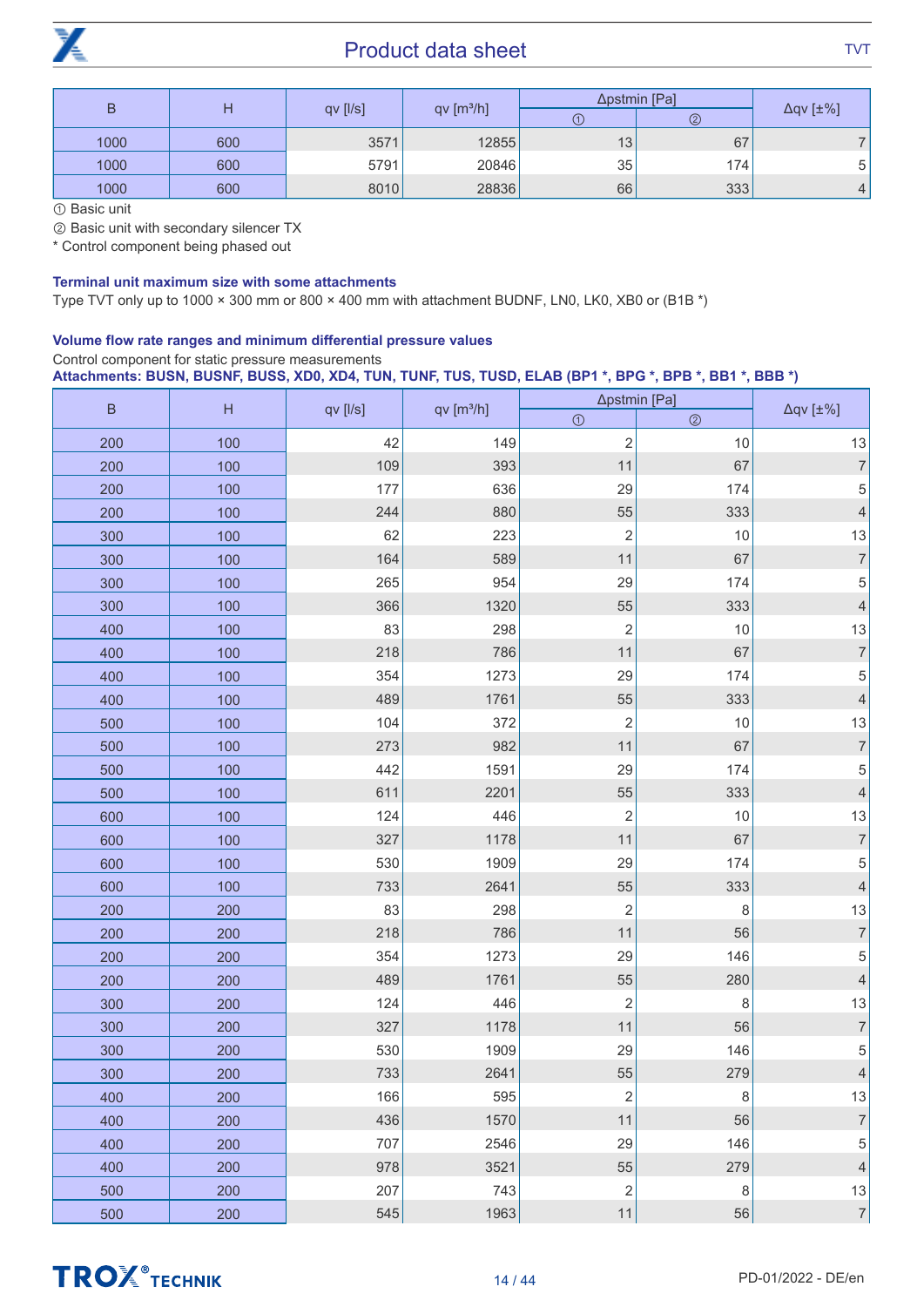| B | H | qv [l/s] | qv [m³/h] | Δpstmin [Pa] | | Δqv [±%] |
|---|---|---|---|---|---|---|
| | | | | ① | ② | |
| 1000 | 600 | 3571 | 12855 | 13 | 67 | 7 |
| 1000 | 600 | 5791 | 20846 | 35 | 174 | 5 |
| 1000 | 600 | 8010 | 28836 | 66 | 333 | 4 |

① Basic unit

② Basic unit with secondary silencer TX

* Control component being phased out

**Terminal unit maximum size with some attachments**

Type TVT only up to 1000 × 300 mm or 800 × 400 mm with attachment BUDNF, LN0, LK0, XB0 or (B1B *)

**Volume flow rate ranges and minimum differential pressure values**

Control component for static pressure measurements

**Attachments: BUSN, BUSNF, BUSS, XD0, XD4, TUN, TUNF, TUS, TUSD, ELAB (BP1 *, BPG *, BPB *, BB1 *, BBB *)**

| B | H | qv [l/s] | qv [m³/h] | Δpstmin [Pa] | | Δqv [±%] |
|---|---|---|---|---|---|---|
| | | | | ① | ② | |
| 200 | 100 | 42 | 149 | 2 | 10 | 13 |
| 200 | 100 | 109 | 393 | 11 | 67 | 7 |
| 200 | 100 | 177 | 636 | 29 | 174 | 5 |
| 200 | 100 | 244 | 880 | 55 | 333 | 4 |
| 300 | 100 | 62 | 223 | 2 | 10 | 13 |
| 300 | 100 | 164 | 589 | 11 | 67 | 7 |
| 300 | 100 | 265 | 954 | 29 | 174 | 5 |
| 300 | 100 | 366 | 1320 | 55 | 333 | 4 |
| 400 | 100 | 83 | 298 | 2 | 10 | 13 |
| 400 | 100 | 218 | 786 | 11 | 67 | 7 |
| 400 | 100 | 354 | 1273 | 29 | 174 | 5 |
| 400 | 100 | 489 | 1761 | 55 | 333 | 4 |
| 500 | 100 | 104 | 372 | 2 | 10 | 13 |
| 500 | 100 | 273 | 982 | 11 | 67 | 7 |
| 500 | 100 | 442 | 1591 | 29 | 174 | 5 |
| 500 | 100 | 611 | 2201 | 55 | 333 | 4 |
| 600 | 100 | 124 | 446 | 2 | 10 | 13 |
| 600 | 100 | 327 | 1178 | 11 | 67 | 7 |
| 600 | 100 | 530 | 1909 | 29 | 174 | 5 |
| 600 | 100 | 733 | 2641 | 55 | 333 | 4 |
| 200 | 200 | 83 | 298 | 2 | 8 | 13 |
| 200 | 200 | 218 | 786 | 11 | 56 | 7 |
| 200 | 200 | 354 | 1273 | 29 | 146 | 5 |
| 200 | 200 | 489 | 1761 | 55 | 280 | 4 |
| 300 | 200 | 124 | 446 | 2 | 8 | 13 |
| 300 | 200 | 327 | 1178 | 11 | 56 | 7 |
| 300 | 200 | 530 | 1909 | 29 | 146 | 5 |
| 300 | 200 | 733 | 2641 | 55 | 279 | 4 |
| 400 | 200 | 166 | 595 | 2 | 8 | 13 |
| 400 | 200 | 436 | 1570 | 11 | 56 | 7 |
| 400 | 200 | 707 | 2546 | 29 | 146 | 5 |
| 400 | 200 | 978 | 3521 | 55 | 279 | 4 |
| 500 | 200 | 207 | 743 | 2 | 8 | 13 |
| 500 | 200 | 545 | 1963 | 11 | 56 | 7 |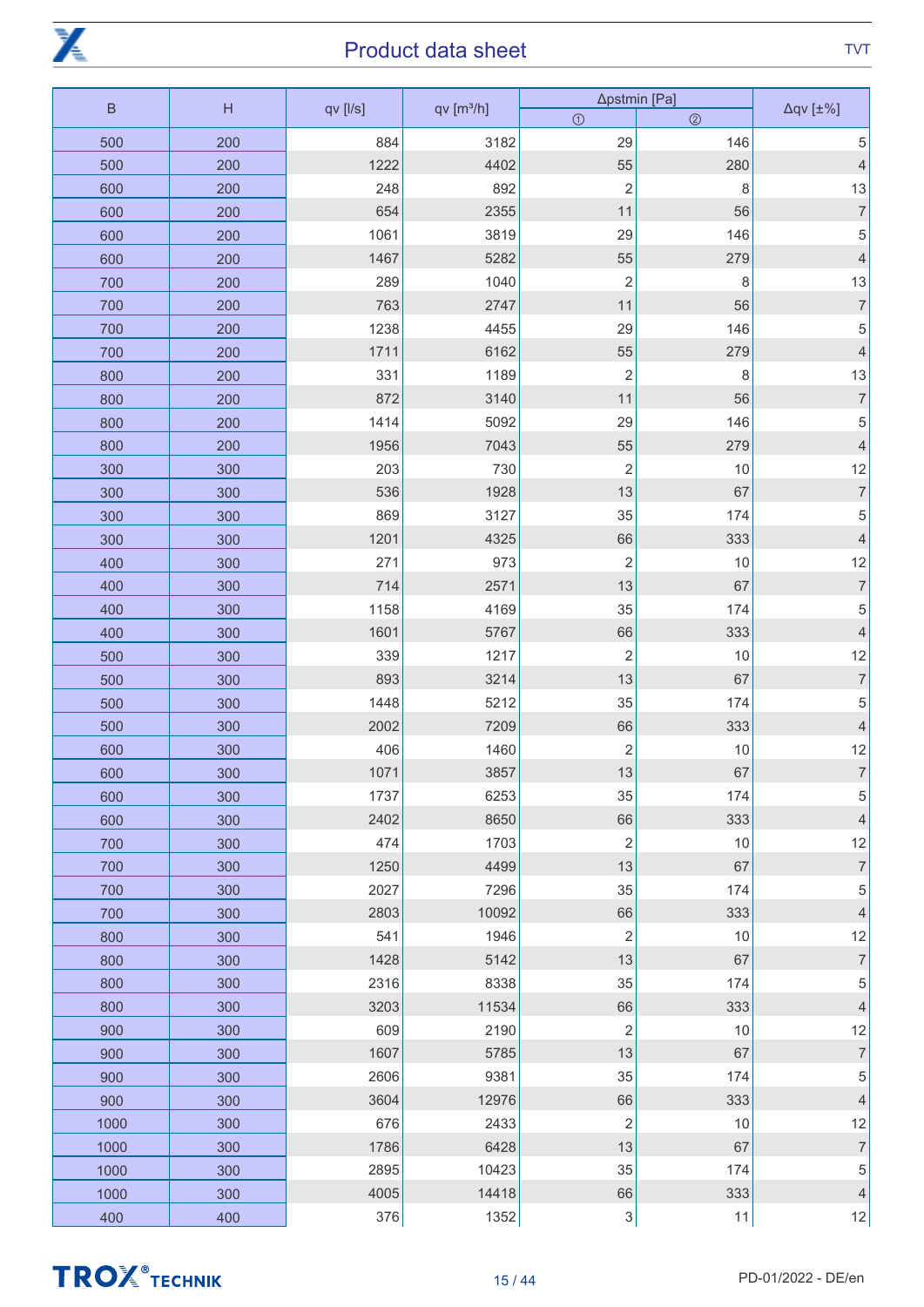| B | H | qv [l/s] | qv [m³/h] | Δpstmin [Pa] | | Δqv [±%] |
|---|---|---|---|---|---|---|
| | | | | ① | ② | |
| 500 | 200 | 884 | 3182 | 29 | 146 | 5 |
| 500 | 200 | 1222 | 4402 | 55 | 280 | 4 |
| 600 | 200 | 248 | 892 | 2 | 8 | 13 |
| 600 | 200 | 654 | 2355 | 11 | 56 | 7 |
| 600 | 200 | 1061 | 3819 | 29 | 146 | 5 |
| 600 | 200 | 1467 | 5282 | 55 | 279 | 4 |
| 700 | 200 | 289 | 1040 | 2 | 8 | 13 |
| 700 | 200 | 763 | 2747 | 11 | 56 | 7 |
| 700 | 200 | 1238 | 4455 | 29 | 146 | 5 |
| 700 | 200 | 1711 | 6162 | 55 | 279 | 4 |
| 800 | 200 | 331 | 1189 | 2 | 8 | 13 |
| 800 | 200 | 872 | 3140 | 11 | 56 | 7 |
| 800 | 200 | 1414 | 5092 | 29 | 146 | 5 |
| 800 | 200 | 1956 | 7043 | 55 | 279 | 4 |
| 300 | 300 | 203 | 730 | 2 | 10 | 12 |
| 300 | 300 | 536 | 1928 | 13 | 67 | 7 |
| 300 | 300 | 869 | 3127 | 35 | 174 | 5 |
| 300 | 300 | 1201 | 4325 | 66 | 333 | 4 |
| 400 | 300 | 271 | 973 | 2 | 10 | 12 |
| 400 | 300 | 714 | 2571 | 13 | 67 | 7 |
| 400 | 300 | 1158 | 4169 | 35 | 174 | 5 |
| 400 | 300 | 1601 | 5767 | 66 | 333 | 4 |
| 500 | 300 | 339 | 1217 | 2 | 10 | 12 |
| 500 | 300 | 893 | 3214 | 13 | 67 | 7 |
| 500 | 300 | 1448 | 5212 | 35 | 174 | 5 |
| 500 | 300 | 2002 | 7209 | 66 | 333 | 4 |
| 600 | 300 | 406 | 1460 | 2 | 10 | 12 |
| 600 | 300 | 1071 | 3857 | 13 | 67 | 7 |
| 600 | 300 | 1737 | 6253 | 35 | 174 | 5 |
| 600 | 300 | 2402 | 8650 | 66 | 333 | 4 |
| 700 | 300 | 474 | 1703 | 2 | 10 | 12 |
| 700 | 300 | 1250 | 4499 | 13 | 67 | 7 |
| 700 | 300 | 2027 | 7296 | 35 | 174 | 5 |
| 700 | 300 | 2803 | 10092 | 66 | 333 | 4 |
| 800 | 300 | 541 | 1946 | 2 | 10 | 12 |
| 800 | 300 | 1428 | 5142 | 13 | 67 | 7 |
| 800 | 300 | 2316 | 8338 | 35 | 174 | 5 |
| 800 | 300 | 3203 | 11534 | 66 | 333 | 4 |
| 900 | 300 | 609 | 2190 | 2 | 10 | 12 |
| 900 | 300 | 1607 | 5785 | 13 | 67 | 7 |
| 900 | 300 | 2606 | 9381 | 35 | 174 | 5 |
| 900 | 300 | 3604 | 12976 | 66 | 333 | 4 |
| 1000 | 300 | 676 | 2433 | 2 | 10 | 12 |
| 1000 | 300 | 1786 | 6428 | 13 | 67 | 7 |
| 1000 | 300 | 2895 | 10423 | 35 | 174 | 5 |
| 1000 | 300 | 4005 | 14418 | 66 | 333 | 4 |
| 400 | 400 | 376 | 1352 | 3 | 11 | 12 |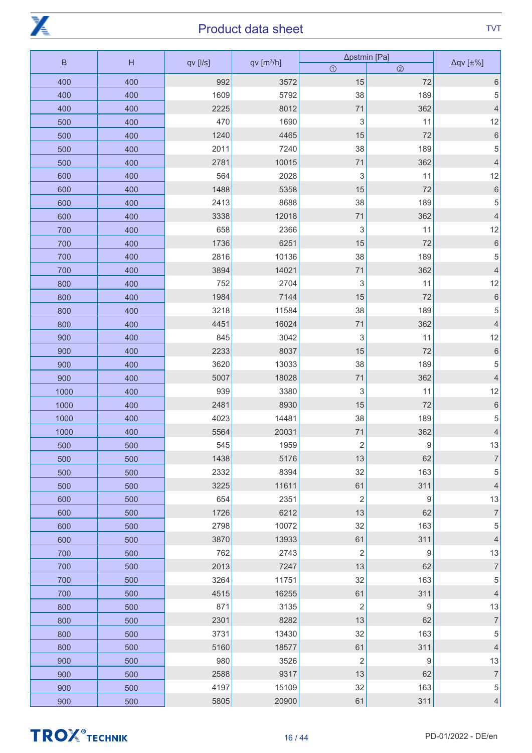| B | H | qv [l/s] | qv [m³/h] | Δpstmin [Pa] | | Δqv [±%] |
|---|---|---|---|---|---|---|
| | | | | ① | ② | |
| 400 | 400 | 992 | 3572 | 15 | 72 | 6 |
| 400 | 400 | 1609 | 5792 | 38 | 189 | 5 |
| 400 | 400 | 2225 | 8012 | 71 | 362 | 4 |
| 500 | 400 | 470 | 1690 | 3 | 11 | 12 |
| 500 | 400 | 1240 | 4465 | 15 | 72 | 6 |
| 500 | 400 | 2011 | 7240 | 38 | 189 | 5 |
| 500 | 400 | 2781 | 10015 | 71 | 362 | 4 |
| 600 | 400 | 564 | 2028 | 3 | 11 | 12 |
| 600 | 400 | 1488 | 5358 | 15 | 72 | 6 |
| 600 | 400 | 2413 | 8688 | 38 | 189 | 5 |
| 600 | 400 | 3338 | 12018 | 71 | 362 | 4 |
| 700 | 400 | 658 | 2366 | 3 | 11 | 12 |
| 700 | 400 | 1736 | 6251 | 15 | 72 | 6 |
| 700 | 400 | 2816 | 10136 | 38 | 189 | 5 |
| 700 | 400 | 3894 | 14021 | 71 | 362 | 4 |
| 800 | 400 | 752 | 2704 | 3 | 11 | 12 |
| 800 | 400 | 1984 | 7144 | 15 | 72 | 6 |
| 800 | 400 | 3218 | 11584 | 38 | 189 | 5 |
| 800 | 400 | 4451 | 16024 | 71 | 362 | 4 |
| 900 | 400 | 845 | 3042 | 3 | 11 | 12 |
| 900 | 400 | 2233 | 8037 | 15 | 72 | 6 |
| 900 | 400 | 3620 | 13033 | 38 | 189 | 5 |
| 900 | 400 | 5007 | 18028 | 71 | 362 | 4 |
| 1000 | 400 | 939 | 3380 | 3 | 11 | 12 |
| 1000 | 400 | 2481 | 8930 | 15 | 72 | 6 |
| 1000 | 400 | 4023 | 14481 | 38 | 189 | 5 |
| 1000 | 400 | 5564 | 20031 | 71 | 362 | 4 |
| 500 | 500 | 545 | 1959 | 2 | 9 | 13 |
| 500 | 500 | 1438 | 5176 | 13 | 62 | 7 |
| 500 | 500 | 2332 | 8394 | 32 | 163 | 5 |
| 500 | 500 | 3225 | 11611 | 61 | 311 | 4 |
| 600 | 500 | 654 | 2351 | 2 | 9 | 13 |
| 600 | 500 | 1726 | 6212 | 13 | 62 | 7 |
| 600 | 500 | 2798 | 10072 | 32 | 163 | 5 |
| 600 | 500 | 3870 | 13933 | 61 | 311 | 4 |
| 700 | 500 | 762 | 2743 | 2 | 9 | 13 |
| 700 | 500 | 2013 | 7247 | 13 | 62 | 7 |
| 700 | 500 | 3264 | 11751 | 32 | 163 | 5 |
| 700 | 500 | 4515 | 16255 | 61 | 311 | 4 |
| 800 | 500 | 871 | 3135 | 2 | 9 | 13 |
| 800 | 500 | 2301 | 8282 | 13 | 62 | 7 |
| 800 | 500 | 3731 | 13430 | 32 | 163 | 5 |
| 800 | 500 | 5160 | 18577 | 61 | 311 | 4 |
| 900 | 500 | 980 | 3526 | 2 | 9 | 13 |
| 900 | 500 | 2588 | 9317 | 13 | 62 | 7 |
| 900 | 500 | 4197 | 15109 | 32 | 163 | 5 |
| 900 | 500 | 5805 | 20900 | 61 | 311 | 4 |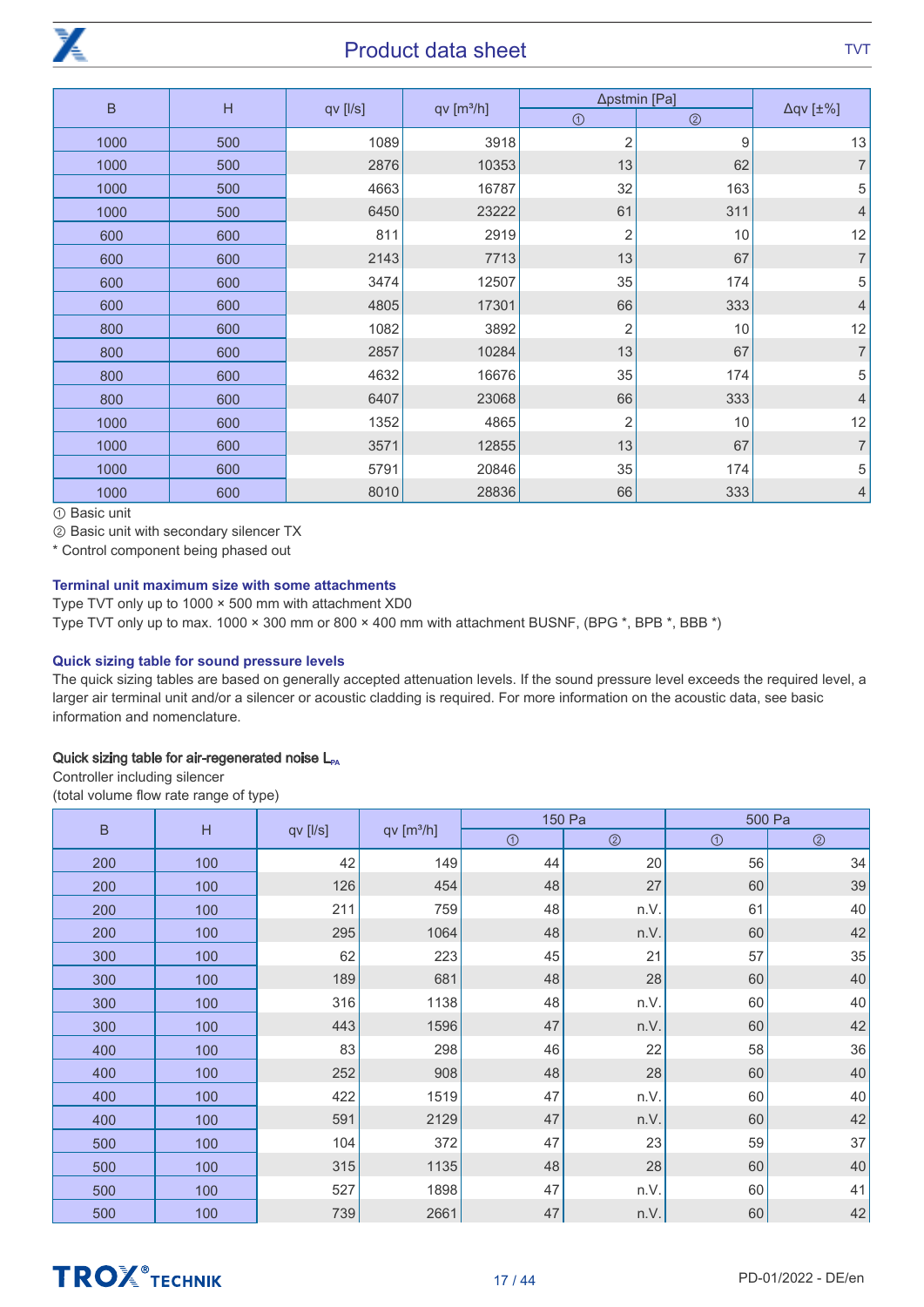| B | H | qv [l/s] | qv [m³/h] | Δpstmin [Pa] | | Δqv [±%] |
|---|---|---|---|---|---|---|
| | | | | ① | ② | |
| 1000 | 500 | 1089 | 3918 | 2 | 9 | 13 |
| 1000 | 500 | 2876 | 10353 | 13 | 62 | 7 |
| 1000 | 500 | 4663 | 16787 | 32 | 163 | 5 |
| 1000 | 500 | 6450 | 23222 | 61 | 311 | 4 |
| 600 | 600 | 811 | 2919 | 2 | 10 | 12 |
| 600 | 600 | 2143 | 7713 | 13 | 67 | 7 |
| 600 | 600 | 3474 | 12507 | 35 | 174 | 5 |
| 600 | 600 | 4805 | 17301 | 66 | 333 | 4 |
| 800 | 600 | 1082 | 3892 | 2 | 10 | 12 |
| 800 | 600 | 2857 | 10284 | 13 | 67 | 7 |
| 800 | 600 | 4632 | 16676 | 35 | 174 | 5 |
| 800 | 600 | 6407 | 23068 | 66 | 333 | 4 |
| 1000 | 600 | 1352 | 4865 | 2 | 10 | 12 |
| 1000 | 600 | 3571 | 12855 | 13 | 67 | 7 |
| 1000 | 600 | 5791 | 20846 | 35 | 174 | 5 |
| 1000 | 600 | 8010 | 28836 | 66 | 333 | 4 |

① Basic unit

② Basic unit with secondary silencer TX

* Control component being phased out

### Terminal unit maximum size with some attachments

Type TVT only up to 1000 × 500 mm with attachment XD0

Type TVT only up to max. 1000 × 300 mm or 800 × 400 mm with attachment BUSNF, (BPG *, BPB *, BBB *)

### Quick sizing table for sound pressure levels

The quick sizing tables are based on generally accepted attenuation levels. If the sound pressure level exceeds the required level, a larger air terminal unit and/or a silencer or acoustic cladding is required. For more information on the acoustic data, see basic information and nomenclature.

#### Quick sizing table for air-regenerated noise $L_{PA}$

Controller including silencer

(total volume flow rate range of type)

| B | H | qv [l/s] | qv [m³/h] | 150 Pa | | 500 Pa | |
|---|---|---|---|---|---|---|---|
| | | | | ① | ② | ① | ② |
| 200 | 100 | 42 | 149 | 44 | 20 | 56 | 34 |
| 200 | 100 | 126 | 454 | 48 | 27 | 60 | 39 |
| 200 | 100 | 211 | 759 | 48 | n.V. | 61 | 40 |
| 200 | 100 | 295 | 1064 | 48 | n.V. | 60 | 42 |
| 300 | 100 | 62 | 223 | 45 | 21 | 57 | 35 |
| 300 | 100 | 189 | 681 | 48 | 28 | 60 | 40 |
| 300 | 100 | 316 | 1138 | 48 | n.V. | 60 | 40 |
| 300 | 100 | 443 | 1596 | 47 | n.V. | 60 | 42 |
| 400 | 100 | 83 | 298 | 46 | 22 | 58 | 36 |
| 400 | 100 | 252 | 908 | 48 | 28 | 60 | 40 |
| 400 | 100 | 422 | 1519 | 47 | n.V. | 60 | 40 |
| 400 | 100 | 591 | 2129 | 47 | n.V. | 60 | 42 |
| 500 | 100 | 104 | 372 | 47 | 23 | 59 | 37 |
| 500 | 100 | 315 | 1135 | 48 | 28 | 60 | 40 |
| 500 | 100 | 527 | 1898 | 47 | n.V. | 60 | 41 |
| 500 | 100 | 739 | 2661 | 47 | n.V. | 60 | 42 |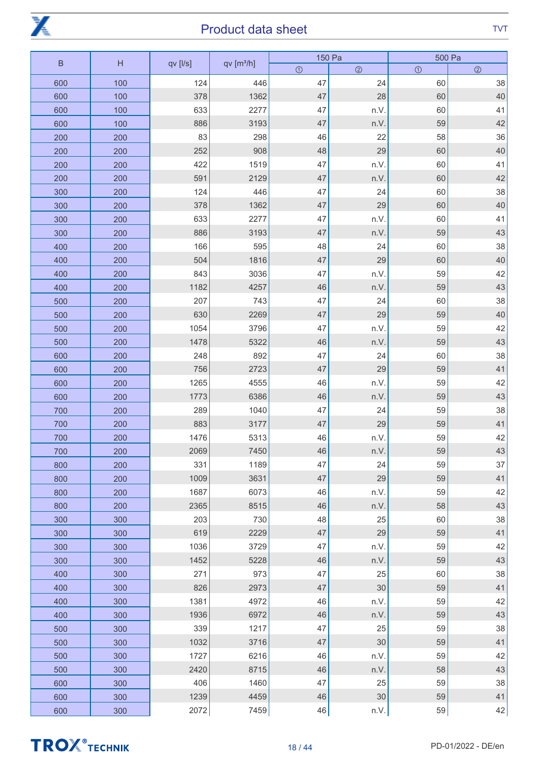| B | H | qv [l/s] | qv [m³/h] | 150 Pa | | 500 Pa | |
|---|---|---|---|---|---|---|---|
| | | | | ① | ② | ① | ② |
| 600 | 100 | 124 | 446 | 47 | 24 | 60 | 38 |
| 600 | 100 | 378 | 1362 | 47 | 28 | 60 | 40 |
| 600 | 100 | 633 | 2277 | 47 | n.V. | 60 | 41 |
| 600 | 100 | 886 | 3193 | 47 | n.V. | 59 | 42 |
| 200 | 200 | 83 | 298 | 46 | 22 | 58 | 36 |
| 200 | 200 | 252 | 908 | 48 | 29 | 60 | 40 |
| 200 | 200 | 422 | 1519 | 47 | n.V. | 60 | 41 |
| 200 | 200 | 591 | 2129 | 47 | n.V. | 60 | 42 |
| 300 | 200 | 124 | 446 | 47 | 24 | 60 | 38 |
| 300 | 200 | 378 | 1362 | 47 | 29 | 60 | 40 |
| 300 | 200 | 633 | 2277 | 47 | n.V. | 60 | 41 |
| 300 | 200 | 886 | 3193 | 47 | n.V. | 59 | 43 |
| 400 | 200 | 166 | 595 | 48 | 24 | 60 | 38 |
| 400 | 200 | 504 | 1816 | 47 | 29 | 60 | 40 |
| 400 | 200 | 843 | 3036 | 47 | n.V. | 59 | 42 |
| 400 | 200 | 1182 | 4257 | 46 | n.V. | 59 | 43 |
| 500 | 200 | 207 | 743 | 47 | 24 | 60 | 38 |
| 500 | 200 | 630 | 2269 | 47 | 29 | 59 | 40 |
| 500 | 200 | 1054 | 3796 | 47 | n.V. | 59 | 42 |
| 500 | 200 | 1478 | 5322 | 46 | n.V. | 59 | 43 |
| 600 | 200 | 248 | 892 | 47 | 24 | 60 | 38 |
| 600 | 200 | 756 | 2723 | 47 | 29 | 59 | 41 |
| 600 | 200 | 1265 | 4555 | 46 | n.V. | 59 | 42 |
| 600 | 200 | 1773 | 6386 | 46 | n.V. | 59 | 43 |
| 700 | 200 | 289 | 1040 | 47 | 24 | 59 | 38 |
| 700 | 200 | 883 | 3177 | 47 | 29 | 59 | 41 |
| 700 | 200 | 1476 | 5313 | 46 | n.V. | 59 | 42 |
| 700 | 200 | 2069 | 7450 | 46 | n.V. | 59 | 43 |
| 800 | 200 | 331 | 1189 | 47 | 24 | 59 | 37 |
| 800 | 200 | 1009 | 3631 | 47 | 29 | 59 | 41 |
| 800 | 200 | 1687 | 6073 | 46 | n.V. | 59 | 42 |
| 800 | 200 | 2365 | 8515 | 46 | n.V. | 58 | 43 |
| 300 | 300 | 203 | 730 | 48 | 25 | 60 | 38 |
| 300 | 300 | 619 | 2229 | 47 | 29 | 59 | 41 |
| 300 | 300 | 1036 | 3729 | 47 | n.V. | 59 | 42 |
| 300 | 300 | 1452 | 5228 | 46 | n.V. | 59 | 43 |
| 400 | 300 | 271 | 973 | 47 | 25 | 60 | 38 |
| 400 | 300 | 826 | 2973 | 47 | 30 | 59 | 41 |
| 400 | 300 | 1381 | 4972 | 46 | n.V. | 59 | 42 |
| 400 | 300 | 1936 | 6972 | 46 | n.V. | 59 | 43 |
| 500 | 300 | 339 | 1217 | 47 | 25 | 59 | 38 |
| 500 | 300 | 1032 | 3716 | 47 | 30 | 59 | 41 |
| 500 | 300 | 1727 | 6216 | 46 | n.V. | 59 | 42 |
| 500 | 300 | 2420 | 8715 | 46 | n.V. | 58 | 43 |
| 600 | 300 | 406 | 1460 | 47 | 25 | 59 | 38 |
| 600 | 300 | 1239 | 4459 | 46 | 30 | 59 | 41 |
| 600 | 300 | 2072 | 7459 | 46 | n.V. | 59 | 42 |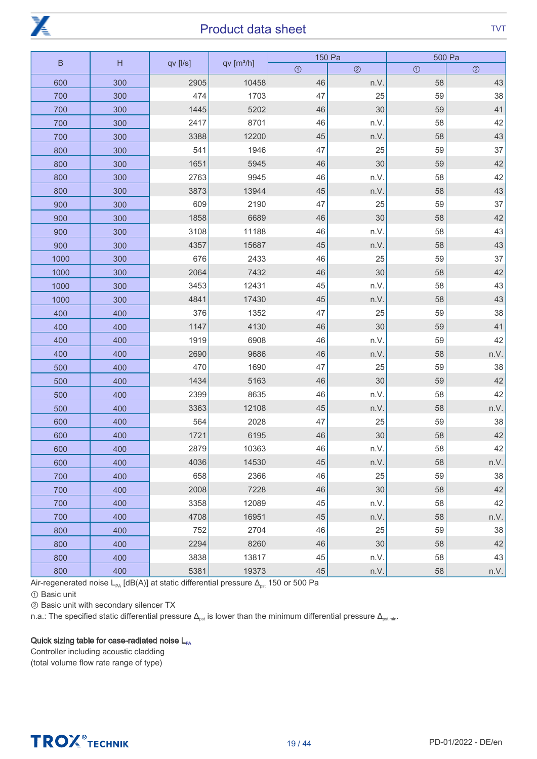| B | H | qv [l/s] | qv [m³/h] | 150 Pa | | 500 Pa | |
|---|---|---|---|---|---|---|---|
| | | | | ① | ② | ① | ② |
| 600 | 300 | 2905 | 10458 | 46 | n.V. | 58 | 43 |
| 700 | 300 | 474 | 1703 | 47 | 25 | 59 | 38 |
| 700 | 300 | 1445 | 5202 | 46 | 30 | 59 | 41 |
| 700 | 300 | 2417 | 8701 | 46 | n.V. | 58 | 42 |
| 700 | 300 | 3388 | 12200 | 45 | n.V. | 58 | 43 |
| 800 | 300 | 541 | 1946 | 47 | 25 | 59 | 37 |
| 800 | 300 | 1651 | 5945 | 46 | 30 | 59 | 42 |
| 800 | 300 | 2763 | 9945 | 46 | n.V. | 58 | 42 |
| 800 | 300 | 3873 | 13944 | 45 | n.V. | 58 | 43 |
| 900 | 300 | 609 | 2190 | 47 | 25 | 59 | 37 |
| 900 | 300 | 1858 | 6689 | 46 | 30 | 58 | 42 |
| 900 | 300 | 3108 | 11188 | 46 | n.V. | 58 | 43 |
| 900 | 300 | 4357 | 15687 | 45 | n.V. | 58 | 43 |
| 1000 | 300 | 676 | 2433 | 46 | 25 | 59 | 37 |
| 1000 | 300 | 2064 | 7432 | 46 | 30 | 58 | 42 |
| 1000 | 300 | 3453 | 12431 | 45 | n.V. | 58 | 43 |
| 1000 | 300 | 4841 | 17430 | 45 | n.V. | 58 | 43 |
| 400 | 400 | 376 | 1352 | 47 | 25 | 59 | 38 |
| 400 | 400 | 1147 | 4130 | 46 | 30 | 59 | 41 |
| 400 | 400 | 1919 | 6908 | 46 | n.V. | 59 | 42 |
| 400 | 400 | 2690 | 9686 | 46 | n.V. | 58 | n.V. |
| 500 | 400 | 470 | 1690 | 47 | 25 | 59 | 38 |
| 500 | 400 | 1434 | 5163 | 46 | 30 | 59 | 42 |
| 500 | 400 | 2399 | 8635 | 46 | n.V. | 58 | 42 |
| 500 | 400 | 3363 | 12108 | 45 | n.V. | 58 | n.V. |
| 600 | 400 | 564 | 2028 | 47 | 25 | 59 | 38 |
| 600 | 400 | 1721 | 6195 | 46 | 30 | 58 | 42 |
| 600 | 400 | 2879 | 10363 | 46 | n.V. | 58 | 42 |
| 600 | 400 | 4036 | 14530 | 45 | n.V. | 58 | n.V. |
| 700 | 400 | 658 | 2366 | 46 | 25 | 59 | 38 |
| 700 | 400 | 2008 | 7228 | 46 | 30 | 58 | 42 |
| 700 | 400 | 3358 | 12089 | 45 | n.V. | 58 | 42 |
| 700 | 400 | 4708 | 16951 | 45 | n.V. | 58 | n.V. |
| 800 | 400 | 752 | 2704 | 46 | 25 | 59 | 38 |
| 800 | 400 | 2294 | 8260 | 46 | 30 | 58 | 42 |
| 800 | 400 | 3838 | 13817 | 45 | n.V. | 58 | 43 |
| 800 | 400 | 5381 | 19373 | 45 | n.V. | 58 | n.V. |

Air-regenerated noise $L_{PA}$ [dB(A)] at static differential pressure $\Delta_{pst}$ 150 or 500 Pa

① Basic unit

② Basic unit with secondary silencer TX

n.a.: The specified static differential pressure $\Delta_{pst}$ is lower than the minimum differential pressure $\Delta_{pst,min}$.

**Quick sizing table for case-radiated noise $L_{PA}$**

Controller including acoustic cladding

(total volume flow rate range of type)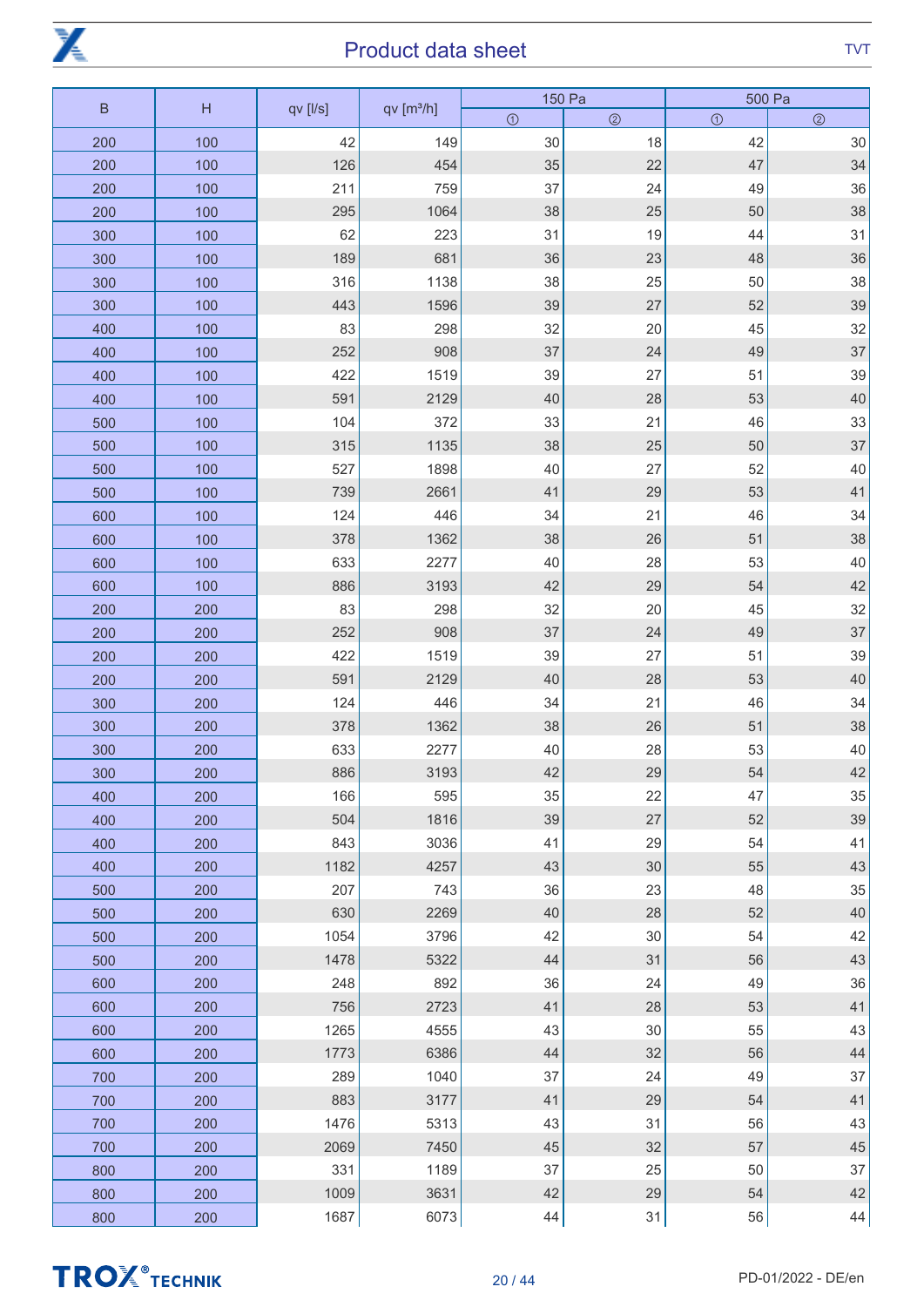| B | H | qv [l/s] | qv [m³/h] | 150 Pa | | 500 Pa | |
|---|---|---|---|---|---|---|---|
| | | | | ① | ② | ① | ② |
| 200 | 100 | 42 | 149 | 30 | 18 | 42 | 30 |
| 200 | 100 | 126 | 454 | 35 | 22 | 47 | 34 |
| 200 | 100 | 211 | 759 | 37 | 24 | 49 | 36 |
| 200 | 100 | 295 | 1064 | 38 | 25 | 50 | 38 |
| 300 | 100 | 62 | 223 | 31 | 19 | 44 | 31 |
| 300 | 100 | 189 | 681 | 36 | 23 | 48 | 36 |
| 300 | 100 | 316 | 1138 | 38 | 25 | 50 | 38 |
| 300 | 100 | 443 | 1596 | 39 | 27 | 52 | 39 |
| 400 | 100 | 83 | 298 | 32 | 20 | 45 | 32 |
| 400 | 100 | 252 | 908 | 37 | 24 | 49 | 37 |
| 400 | 100 | 422 | 1519 | 39 | 27 | 51 | 39 |
| 400 | 100 | 591 | 2129 | 40 | 28 | 53 | 40 |
| 500 | 100 | 104 | 372 | 33 | 21 | 46 | 33 |
| 500 | 100 | 315 | 1135 | 38 | 25 | 50 | 37 |
| 500 | 100 | 527 | 1898 | 40 | 27 | 52 | 40 |
| 500 | 100 | 739 | 2661 | 41 | 29 | 53 | 41 |
| 600 | 100 | 124 | 446 | 34 | 21 | 46 | 34 |
| 600 | 100 | 378 | 1362 | 38 | 26 | 51 | 38 |
| 600 | 100 | 633 | 2277 | 40 | 28 | 53 | 40 |
| 600 | 100 | 886 | 3193 | 42 | 29 | 54 | 42 |
| 200 | 200 | 83 | 298 | 32 | 20 | 45 | 32 |
| 200 | 200 | 252 | 908 | 37 | 24 | 49 | 37 |
| 200 | 200 | 422 | 1519 | 39 | 27 | 51 | 39 |
| 200 | 200 | 591 | 2129 | 40 | 28 | 53 | 40 |
| 300 | 200 | 124 | 446 | 34 | 21 | 46 | 34 |
| 300 | 200 | 378 | 1362 | 38 | 26 | 51 | 38 |
| 300 | 200 | 633 | 2277 | 40 | 28 | 53 | 40 |
| 300 | 200 | 886 | 3193 | 42 | 29 | 54 | 42 |
| 400 | 200 | 166 | 595 | 35 | 22 | 47 | 35 |
| 400 | 200 | 504 | 1816 | 39 | 27 | 52 | 39 |
| 400 | 200 | 843 | 3036 | 41 | 29 | 54 | 41 |
| 400 | 200 | 1182 | 4257 | 43 | 30 | 55 | 43 |
| 500 | 200 | 207 | 743 | 36 | 23 | 48 | 35 |
| 500 | 200 | 630 | 2269 | 40 | 28 | 52 | 40 |
| 500 | 200 | 1054 | 3796 | 42 | 30 | 54 | 42 |
| 500 | 200 | 1478 | 5322 | 44 | 31 | 56 | 43 |
| 600 | 200 | 248 | 892 | 36 | 24 | 49 | 36 |
| 600 | 200 | 756 | 2723 | 41 | 28 | 53 | 41 |
| 600 | 200 | 1265 | 4555 | 43 | 30 | 55 | 43 |
| 600 | 200 | 1773 | 6386 | 44 | 32 | 56 | 44 |
| 700 | 200 | 289 | 1040 | 37 | 24 | 49 | 37 |
| 700 | 200 | 883 | 3177 | 41 | 29 | 54 | 41 |
| 700 | 200 | 1476 | 5313 | 43 | 31 | 56 | 43 |
| 700 | 200 | 2069 | 7450 | 45 | 32 | 57 | 45 |
| 800 | 200 | 331 | 1189 | 37 | 25 | 50 | 37 |
| 800 | 200 | 1009 | 3631 | 42 | 29 | 54 | 42 |
| 800 | 200 | 1687 | 6073 | 44 | 31 | 56 | 44 |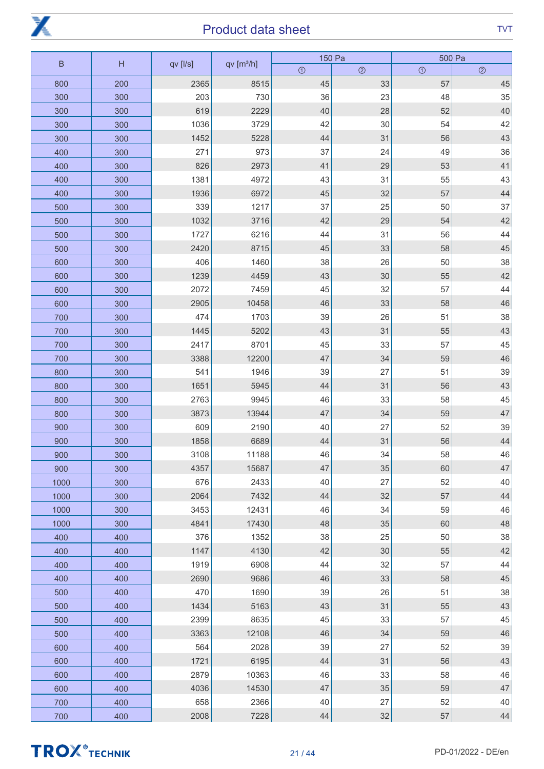| B | H | qv [l/s] | qv [m³/h] | 150 Pa | | 500 Pa | |
|---|---|---|---|---|---|---|---|
| | | | | ① | ② | ① | ② |
| 800 | 200 | 2365 | 8515 | 45 | 33 | 57 | 45 |
| 300 | 300 | 203 | 730 | 36 | 23 | 48 | 35 |
| 300 | 300 | 619 | 2229 | 40 | 28 | 52 | 40 |
| 300 | 300 | 1036 | 3729 | 42 | 30 | 54 | 42 |
| 300 | 300 | 1452 | 5228 | 44 | 31 | 56 | 43 |
| 400 | 300 | 271 | 973 | 37 | 24 | 49 | 36 |
| 400 | 300 | 826 | 2973 | 41 | 29 | 53 | 41 |
| 400 | 300 | 1381 | 4972 | 43 | 31 | 55 | 43 |
| 400 | 300 | 1936 | 6972 | 45 | 32 | 57 | 44 |
| 500 | 300 | 339 | 1217 | 37 | 25 | 50 | 37 |
| 500 | 300 | 1032 | 3716 | 42 | 29 | 54 | 42 |
| 500 | 300 | 1727 | 6216 | 44 | 31 | 56 | 44 |
| 500 | 300 | 2420 | 8715 | 45 | 33 | 58 | 45 |
| 600 | 300 | 406 | 1460 | 38 | 26 | 50 | 38 |
| 600 | 300 | 1239 | 4459 | 43 | 30 | 55 | 42 |
| 600 | 300 | 2072 | 7459 | 45 | 32 | 57 | 44 |
| 600 | 300 | 2905 | 10458 | 46 | 33 | 58 | 46 |
| 700 | 300 | 474 | 1703 | 39 | 26 | 51 | 38 |
| 700 | 300 | 1445 | 5202 | 43 | 31 | 55 | 43 |
| 700 | 300 | 2417 | 8701 | 45 | 33 | 57 | 45 |
| 700 | 300 | 3388 | 12200 | 47 | 34 | 59 | 46 |
| 800 | 300 | 541 | 1946 | 39 | 27 | 51 | 39 |
| 800 | 300 | 1651 | 5945 | 44 | 31 | 56 | 43 |
| 800 | 300 | 2763 | 9945 | 46 | 33 | 58 | 45 |
| 800 | 300 | 3873 | 13944 | 47 | 34 | 59 | 47 |
| 900 | 300 | 609 | 2190 | 40 | 27 | 52 | 39 |
| 900 | 300 | 1858 | 6689 | 44 | 31 | 56 | 44 |
| 900 | 300 | 3108 | 11188 | 46 | 34 | 58 | 46 |
| 900 | 300 | 4357 | 15687 | 47 | 35 | 60 | 47 |
| 1000 | 300 | 676 | 2433 | 40 | 27 | 52 | 40 |
| 1000 | 300 | 2064 | 7432 | 44 | 32 | 57 | 44 |
| 1000 | 300 | 3453 | 12431 | 46 | 34 | 59 | 46 |
| 1000 | 300 | 4841 | 17430 | 48 | 35 | 60 | 48 |
| 400 | 400 | 376 | 1352 | 38 | 25 | 50 | 38 |
| 400 | 400 | 1147 | 4130 | 42 | 30 | 55 | 42 |
| 400 | 400 | 1919 | 6908 | 44 | 32 | 57 | 44 |
| 400 | 400 | 2690 | 9686 | 46 | 33 | 58 | 45 |
| 500 | 400 | 470 | 1690 | 39 | 26 | 51 | 38 |
| 500 | 400 | 1434 | 5163 | 43 | 31 | 55 | 43 |
| 500 | 400 | 2399 | 8635 | 45 | 33 | 57 | 45 |
| 500 | 400 | 3363 | 12108 | 46 | 34 | 59 | 46 |
| 600 | 400 | 564 | 2028 | 39 | 27 | 52 | 39 |
| 600 | 400 | 1721 | 6195 | 44 | 31 | 56 | 43 |
| 600 | 400 | 2879 | 10363 | 46 | 33 | 58 | 46 |
| 600 | 400 | 4036 | 14530 | 47 | 35 | 59 | 47 |
| 700 | 400 | 658 | 2366 | 40 | 27 | 52 | 40 |
| 700 | 400 | 2008 | 7228 | 44 | 32 | 57 | 44 |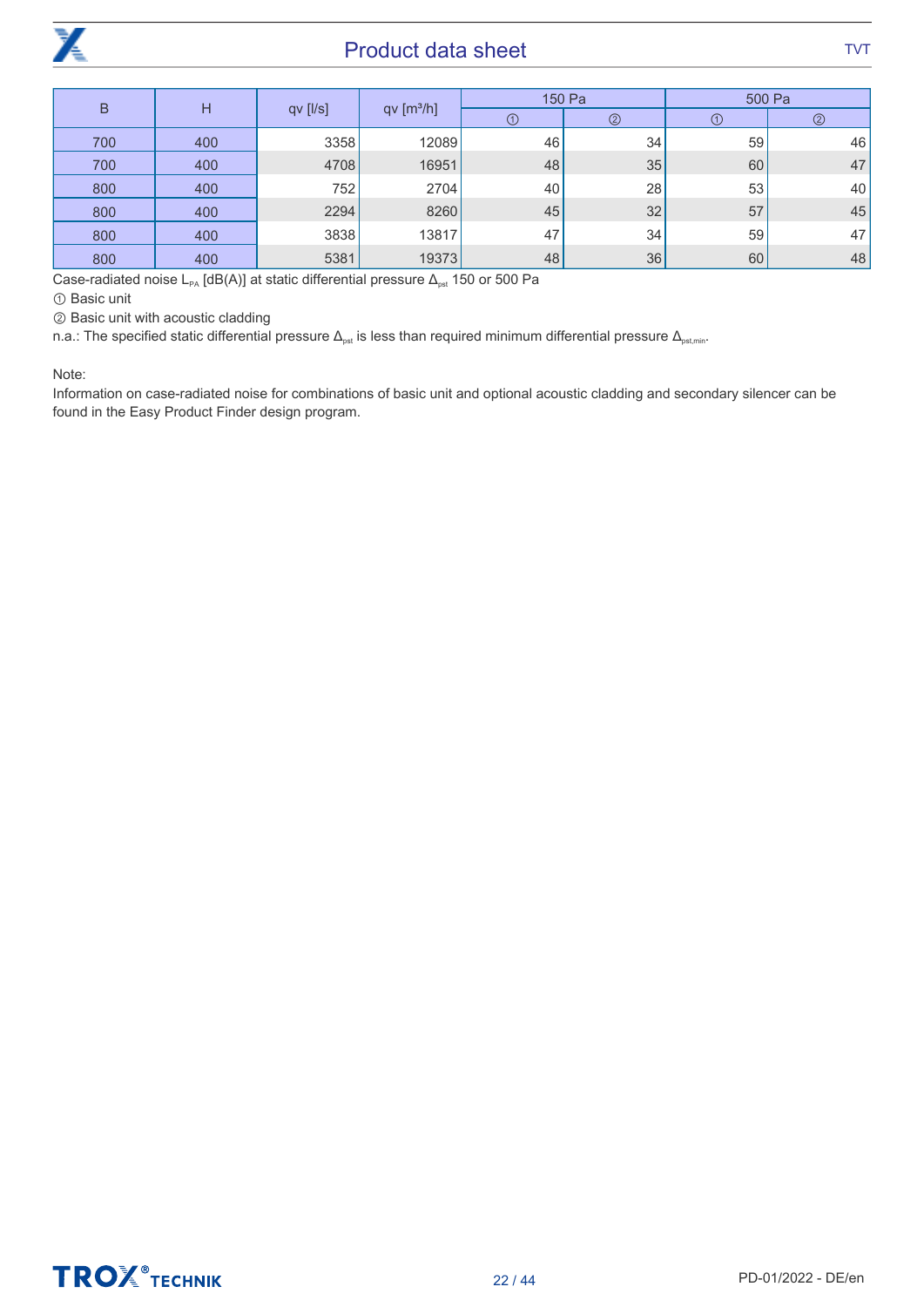| B | H | qv [l/s] | qv [m³/h] | 150 Pa | | 500 Pa | |
|---|---|---|---|---|---|---|---|
| | | | | ① | ② | ① | ② |
| 700 | 400 | 3358 | 12089 | 46 | 34 | 59 | 46 |
| 700 | 400 | 4708 | 16951 | 48 | 35 | 60 | 47 |
| 800 | 400 | 752 | 2704 | 40 | 28 | 53 | 40 |
| 800 | 400 | 2294 | 8260 | 45 | 32 | 57 | 45 |
| 800 | 400 | 3838 | 13817 | 47 | 34 | 59 | 47 |
| 800 | 400 | 5381 | 19373 | 48 | 36 | 60 | 48 |

Case-radiated noise $L_{PA}$ [dB(A)] at static differential pressure $\Delta_{pst}$ 150 or 500 Pa

① Basic unit

② Basic unit with acoustic cladding

n.a.: The specified static differential pressure $\Delta_{pst}$ is less than required minimum differential pressure $\Delta_{pst,min}$.

Note:

Information on case-radiated noise for combinations of basic unit and optional acoustic cladding and secondary silencer can be found in the Easy Product Finder design program.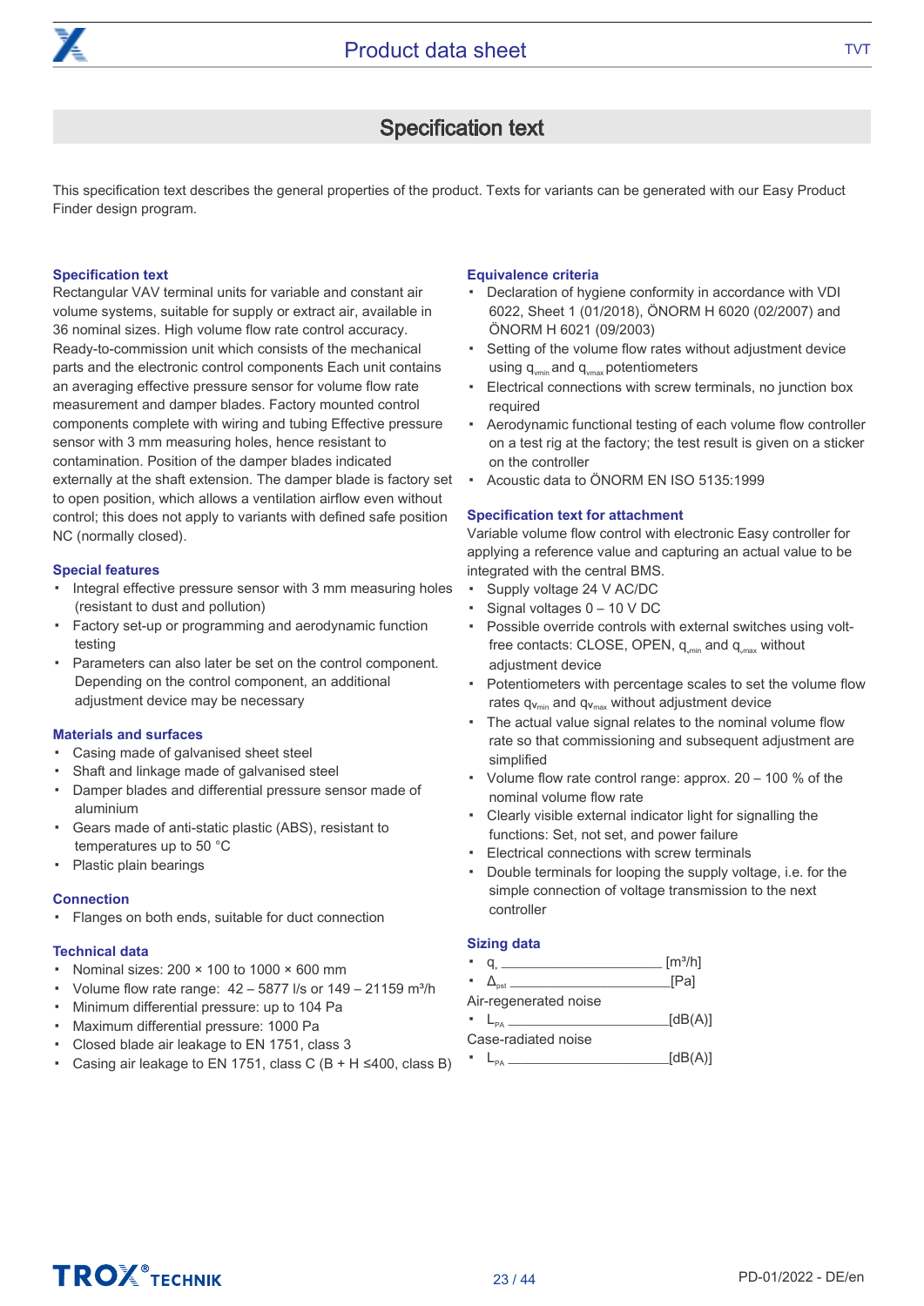# Specification text

This specification text describes the general properties of the product. Texts for variants can be generated with our Easy Product Finder design program.

### Specification text

Rectangular VAV terminal units for variable and constant air volume systems, suitable for supply or extract air, available in 36 nominal sizes. High volume flow rate control accuracy. Ready-to-commission unit which consists of the mechanical parts and the electronic control components Each unit contains an averaging effective pressure sensor for volume flow rate measurement and damper blades. Factory mounted control components complete with wiring and tubing Effective pressure sensor with 3 mm measuring holes, hence resistant to contamination. Position of the damper blades indicated externally at the shaft extension. The damper blade is factory set to open position, which allows a ventilation airflow even without control; this does not apply to variants with defined safe position NC (normally closed).

### Special features

- Integral effective pressure sensor with 3 mm measuring holes (resistant to dust and pollution)
- Factory set-up or programming and aerodynamic function testing
- Parameters can also later be set on the control component. Depending on the control component, an additional adjustment device may be necessary

### Materials and surfaces

- Casing made of galvanised sheet steel
- Shaft and linkage made of galvanised steel
- Damper blades and differential pressure sensor made of aluminium
- Gears made of anti-static plastic (ABS), resistant to temperatures up to 50 °C
- Plastic plain bearings

### Connection

- Flanges on both ends, suitable for duct connection

### Technical data

- Nominal sizes: 200 × 100 to 1000 × 600 mm
- Volume flow rate range: 42 – 5877 l/s or 149 – 21159 m³/h
- Minimum differential pressure: up to 104 Pa
- Maximum differential pressure: 1000 Pa
- Closed blade air leakage to EN 1751, class 3
- Casing air leakage to EN 1751, class C (B + H ≤400, class B)

### Equivalence criteria

- Declaration of hygiene conformity in accordance with VDI 6022, Sheet 1 (01/2018), ÖNORM H 6020 (02/2007) and ÖNORM H 6021 (09/2003)
- Setting of the volume flow rates without adjustment device using $q_{vmin}$ and $q_{vmax}$ potentiometers
- Electrical connections with screw terminals, no junction box required
- Aerodynamic functional testing of each volume flow controller on a test rig at the factory; the test result is given on a sticker on the controller
- Acoustic data to ÖNORM EN ISO 5135:1999

### Specification text for attachment

Variable volume flow control with electronic Easy controller for applying a reference value and capturing an actual value to be integrated with the central BMS.

- Supply voltage 24 V AC/DC
- Signal voltages 0 – 10 V DC
- Possible override controls with external switches using volt-free contacts: CLOSE, OPEN, $q_{vmin}$ and $q_{vmax}$ without adjustment device
- Potentiometers with percentage scales to set the volume flow rates $q_{vmin}$ and $q_{vmax}$ without adjustment device
- The actual value signal relates to the nominal volume flow rate so that commissioning and subsequent adjustment are simplified
- Volume flow rate control range: approx. 20 – 100 % of the nominal volume flow rate
- Clearly visible external indicator light for signalling the functions: Set, not set, and power failure
- Electrical connections with screw terminals
- Double terminals for looping the supply voltage, i.e. for the simple connection of voltage transmission to the next controller

### Sizing data

- $q_v$ ____________________ [m³/h]
- $\Delta_{pst}$ ____________________ [Pa]

Air-regenerated noise

- $L_{PA}$ ____________________ [dB(A)]

Case-radiated noise

- $L_{PA}$ ____________________ [dB(A)]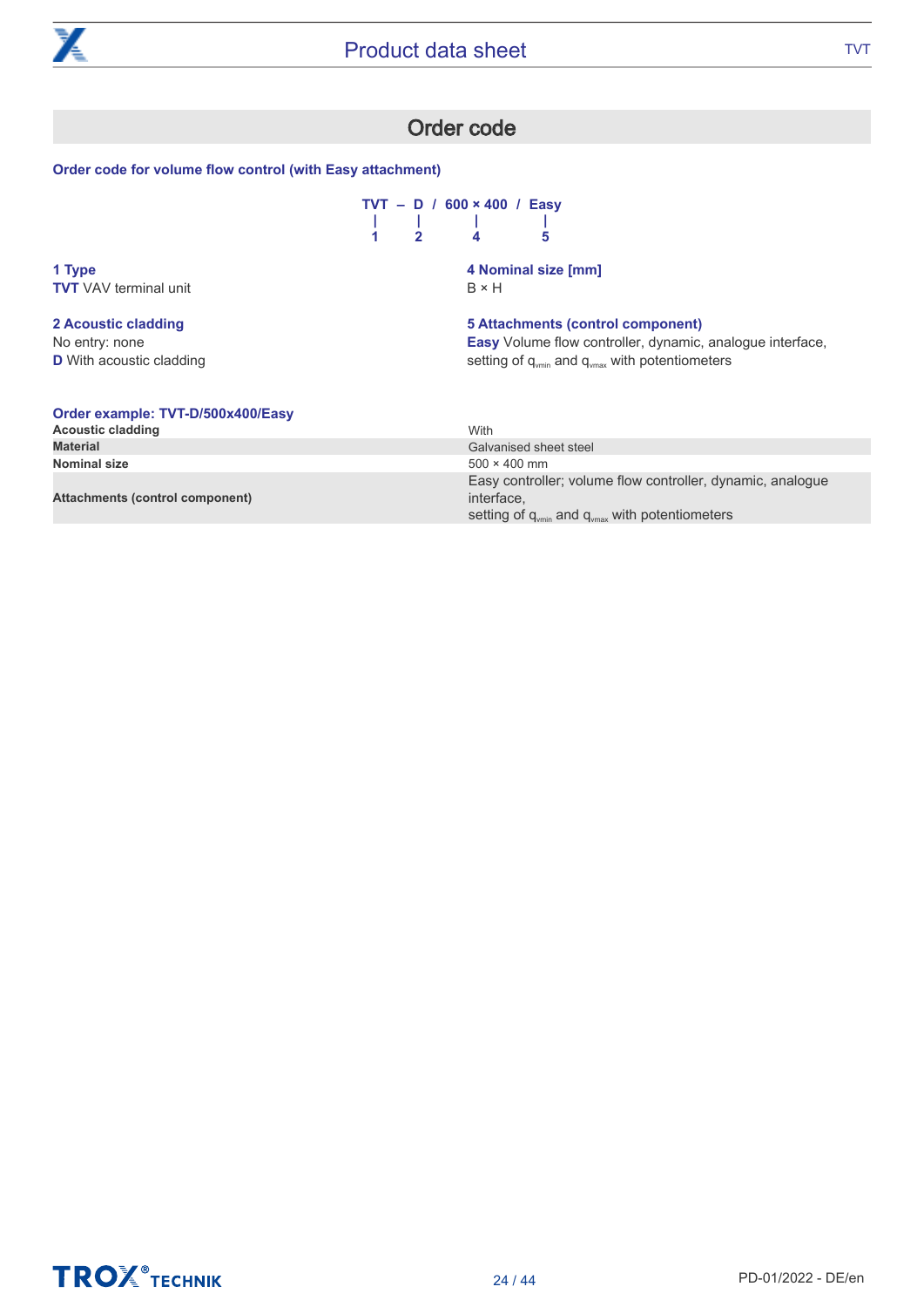## Order code

### Order code for volume flow control (with Easy attachment)

```
TVT – D / 600 × 400 / Easy
 |    |       |        |
 1    2       4        5
```

**1 Type**
**TVT** VAV terminal unit

**2 Acoustic cladding**
No entry: none
**D** With acoustic cladding

**4 Nominal size [mm]**
B × H

**5 Attachments (control component)**
**Easy** Volume flow controller, dynamic, analogue interface, setting of $q_{vmin}$ and $q_{vmax}$ with potentiometers

### Order example: TVT-D/500x400/Easy

| | |
|---|---|
| **Acoustic cladding** | With |
| **Material** | Galvanised sheet steel |
| **Nominal size** | 500 × 400 mm |
| **Attachments (control component)** | Easy controller; volume flow controller, dynamic, analogue interface, setting of $q_{vmin}$ and $q_{vmax}$ with potentiometers |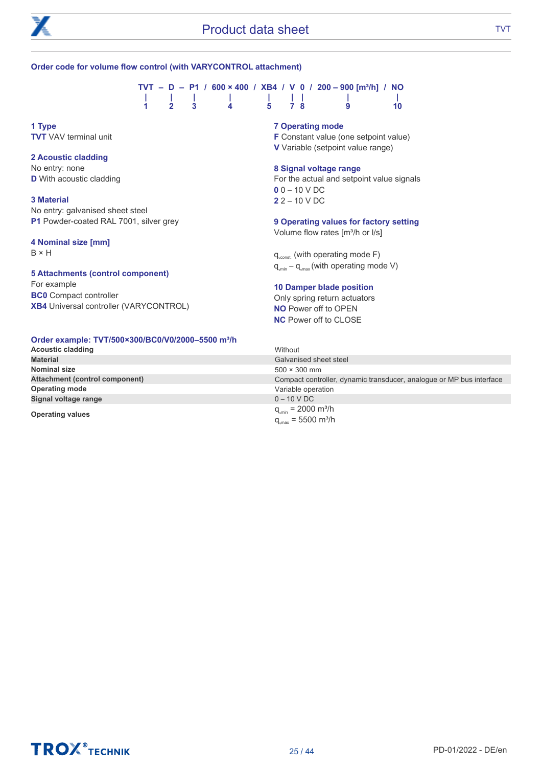## Order code for volume flow control (with VARYCONTROL attachment)

```
TVT – D – P1 / 600 × 400 / XB4 / V 0 / 200 – 900 [m³/h] / NO
 |    |    |       |         |    | |        |              |
 1    2    3       4         5    7 8        9              10
```

**1 Type**
**TVT** VAV terminal unit

**2 Acoustic cladding**
No entry: none
**D** With acoustic cladding

**3 Material**
No entry: galvanised sheet steel
**P1** Powder-coated RAL 7001, silver grey

**4 Nominal size [mm]**
B × H

**5 Attachments (control component)**
For example
**BC0** Compact controller
**XB4** Universal controller (VARYCONTROL)

**7 Operating mode**
**F** Constant value (one setpoint value)
**V** Variable (setpoint value range)

**8 Signal voltage range**
For the actual and setpoint value signals
**0** 0 – 10 V DC
**2** 2 – 10 V DC

**9 Operating values for factory setting**
Volume flow rates [m³/h or l/s]

$q_{vconst.}$ (with operating mode F)
$q_{vmin}$ – $q_{vmax}$ (with operating mode V)

**10 Damper blade position**
Only spring return actuators
**NO** Power off to OPEN
**NC** Power off to CLOSE

### Order example: TVT/500×300/BC0/V0/2000–5500 m³/h

| | |
|---|---|
| **Acoustic cladding** | Without |
| **Material** | Galvanised sheet steel |
| **Nominal size** | 500 × 300 mm |
| **Attachment (control component)** | Compact controller, dynamic transducer, analogue or MP bus interface |
| **Operating mode** | Variable operation |
| **Signal voltage range** | 0 – 10 V DC |
| **Operating values** | $q_{vmin}$ = 2000 m³/h<br>$q_{vmax}$ = 5500 m³/h |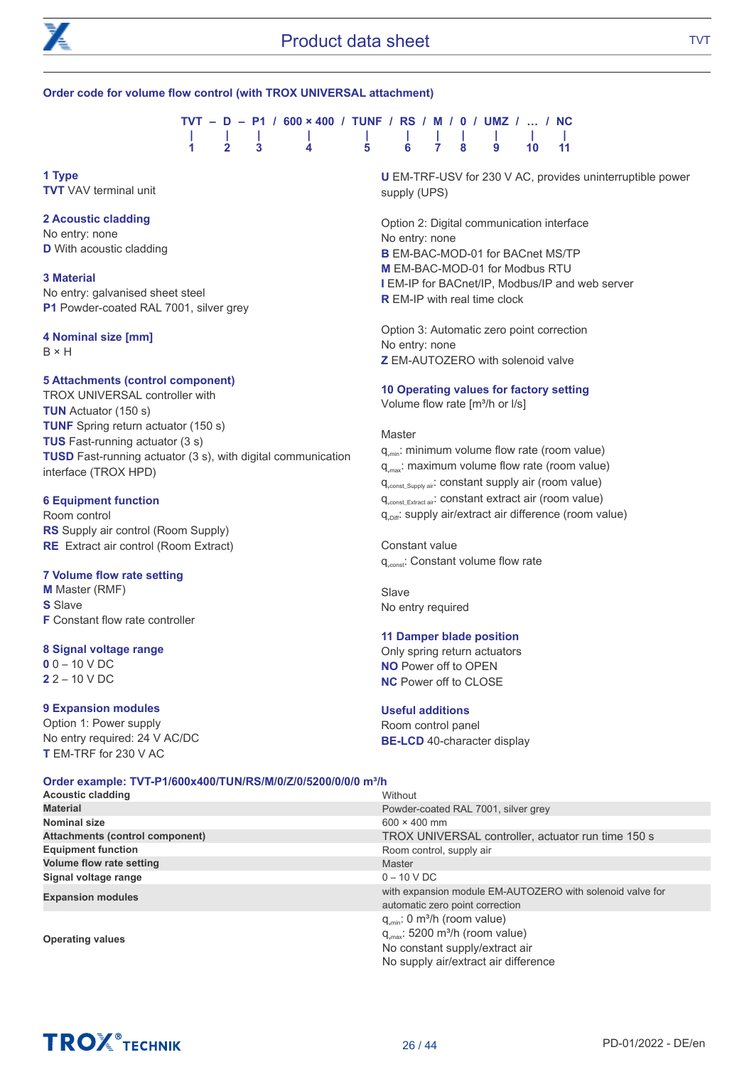## Order code for volume flow control (with TROX UNIVERSAL attachment)

```
TVT – D – P1 / 600 × 400 / TUNF / RS / M / 0 / UMZ / … / NC
 |    |    |       |          |     |    |   |    |     |    |
 1    2    3       4          5     6    7   8    9    10   11
```

**1 Type**
**TVT** VAV terminal unit

**2 Acoustic cladding**
No entry: none
**D** With acoustic cladding

**3 Material**
No entry: galvanised sheet steel
**P1** Powder-coated RAL 7001, silver grey

**4 Nominal size [mm]**
B × H

**5 Attachments (control component)**
TROX UNIVERSAL controller with
**TUN** Actuator (150 s)
**TUNF** Spring return actuator (150 s)
**TUS** Fast-running actuator (3 s)
**TUSD** Fast-running actuator (3 s), with digital communication interface (TROX HPD)

**6 Equipment function**
Room control
**RS** Supply air control (Room Supply)
**RE** Extract air control (Room Extract)

**7 Volume flow rate setting**
**M** Master (RMF)
**S** Slave
**F** Constant flow rate controller

**8 Signal voltage range**
**0** 0 – 10 V DC
**2** 2 – 10 V DC

**9 Expansion modules**
Option 1: Power supply
No entry required: 24 V AC/DC
**T** EM-TRF for 230 V AC
**U** EM-TRF-USV for 230 V AC, provides uninterruptible power supply (UPS)

Option 2: Digital communication interface
No entry: none
**B** EM-BAC-MOD-01 for BACnet MS/TP
**M** EM-BAC-MOD-01 for Modbus RTU
**I** EM-IP for BACnet/IP, Modbus/IP and web server
**R** EM-IP with real time clock

Option 3: Automatic zero point correction
No entry: none
**Z** EM-AUTOZERO with solenoid valve

**10 Operating values for factory setting**
Volume flow rate [m³/h or l/s]

Master
$q_{vmin}$: minimum volume flow rate (room value)
$q_{vmax}$: maximum volume flow rate (room value)
$q_{vconst\_Supply\ air}$: constant supply air (room value)
$q_{vconst\_Extract\ air}$: constant extract air (room value)
$q_{vDiff}$: supply air/extract air difference (room value)

Constant value
$q_{vconst}$: Constant volume flow rate

Slave
No entry required

**11 Damper blade position**
Only spring return actuators
**NO** Power off to OPEN
**NC** Power off to CLOSE

**Useful additions**
Room control panel
**BE-LCD** 40-character display

## Order example: TVT-P1/600x400/TUN/RS/M/0/Z/0/5200/0/0/0 m³/h

| | |
|---|---|
| **Acoustic cladding** | Without |
| **Material** | Powder-coated RAL 7001, silver grey |
| **Nominal size** | 600 × 400 mm |
| **Attachments (control component)** | TROX UNIVERSAL controller, actuator run time 150 s |
| **Equipment function** | Room control, supply air |
| **Volume flow rate setting** | Master |
| **Signal voltage range** | 0 – 10 V DC |
| **Expansion modules** | with expansion module EM-AUTOZERO with solenoid valve for automatic zero point correction |
| **Operating values** | $q_{vmin}$: 0 m³/h (room value)<br>$q_{vmax}$: 5200 m³/h (room value)<br>No constant supply/extract air<br>No supply air/extract air difference |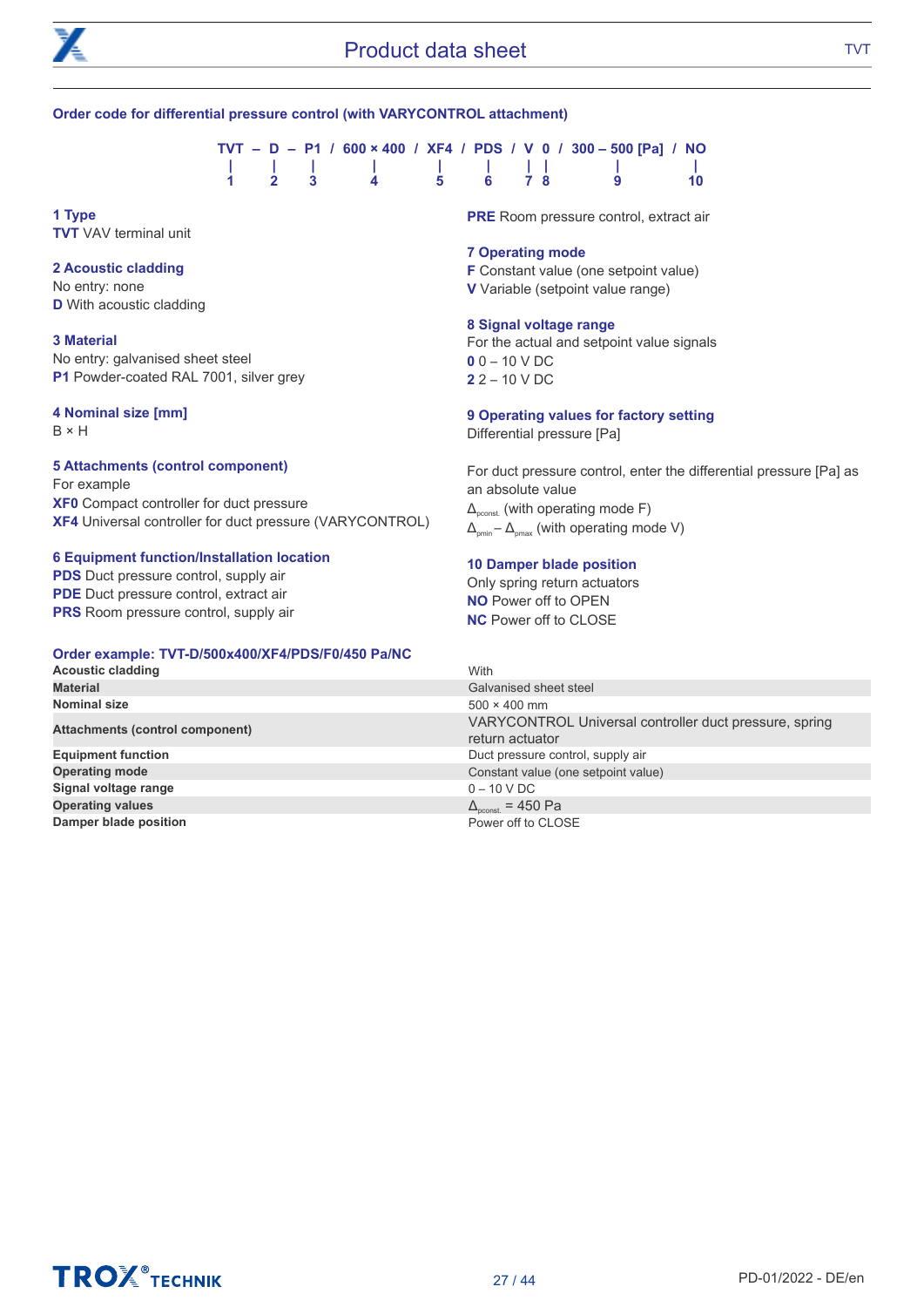## Order code for differential pressure control (with VARYCONTROL attachment)

```
TVT – D – P1 / 600 × 400 / XF4 / PDS / V 0 / 300 – 500 [Pa] / NO
 |    |    |       |         |      |    | |        |           |
 1    2    3       4         5      6    7 8        9          10
```

**1 Type**
**TVT** VAV terminal unit

**2 Acoustic cladding**
No entry: none
**D** With acoustic cladding

**3 Material**
No entry: galvanised sheet steel
**P1** Powder-coated RAL 7001, silver grey

**4 Nominal size [mm]**
B × H

**5 Attachments (control component)**
For example
**XF0** Compact controller for duct pressure
**XF4** Universal controller for duct pressure (VARYCONTROL)

**6 Equipment function/Installation location**
**PDS** Duct pressure control, supply air
**PDE** Duct pressure control, extract air
**PRS** Room pressure control, supply air
**PRE** Room pressure control, extract air

**7 Operating mode**
**F** Constant value (one setpoint value)
**V** Variable (setpoint value range)

**8 Signal voltage range**
For the actual and setpoint value signals
**0** 0 – 10 V DC
**2** 2 – 10 V DC

**9 Operating values for factory setting**
Differential pressure [Pa]

For duct pressure control, enter the differential pressure [Pa] as an absolute value
$\Delta_{pconst.}$ (with operating mode F)
$\Delta_{pmin} - \Delta_{pmax}$ (with operating mode V)

**10 Damper blade position**
Only spring return actuators
**NO** Power off to OPEN
**NC** Power off to CLOSE

### Order example: TVT-D/500x400/XF4/PDS/F0/450 Pa/NC

| | |
|---|---|
| **Acoustic cladding** | With |
| **Material** | Galvanised sheet steel |
| **Nominal size** | 500 × 400 mm |
| **Attachments (control component)** | VARYCONTROL Universal controller duct pressure, spring return actuator |
| **Equipment function** | Duct pressure control, supply air |
| **Operating mode** | Constant value (one setpoint value) |
| **Signal voltage range** | 0 – 10 V DC |
| **Operating values** | $\Delta_{pconst.}$ = 450 Pa |
| **Damper blade position** | Power off to CLOSE |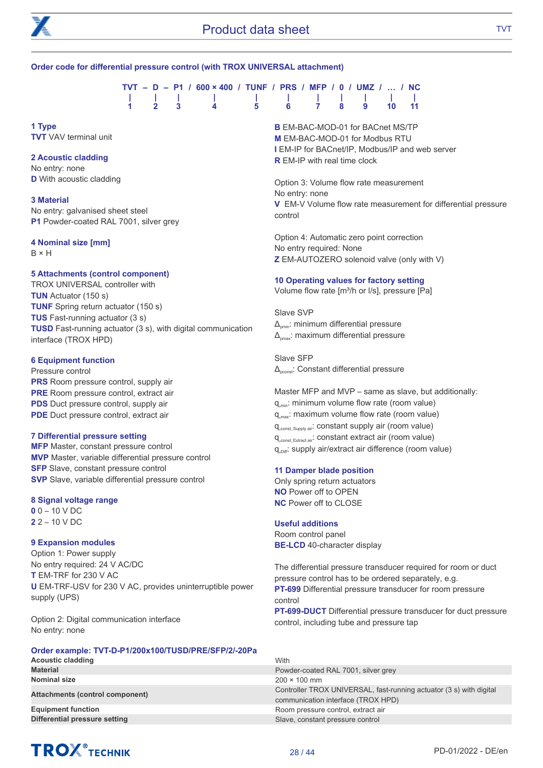## Order code for differential pressure control (with TROX UNIVERSAL attachment)

```
TVT – D – P1 / 600 × 400 / TUNF / PRS / MFP / 0 / UMZ / … / NC
 |    |    |       |         |      |     |    |    |    |    |
 1    2    3       4         5      6     7    8    9    10   11
```

**1 Type**
**TVT** VAV terminal unit

**2 Acoustic cladding**
No entry: none
**D** With acoustic cladding

**3 Material**
No entry: galvanised sheet steel
**P1** Powder-coated RAL 7001, silver grey

**4 Nominal size [mm]**
B × H

**5 Attachments (control component)**
TROX UNIVERSAL controller with
**TUN** Actuator (150 s)
**TUNF** Spring return actuator (150 s)
**TUS** Fast-running actuator (3 s)
**TUSD** Fast-running actuator (3 s), with digital communication interface (TROX HPD)

**6 Equipment function**
Pressure control
**PRS** Room pressure control, supply air
**PRE** Room pressure control, extract air
**PDS** Duct pressure control, supply air
**PDE** Duct pressure control, extract air

**7 Differential pressure setting**
**MFP** Master, constant pressure control
**MVP** Master, variable differential pressure control
**SFP** Slave, constant pressure control
**SVP** Slave, variable differential pressure control

**8 Signal voltage range**
**0** 0 – 10 V DC
**2** 2 – 10 V DC

**9 Expansion modules**
Option 1: Power supply
No entry required: 24 V AC/DC
**T** EM-TRF for 230 V AC
**U** EM-TRF-USV for 230 V AC, provides uninterruptible power supply (UPS)

Option 2: Digital communication interface
No entry: none
**B** EM-BAC-MOD-01 for BACnet MS/TP
**M** EM-BAC-MOD-01 for Modbus RTU
**I** EM-IP for BACnet/IP, Modbus/IP and web server
**R** EM-IP with real time clock

Option 3: Volume flow rate measurement
No entry: none
**V** EM-V Volume flow rate measurement for differential pressure control

Option 4: Automatic zero point correction
No entry required: None
**Z** EM-AUTOZERO solenoid valve (only with V)

**10 Operating values for factory setting**
Volume flow rate [m³/h or l/s], pressure [Pa]

Slave SVP
$\Delta_{pmin}$: minimum differential pressure
$\Delta_{pmax}$: maximum differential pressure

Slave SFP
$\Delta_{pconst}$: Constant differential pressure

Master MFP and MVP – same as slave, but additionally:
$q_{vmin}$: minimum volume flow rate (room value)
$q_{vmax}$: maximum volume flow rate (room value)
$q_{vconst\_Supply\ air}$: constant supply air (room value)
$q_{vconst\_Extract\ air}$: constant extract air (room value)
$q_{vDiff}$: supply air/extract air difference (room value)

**11 Damper blade position**
Only spring return actuators
**NO** Power off to OPEN
**NC** Power off to CLOSE

**Useful additions**
Room control panel
**BE-LCD** 40-character display

The differential pressure transducer required for room or duct pressure control has to be ordered separately, e.g.
**PT-699** Differential pressure transducer for room pressure control
**PT-699-DUCT** Differential pressure transducer for duct pressure control, including tube and pressure tap

**Order example: TVT-D-P1/200x100/TUSD/PRE/SFP/2/-20Pa**

| | |
|---|---|
| **Acoustic cladding** | With |
| **Material** | Powder-coated RAL 7001, silver grey |
| **Nominal size** | 200 × 100 mm |
| **Attachments (control component)** | Controller TROX UNIVERSAL, fast-running actuator (3 s) with digital communication interface (TROX HPD) |
| **Equipment function** | Room pressure control, extract air |
| **Differential pressure setting** | Slave, constant pressure control |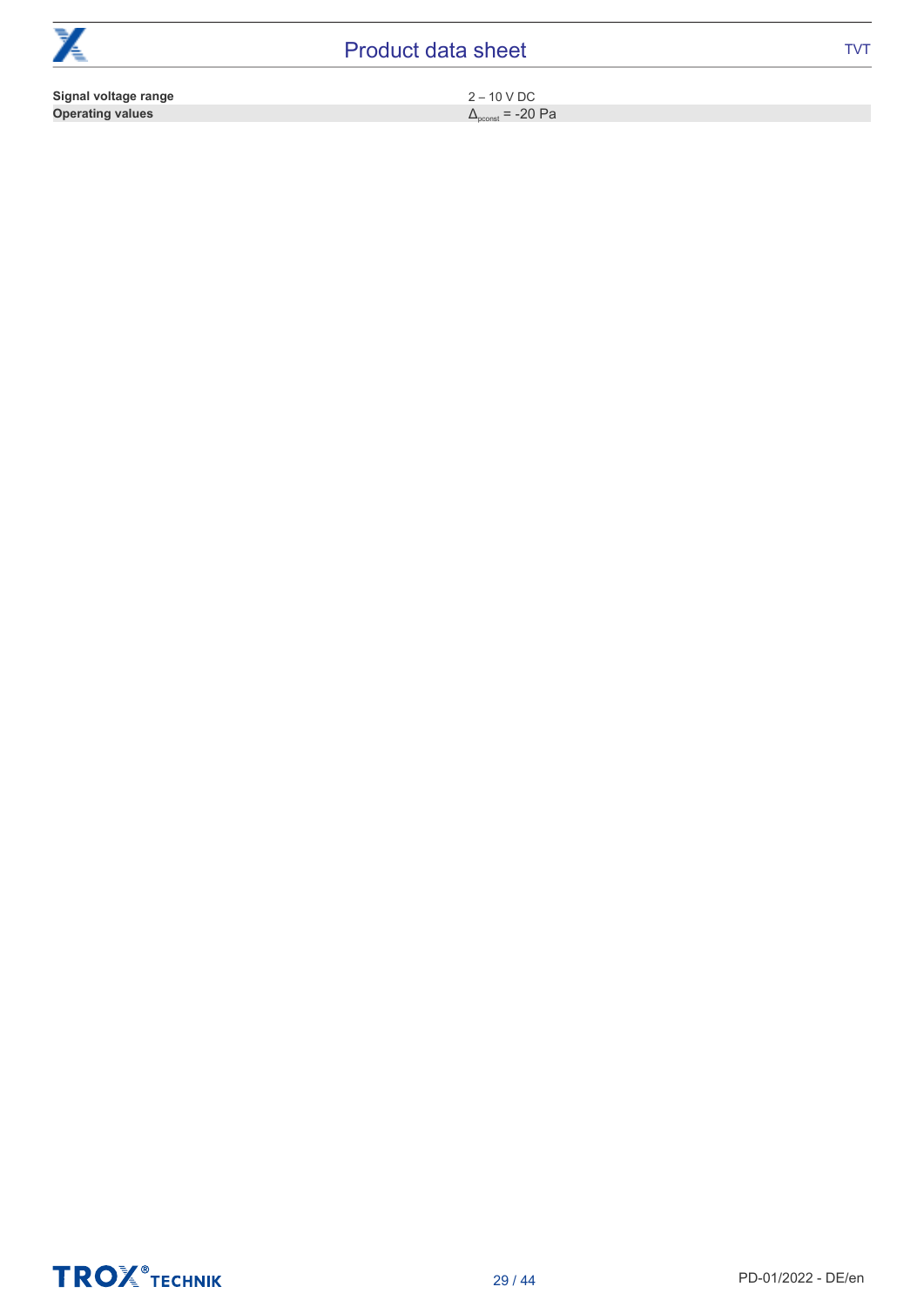| | |
|---|---|
| **Signal voltage range** | 2 – 10 V DC |
| **Operating values** | $\Delta_{pconst}$ = -20 Pa |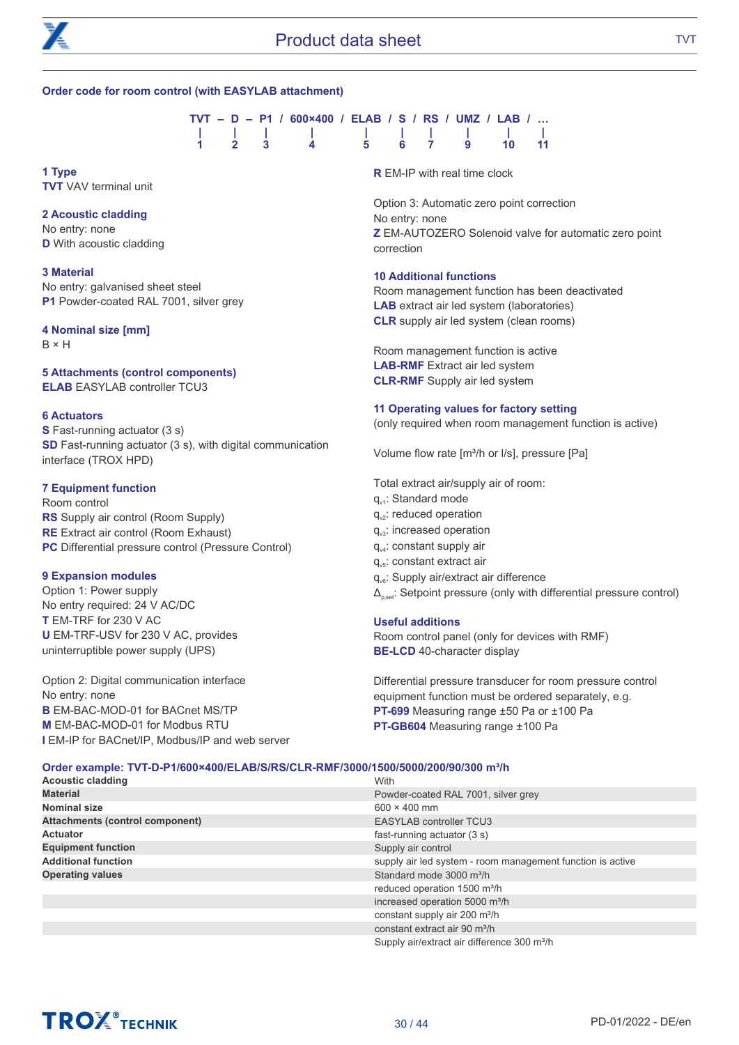## Order code for room control (with EASYLAB attachment)

```
TVT – D – P1 / 600×400 / ELAB / S / RS / UMZ / LAB / ...
 |    |    |      |        |     |    |     |     |     |
 1    2    3      4        5     6    7     9    10    11
```

**1 Type**
**TVT** VAV terminal unit

**2 Acoustic cladding**
No entry: none
**D** With acoustic cladding

**3 Material**
No entry: galvanised sheet steel
**P1** Powder-coated RAL 7001, silver grey

**4 Nominal size [mm]**
B × H

**5 Attachments (control components)**
**ELAB** EASYLAB controller TCU3

**6 Actuators**
**S** Fast-running actuator (3 s)
**SD** Fast-running actuator (3 s), with digital communication interface (TROX HPD)

**7 Equipment function**
Room control
**RS** Supply air control (Room Supply)
**RE** Extract air control (Room Exhaust)
**PC** Differential pressure control (Pressure Control)

**9 Expansion modules**
Option 1: Power supply
No entry required: 24 V AC/DC
**T** EM-TRF for 230 V AC
**U** EM-TRF-USV for 230 V AC, provides uninterruptible power supply (UPS)

Option 2: Digital communication interface
No entry: none
**B** EM-BAC-MOD-01 for BACnet MS/TP
**M** EM-BAC-MOD-01 for Modbus RTU
**I** EM-IP for BACnet/IP, Modbus/IP and web server
**R** EM-IP with real time clock

Option 3: Automatic zero point correction
No entry: none
**Z** EM-AUTOZERO Solenoid valve for automatic zero point correction

**10 Additional functions**
Room management function has been deactivated
**LAB** extract air led system (laboratories)
**CLR** supply air led system (clean rooms)

Room management function is active
**LAB-RMF** Extract air led system
**CLR-RMF** Supply air led system

**11 Operating values for factory setting**
(only required when room management function is active)

Volume flow rate [m³/h or l/s], pressure [Pa]

Total extract air/supply air of room:
$q_{v1}$: Standard mode
$q_{v2}$: reduced operation
$q_{v3}$: increased operation
$q_{v4}$: constant supply air
$q_{v5}$: constant extract air
$q_{v6}$: Supply air/extract air difference
$\Delta_{p,set}$: Setpoint pressure (only with differential pressure control)

**Useful additions**
Room control panel (only for devices with RMF)
**BE-LCD** 40-character display

Differential pressure transducer for room pressure control equipment function must be ordered separately, e.g.
**PT-699** Measuring range ±50 Pa or ±100 Pa
**PT-GB604** Measuring range ±100 Pa

## Order example: TVT-D-P1/600×400/ELAB/S/RS/CLR-RMF/3000/1500/5000/200/90/300 m³/h

| | |
|---|---|
| **Acoustic cladding** | With |
| **Material** | Powder-coated RAL 7001, silver grey |
| **Nominal size** | 600 × 400 mm |
| **Attachments (control component)** | EASYLAB controller TCU3 |
| **Actuator** | fast-running actuator (3 s) |
| **Equipment function** | Supply air control |
| **Additional function** | supply air led system - room management function is active |
| **Operating values** | Standard mode 3000 m³/h |
| | reduced operation 1500 m³/h |
| | increased operation 5000 m³/h |
| | constant supply air 200 m³/h |
| | constant extract air 90 m³/h |
| | Supply air/extract air difference 300 m³/h |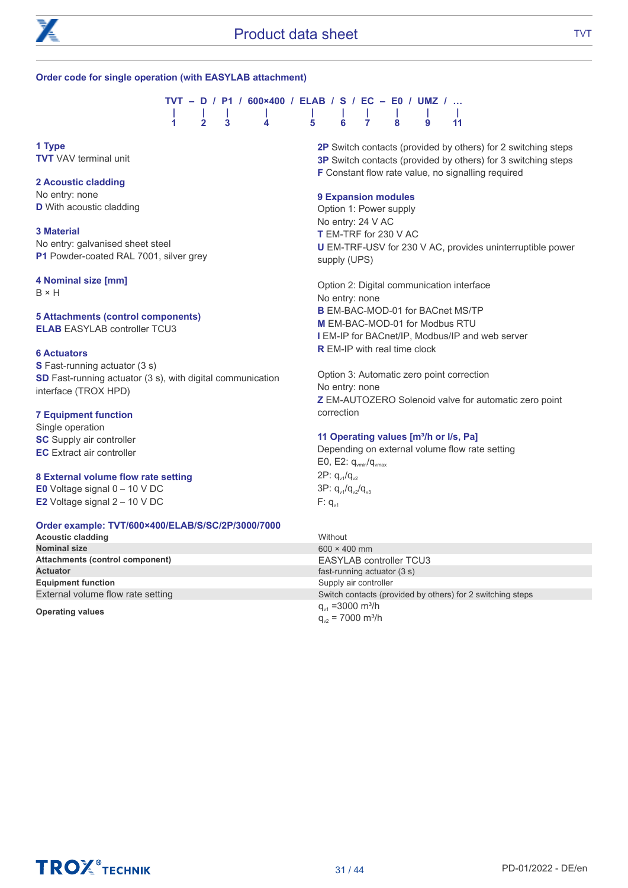## Order code for single operation (with EASYLAB attachment)

```
TVT – D / P1 / 600×400 / ELAB / S / EC – E0 / UMZ / …
 |    |    |      |        |     |    |    |     |     |
 1    2    3      4        5     6    7    8     9    11
```

**1 Type**
**TVT** VAV terminal unit

**2 Acoustic cladding**
No entry: none
**D** With acoustic cladding

**3 Material**
No entry: galvanised sheet steel
**P1** Powder-coated RAL 7001, silver grey

**4 Nominal size [mm]**
B × H

**5 Attachments (control components)**
**ELAB** EASYLAB controller TCU3

**6 Actuators**
**S** Fast-running actuator (3 s)
**SD** Fast-running actuator (3 s), with digital communication interface (TROX HPD)

**7 Equipment function**
Single operation
**SC** Supply air controller
**EC** Extract air controller

**8 External volume flow rate setting**
**E0** Voltage signal 0 – 10 V DC
**E2** Voltage signal 2 – 10 V DC
**2P** Switch contacts (provided by others) for 2 switching steps
**3P** Switch contacts (provided by others) for 3 switching steps
**F** Constant flow rate value, no signalling required

**9 Expansion modules**
Option 1: Power supply
No entry: 24 V AC
**T** EM-TRF for 230 V AC
**U** EM-TRF-USV for 230 V AC, provides uninterruptible power supply (UPS)

Option 2: Digital communication interface
No entry: none
**B** EM-BAC-MOD-01 for BACnet MS/TP
**M** EM-BAC-MOD-01 for Modbus RTU
**I** EM-IP for BACnet/IP, Modbus/IP and web server
**R** EM-IP with real time clock

Option 3: Automatic zero point correction
No entry: none
**Z** EM-AUTOZERO Solenoid valve for automatic zero point correction

**11 Operating values [m³/h or l/s, Pa]**
Depending on external volume flow rate setting
E0, E2: $q_{vmin}/q_{vmax}$
2P: $q_{v1}/q_{v2}$
3P: $q_{v1}/q_{v2}/q_{v3}$
F: $q_{v1}$

**Order example: TVT/600×400/ELAB/S/SC/2P/3000/7000**

| | |
|---|---|
| **Acoustic cladding** | Without |
| **Nominal size** | 600 × 400 mm |
| **Attachments (control component)** | EASYLAB controller TCU3 |
| **Actuator** | fast-running actuator (3 s) |
| **Equipment function** | Supply air controller |
| External volume flow rate setting | Switch contacts (provided by others) for 2 switching steps |
| **Operating values** | $q_{v1}$ =3000 m³/h<br>$q_{v2}$ = 7000 m³/h |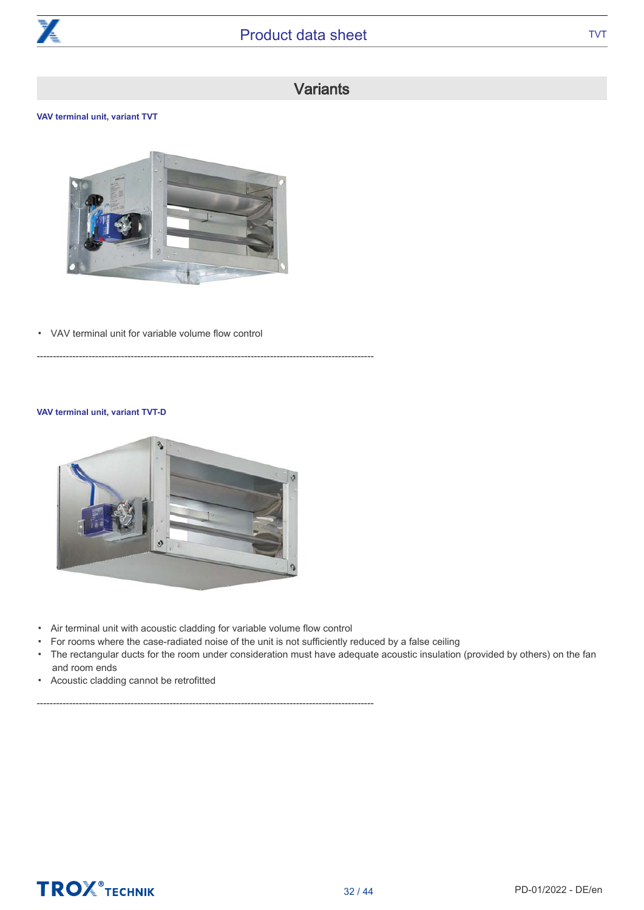## Variants

**VAV terminal unit, variant TVT**

- VAV terminal unit for variable volume flow control

---

**VAV terminal unit, variant TVT-D**

- Air terminal unit with acoustic cladding for variable volume flow control
- For rooms where the case-radiated noise of the unit is not sufficiently reduced by a false ceiling
- The rectangular ducts for the room under consideration must have adequate acoustic insulation (provided by others) on the fan and room ends
- Acoustic cladding cannot be retrofitted

---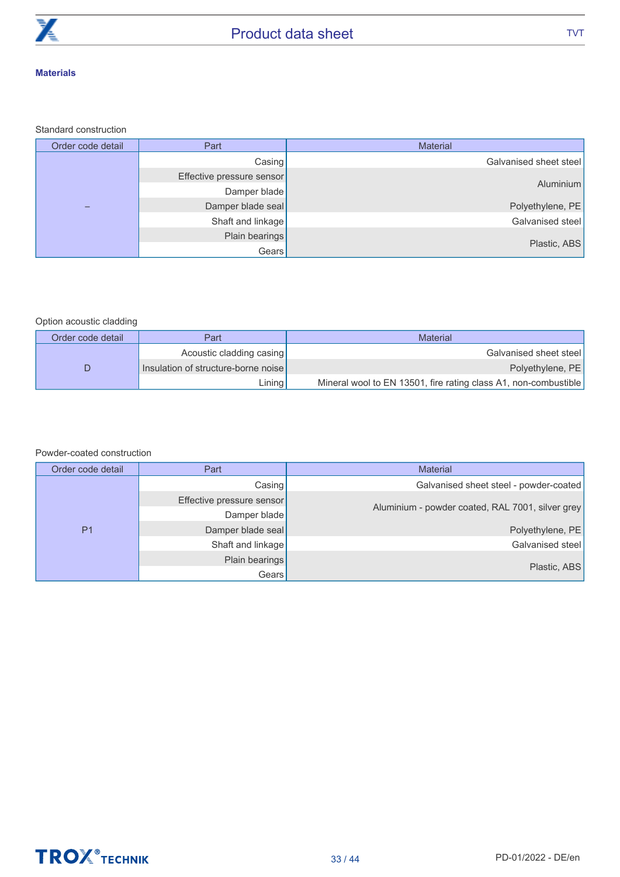## Materials

Standard construction

| Order code detail | Part | Material |
|---|---|---|
| – | Casing | Galvanised sheet steel |
| | Effective pressure sensor | Aluminium |
| | Damper blade | |
| | Damper blade seal | Polyethylene, PE |
| | Shaft and linkage | Galvanised steel |
| | Plain bearings | Plastic, ABS |
| | Gears | |

Option acoustic cladding

| Order code detail | Part | Material |
|---|---|---|
| D | Acoustic cladding casing | Galvanised sheet steel |
| | Insulation of structure-borne noise | Polyethylene, PE |
| | Lining | Mineral wool to EN 13501, fire rating class A1, non-combustible |

Powder-coated construction

| Order code detail | Part | Material |
|---|---|---|
| P1 | Casing | Galvanised sheet steel - powder-coated |
| | Effective pressure sensor | Aluminium - powder coated, RAL 7001, silver grey |
| | Damper blade | |
| | Damper blade seal | Polyethylene, PE |
| | Shaft and linkage | Galvanised steel |
| | Plain bearings | Plastic, ABS |
| | Gears | |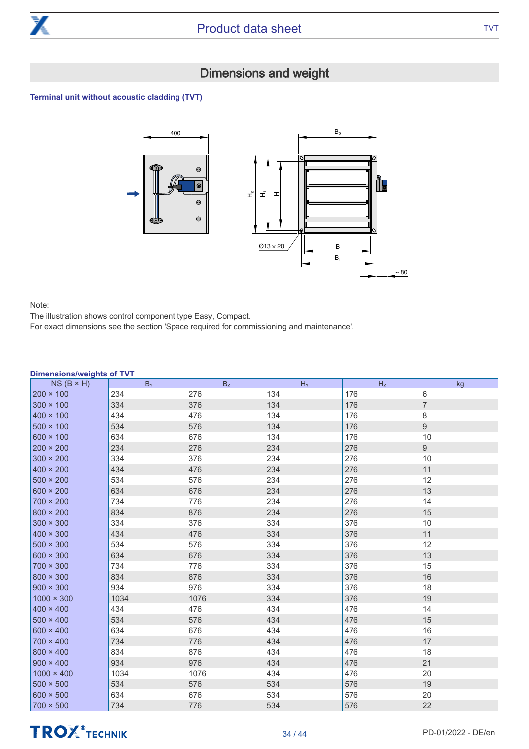## Dimensions and weight

### Terminal unit without acoustic cladding (TVT)

Note:
The illustration shows control component type Easy, Compact.
For exact dimensions see the section 'Space required for commissioning and maintenance'.

**Dimensions/weights of TVT**

| NS (B × H) | $B_1$ | $B_2$ | $H_1$ | $H_2$ | kg |
|---|---|---|---|---|---|
| 200 × 100 | 234 | 276 | 134 | 176 | 6 |
| 300 × 100 | 334 | 376 | 134 | 176 | 7 |
| 400 × 100 | 434 | 476 | 134 | 176 | 8 |
| 500 × 100 | 534 | 576 | 134 | 176 | 9 |
| 600 × 100 | 634 | 676 | 134 | 176 | 10 |
| 200 × 200 | 234 | 276 | 234 | 276 | 9 |
| 300 × 200 | 334 | 376 | 234 | 276 | 10 |
| 400 × 200 | 434 | 476 | 234 | 276 | 11 |
| 500 × 200 | 534 | 576 | 234 | 276 | 12 |
| 600 × 200 | 634 | 676 | 234 | 276 | 13 |
| 700 × 200 | 734 | 776 | 234 | 276 | 14 |
| 800 × 200 | 834 | 876 | 234 | 276 | 15 |
| 300 × 300 | 334 | 376 | 334 | 376 | 10 |
| 400 × 300 | 434 | 476 | 334 | 376 | 11 |
| 500 × 300 | 534 | 576 | 334 | 376 | 12 |
| 600 × 300 | 634 | 676 | 334 | 376 | 13 |
| 700 × 300 | 734 | 776 | 334 | 376 | 15 |
| 800 × 300 | 834 | 876 | 334 | 376 | 16 |
| 900 × 300 | 934 | 976 | 334 | 376 | 18 |
| 1000 × 300 | 1034 | 1076 | 334 | 376 | 19 |
| 400 × 400 | 434 | 476 | 434 | 476 | 14 |
| 500 × 400 | 534 | 576 | 434 | 476 | 15 |
| 600 × 400 | 634 | 676 | 434 | 476 | 16 |
| 700 × 400 | 734 | 776 | 434 | 476 | 17 |
| 800 × 400 | 834 | 876 | 434 | 476 | 18 |
| 900 × 400 | 934 | 976 | 434 | 476 | 21 |
| 1000 × 400 | 1034 | 1076 | 434 | 476 | 20 |
| 500 × 500 | 534 | 576 | 534 | 576 | 19 |
| 600 × 500 | 634 | 676 | 534 | 576 | 20 |
| 700 × 500 | 734 | 776 | 534 | 576 | 22 |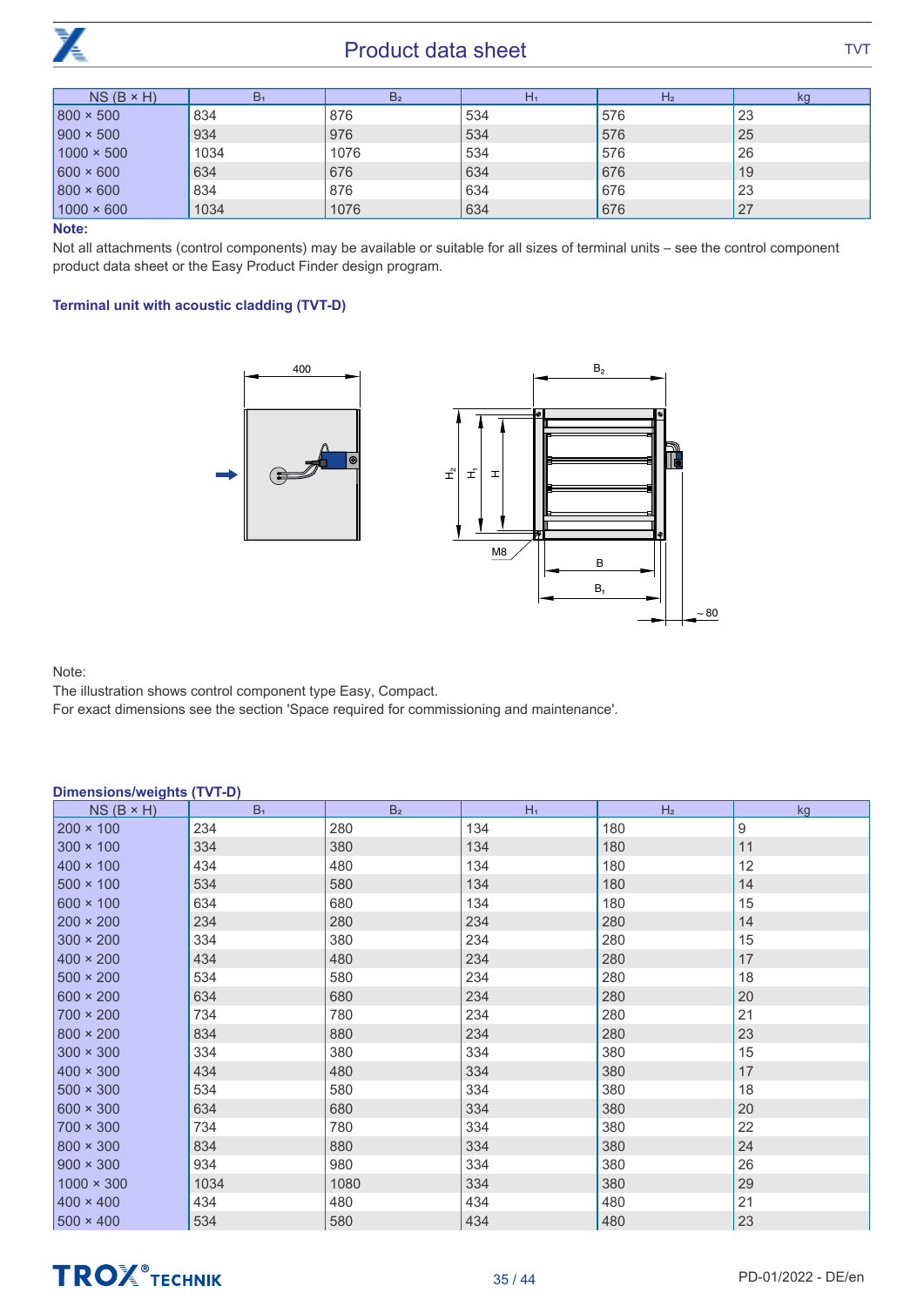| NS (B × H) | $B_1$ | $B_2$ | $H_1$ | $H_2$ | kg |
|---|---|---|---|---|---|
| 800 × 500 | 834 | 876 | 534 | 576 | 23 |
| 900 × 500 | 934 | 976 | 534 | 576 | 25 |
| 1000 × 500 | 1034 | 1076 | 534 | 576 | 26 |
| 600 × 600 | 634 | 676 | 634 | 676 | 19 |
| 800 × 600 | 834 | 876 | 634 | 676 | 23 |
| 1000 × 600 | 1034 | 1076 | 634 | 676 | 27 |

**Note:**

Not all attachments (control components) may be available or suitable for all sizes of terminal units – see the control component product data sheet or the Easy Product Finder design program.

### Terminal unit with acoustic cladding (TVT-D)

Note:

The illustration shows control component type Easy, Compact.

For exact dimensions see the section 'Space required for commissioning and maintenance'.

### Dimensions/weights (TVT-D)

| NS (B × H) | $B_1$ | $B_2$ | $H_1$ | $H_2$ | kg |
|---|---|---|---|---|---|
| 200 × 100 | 234 | 280 | 134 | 180 | 9 |
| 300 × 100 | 334 | 380 | 134 | 180 | 11 |
| 400 × 100 | 434 | 480 | 134 | 180 | 12 |
| 500 × 100 | 534 | 580 | 134 | 180 | 14 |
| 600 × 100 | 634 | 680 | 134 | 180 | 15 |
| 200 × 200 | 234 | 280 | 234 | 280 | 14 |
| 300 × 200 | 334 | 380 | 234 | 280 | 15 |
| 400 × 200 | 434 | 480 | 234 | 280 | 17 |
| 500 × 200 | 534 | 580 | 234 | 280 | 18 |
| 600 × 200 | 634 | 680 | 234 | 280 | 20 |
| 700 × 200 | 734 | 780 | 234 | 280 | 21 |
| 800 × 200 | 834 | 880 | 234 | 280 | 23 |
| 300 × 300 | 334 | 380 | 334 | 380 | 15 |
| 400 × 300 | 434 | 480 | 334 | 380 | 17 |
| 500 × 300 | 534 | 580 | 334 | 380 | 18 |
| 600 × 300 | 634 | 680 | 334 | 380 | 20 |
| 700 × 300 | 734 | 780 | 334 | 380 | 22 |
| 800 × 300 | 834 | 880 | 334 | 380 | 24 |
| 900 × 300 | 934 | 980 | 334 | 380 | 26 |
| 1000 × 300 | 1034 | 1080 | 334 | 380 | 29 |
| 400 × 400 | 434 | 480 | 434 | 480 | 21 |
| 500 × 400 | 534 | 580 | 434 | 480 | 23 |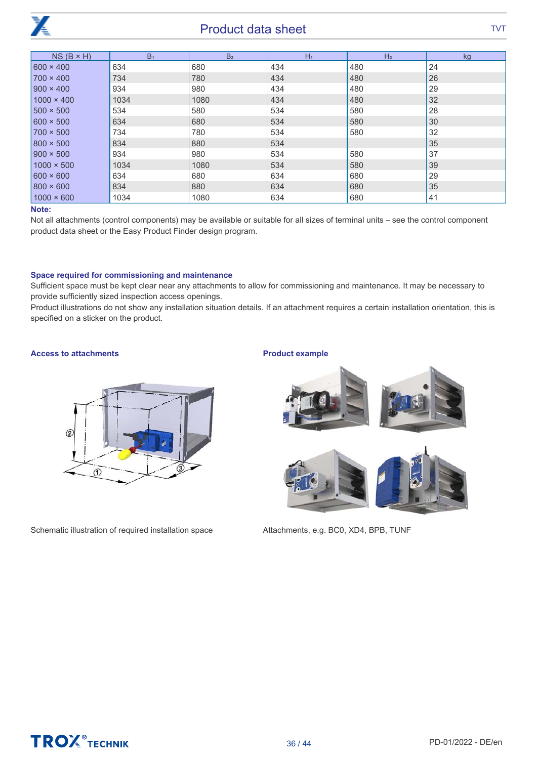| NS (B × H) | $B_1$ | $B_2$ | $H_1$ | $H_2$ | kg |
|---|---|---|---|---|---|
| 600 × 400 | 634 | 680 | 434 | 480 | 24 |
| 700 × 400 | 734 | 780 | 434 | 480 | 26 |
| 900 × 400 | 934 | 980 | 434 | 480 | 29 |
| 1000 × 400 | 1034 | 1080 | 434 | 480 | 32 |
| 500 × 500 | 534 | 580 | 534 | 580 | 28 |
| 600 × 500 | 634 | 680 | 534 | 580 | 30 |
| 700 × 500 | 734 | 780 | 534 | 580 | 32 |
| 800 × 500 | 834 | 880 | 534 | | 35 |
| 900 × 500 | 934 | 980 | 534 | 580 | 37 |
| 1000 × 500 | 1034 | 1080 | 534 | 580 | 39 |
| 600 × 600 | 634 | 680 | 634 | 680 | 29 |
| 800 × 600 | 834 | 880 | 634 | 680 | 35 |
| 1000 × 600 | 1034 | 1080 | 634 | 680 | 41 |

**Note:**

Not all attachments (control components) may be available or suitable for all sizes of terminal units – see the control component product data sheet or the Easy Product Finder design program.

### Space required for commissioning and maintenance

Sufficient space must be kept clear near any attachments to allow for commissioning and maintenance. It may be necessary to provide sufficiently sized inspection access openings.

Product illustrations do not show any installation situation details. If an attachment requires a certain installation orientation, this is specified on a sticker on the product.

### Access to attachments

Schematic illustration of required installation space

### Product example

Attachments, e.g. BC0, XD4, BPB, TUNF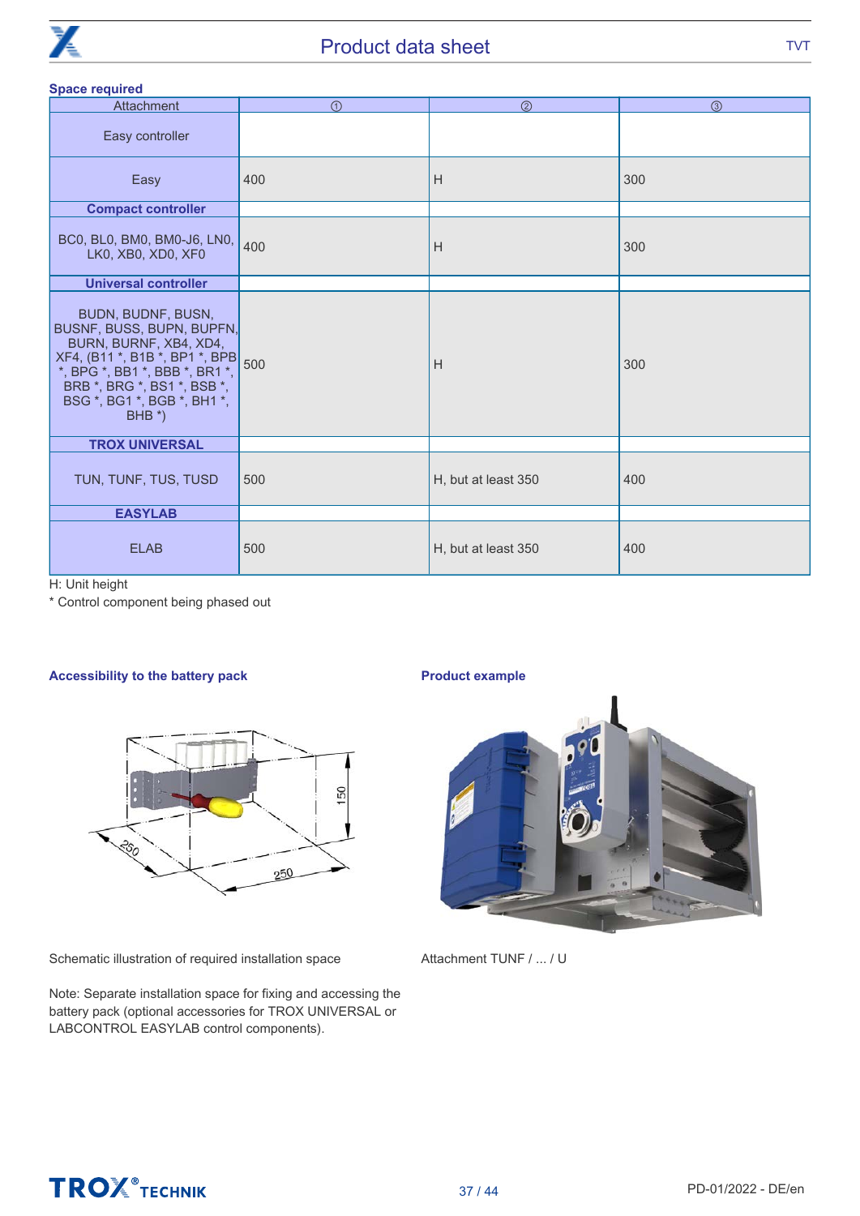### Space required

| Attachment | ① | ② | ③ |
|---|---|---|---|
| Easy controller | | | |
| Easy | 400 | H | 300 |
| **Compact controller** | | | |
| BC0, BL0, BM0, BM0-J6, LN0, LK0, XB0, XD0, XF0 | 400 | H | 300 |
| **Universal controller** | | | |
| BUDN, BUDNF, BUSN, BUSNF, BUSS, BUPN, BUPFN, BURN, BURNF, XB4, XD4, XF4, (B11 *, B1B *, BP1 *, BPB *, BPG *, BB1 *, BBB *, BR1 *, BRB *, BRG *, BS1 *, BSB *, BSG *, BG1 *, BGB *, BH1 *, BHB *) | 500 | H | 300 |
| **TROX UNIVERSAL** | | | |
| TUN, TUNF, TUS, TUSD | 500 | H, but at least 350 | 400 |
| **EASYLAB** | | | |
| ELAB | 500 | H, but at least 350 | 400 |

H: Unit height

* Control component being phased out

### Accessibility to the battery pack

Schematic illustration of required installation space

Note: Separate installation space for fixing and accessing the battery pack (optional accessories for TROX UNIVERSAL or LABCONTROL EASYLAB control components).

### Product example

Attachment TUNF / ... / U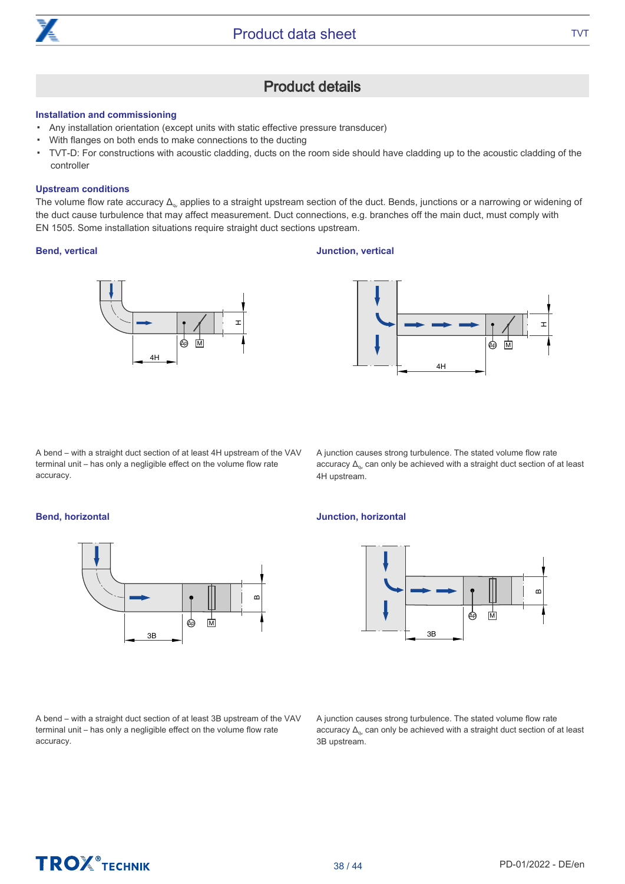## Product details

### Installation and commissioning

- Any installation orientation (except units with static effective pressure transducer)
- With flanges on both ends to make connections to the ducting
- TVT-D: For constructions with acoustic cladding, ducts on the room side should have cladding up to the acoustic cladding of the controller

### Upstream conditions

The volume flow rate accuracy $\Delta_{q_v}$ applies to a straight upstream section of the duct. Bends, junctions or a narrowing or widening of the duct cause turbulence that may affect measurement. Duct connections, e.g. branches off the main duct, must comply with EN 1505. Some installation situations require straight duct sections upstream.

#### Bend, vertical

A bend – with a straight duct section of at least 4H upstream of the VAV terminal unit – has only a negligible effect on the volume flow rate accuracy.

#### Junction, vertical

A junction causes strong turbulence. The stated volume flow rate accuracy $\Delta_{q_v}$ can only be achieved with a straight duct section of at least 4H upstream.

#### Bend, horizontal

A bend – with a straight duct section of at least 3B upstream of the VAV terminal unit – has only a negligible effect on the volume flow rate accuracy.

#### Junction, horizontal

A junction causes strong turbulence. The stated volume flow rate accuracy $\Delta_{q_v}$ can only be achieved with a straight duct section of at least 3B upstream.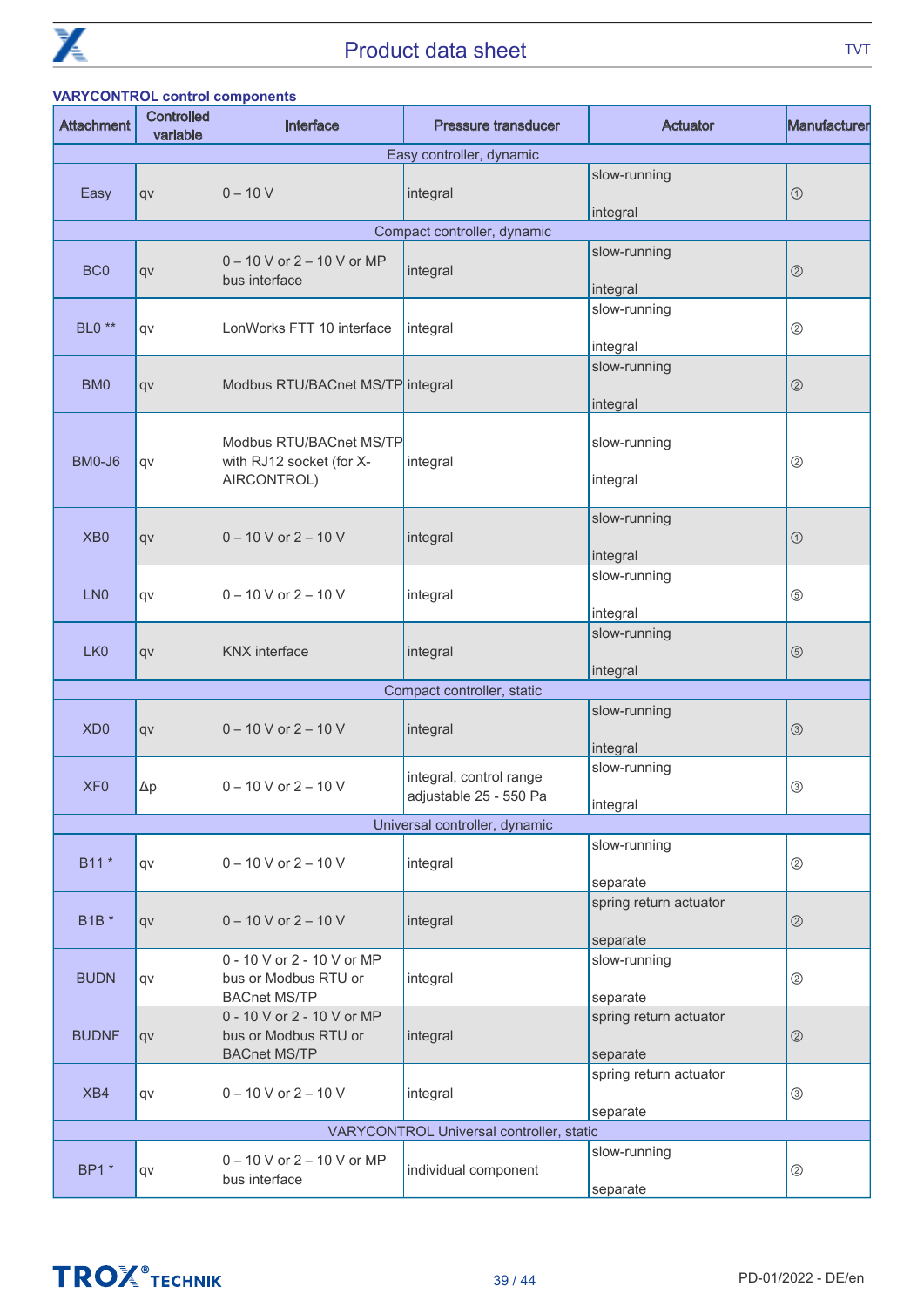**VARYCONTROL control components**

| Attachment | Controlled variable | Interface | Pressure transducer | Actuator | Manufacturer |
|---|---|---|---|---|---|
| Easy controller, dynamic | | | | | |
| Easy | qv | 0 – 10 V | integral | slow-running<br>integral | ① |
| Compact controller, dynamic | | | | | |
| BC0 | qv | 0 – 10 V or 2 – 10 V or MP bus interface | integral | slow-running<br>integral | ② |
| BL0 ** | qv | LonWorks FTT 10 interface | integral | slow-running<br>integral | ② |
| BM0 | qv | Modbus RTU/BACnet MS/TP | integral | slow-running<br>integral | ② |
| BM0-J6 | qv | Modbus RTU/BACnet MS/TP with RJ12 socket (for X-AIRCONTROL) | integral | slow-running<br>integral | ② |
| XB0 | qv | 0 – 10 V or 2 – 10 V | integral | slow-running<br>integral | ① |
| LN0 | qv | 0 – 10 V or 2 – 10 V | integral | slow-running<br>integral | ⑤ |
| LK0 | qv | KNX interface | integral | slow-running<br>integral | ⑤ |
| Compact controller, static | | | | | |
| XD0 | qv | 0 – 10 V or 2 – 10 V | integral | slow-running<br>integral | ③ |
| XF0 | Δp | 0 – 10 V or 2 – 10 V | integral, control range adjustable 25 - 550 Pa | slow-running<br>integral | ③ |
| Universal controller, dynamic | | | | | |
| B11 * | qv | 0 – 10 V or 2 – 10 V | integral | slow-running<br>separate | ② |
| B1B * | qv | 0 – 10 V or 2 – 10 V | integral | spring return actuator<br>separate | ② |
| BUDN | qv | 0 - 10 V or 2 - 10 V or MP bus or Modbus RTU or BACnet MS/TP | integral | slow-running<br>separate | ② |
| BUDNF | qv | 0 - 10 V or 2 - 10 V or MP bus or Modbus RTU or BACnet MS/TP | integral | spring return actuator<br>separate | ② |
| XB4 | qv | 0 – 10 V or 2 – 10 V | integral | spring return actuator<br>separate | ③ |
| VARYCONTROL Universal controller, static | | | | | |
| BP1 * | qv | 0 – 10 V or 2 – 10 V or MP bus interface | individual component | slow-running<br>separate | ② |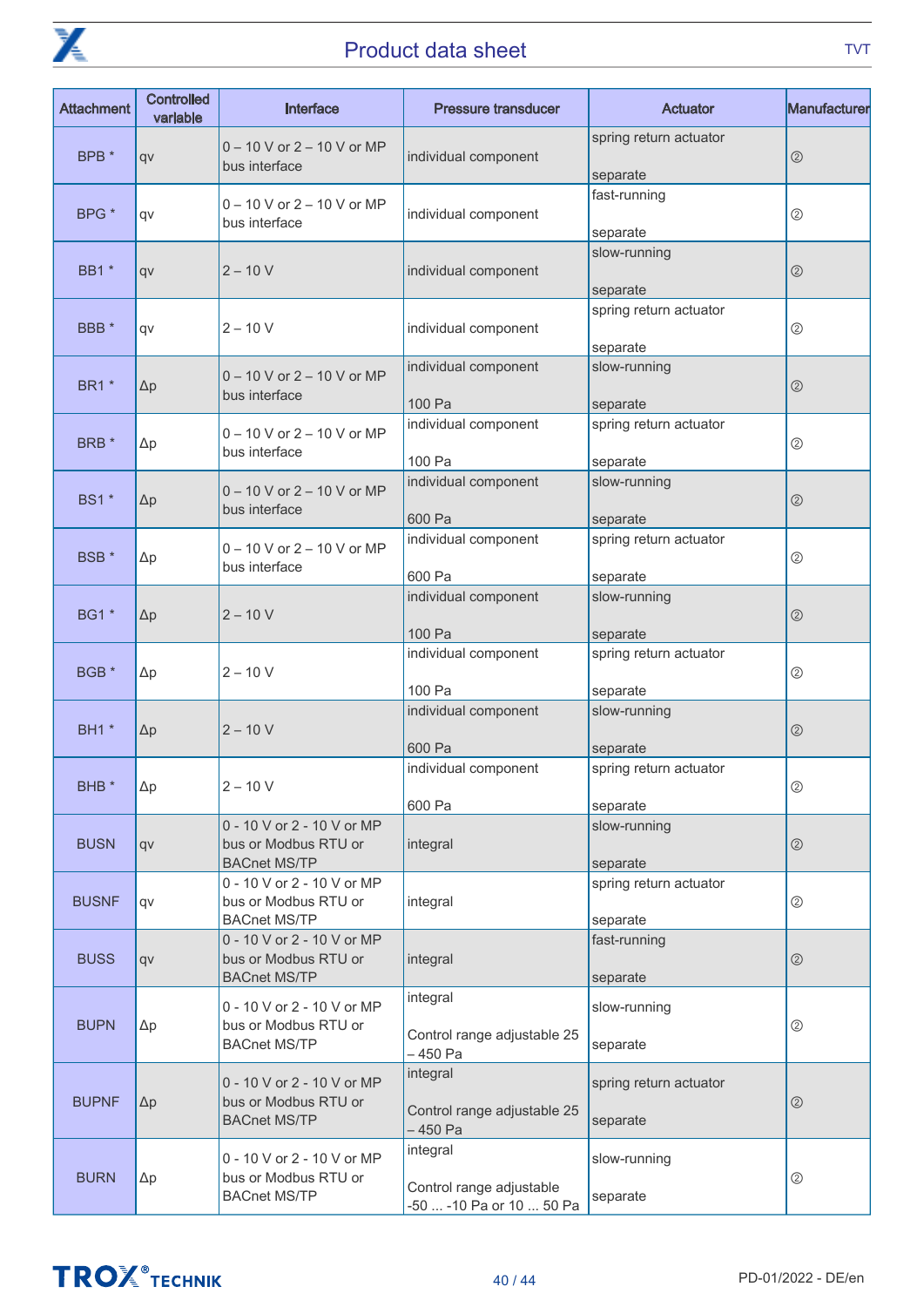| Attachment | Controlled variable | Interface | Pressure transducer | Actuator | Manufacturer |
|---|---|---|---|---|---|
| BPB * | qv | 0 – 10 V or 2 – 10 V or MP bus interface | individual component | spring return actuator<br><br>separate | ② |
| BPG * | qv | 0 – 10 V or 2 – 10 V or MP bus interface | individual component | fast-running<br><br>separate | ② |
| BB1 * | qv | 2 – 10 V | individual component | slow-running<br><br>separate | ② |
| BBB * | qv | 2 – 10 V | individual component | spring return actuator<br><br>separate | ② |
| BR1 * | Δp | 0 – 10 V or 2 – 10 V or MP bus interface | individual component<br><br>100 Pa | slow-running<br><br>separate | ② |
| BRB * | Δp | 0 – 10 V or 2 – 10 V or MP bus interface | individual component<br><br>100 Pa | spring return actuator<br><br>separate | ② |
| BS1 * | Δp | 0 – 10 V or 2 – 10 V or MP bus interface | individual component<br><br>600 Pa | slow-running<br><br>separate | ② |
| BSB * | Δp | 0 – 10 V or 2 – 10 V or MP bus interface | individual component<br><br>600 Pa | spring return actuator<br><br>separate | ② |
| BG1 * | Δp | 2 – 10 V | individual component<br><br>100 Pa | slow-running<br><br>separate | ② |
| BGB * | Δp | 2 – 10 V | individual component<br><br>100 Pa | spring return actuator<br><br>separate | ② |
| BH1 * | Δp | 2 – 10 V | individual component<br><br>600 Pa | slow-running<br><br>separate | ② |
| BHB * | Δp | 2 – 10 V | individual component<br><br>600 Pa | spring return actuator<br><br>separate | ② |
| BUSN | qv | 0 - 10 V or 2 - 10 V or MP bus or Modbus RTU or BACnet MS/TP | integral | slow-running<br><br>separate | ② |
| BUSNF | qv | 0 - 10 V or 2 - 10 V or MP bus or Modbus RTU or BACnet MS/TP | integral | spring return actuator<br><br>separate | ② |
| BUSS | qv | 0 - 10 V or 2 - 10 V or MP bus or Modbus RTU or BACnet MS/TP | integral | fast-running<br><br>separate | ② |
| BUPN | Δp | 0 - 10 V or 2 - 10 V or MP bus or Modbus RTU or BACnet MS/TP | integral<br><br>Control range adjustable 25 – 450 Pa | slow-running<br><br>separate | ② |
| BUPNF | Δp | 0 - 10 V or 2 - 10 V or MP bus or Modbus RTU or BACnet MS/TP | integral<br><br>Control range adjustable 25 – 450 Pa | spring return actuator<br><br>separate | ② |
| BURN | Δp | 0 - 10 V or 2 - 10 V or MP bus or Modbus RTU or BACnet MS/TP | integral<br><br>Control range adjustable -50 ... -10 Pa or 10 ... 50 Pa | slow-running<br><br>separate | ② |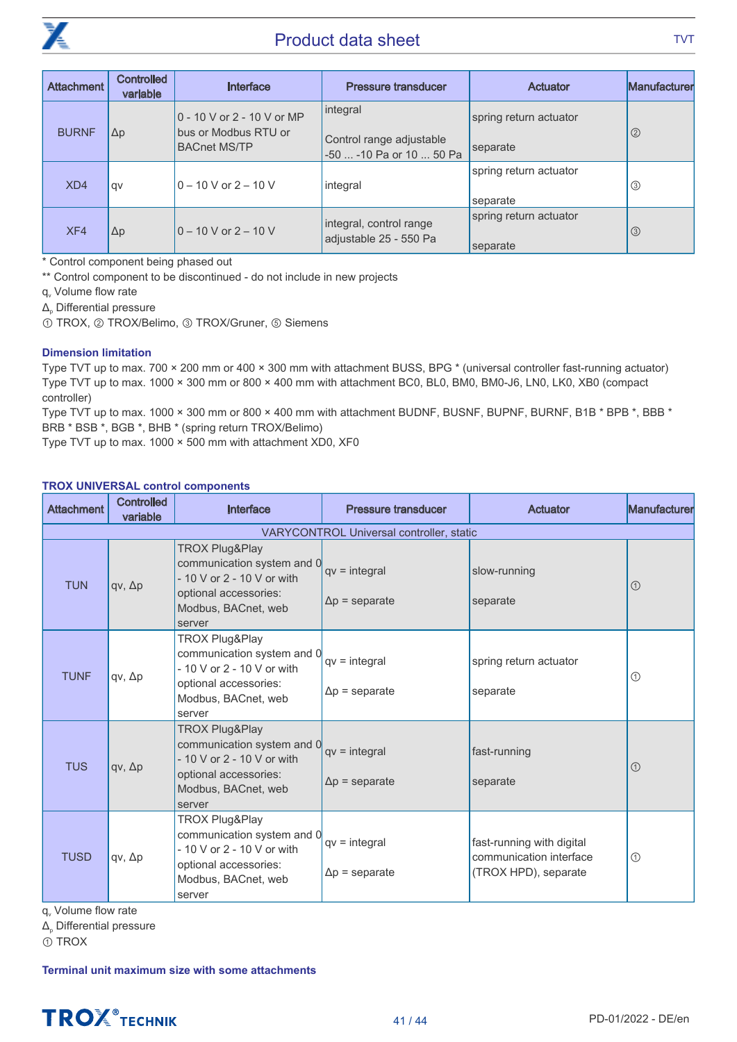| Attachment | Controlled variable | Interface | Pressure transducer | Actuator | Manufacturer |
|---|---|---|---|---|---|
| BURNF | Δp | 0 - 10 V or 2 - 10 V or MP bus or Modbus RTU or BACnet MS/TP | integral<br><br>Control range adjustable -50 ... -10 Pa or 10 ... 50 Pa | spring return actuator<br><br>separate | ② |
| XD4 | qv | 0 – 10 V or 2 – 10 V | integral | spring return actuator<br><br>separate | ③ |
| XF4 | Δp | 0 – 10 V or 2 – 10 V | integral, control range adjustable 25 - 550 Pa | spring return actuator<br><br>separate | ③ |

* Control component being phased out

** Control component to be discontinued - do not include in new projects

$q_v$ Volume flow rate

$\Delta_p$ Differential pressure

① TROX, ② TROX/Belimo, ③ TROX/Gruner, ⑤ Siemens

### Dimension limitation

Type TVT up to max. 700 × 200 mm or 400 × 300 mm with attachment BUSS, BPG * (universal controller fast-running actuator)
Type TVT up to max. 1000 × 300 mm or 800 × 400 mm with attachment BC0, BL0, BM0, BM0-J6, LN0, LK0, XB0 (compact controller)
Type TVT up to max. 1000 × 300 mm or 800 × 400 mm with attachment BUDNF, BUSNF, BUPNF, BURNF, B1B * BPB *, BBB * BRB * BSB *, BGB *, BHB * (spring return TROX/Belimo)
Type TVT up to max. 1000 × 500 mm with attachment XD0, XF0

### TROX UNIVERSAL control components

| Attachment | Controlled variable | Interface | Pressure transducer | Actuator | Manufacturer |
|---|---|---|---|---|---|
| VARYCONTROL Universal controller, static | | | | | |
| TUN | qv, Δp | TROX Plug&Play communication system and 0 - 10 V or 2 - 10 V or with optional accessories: Modbus, BACnet, web server | qv = integral<br><br>Δp = separate | slow-running<br><br>separate | ① |
| TUNF | qv, Δp | TROX Plug&Play communication system and 0 - 10 V or 2 - 10 V or with optional accessories: Modbus, BACnet, web server | qv = integral<br><br>Δp = separate | spring return actuator<br><br>separate | ① |
| TUS | qv, Δp | TROX Plug&Play communication system and 0 - 10 V or 2 - 10 V or with optional accessories: Modbus, BACnet, web server | qv = integral<br><br>Δp = separate | fast-running<br><br>separate | ① |
| TUSD | qv, Δp | TROX Plug&Play communication system and 0 - 10 V or 2 - 10 V or with optional accessories: Modbus, BACnet, web server | qv = integral<br><br>Δp = separate | fast-running with digital communication interface (TROX HPD), separate | ① |

$q_v$ Volume flow rate

$\Delta_p$ Differential pressure

① TROX

### Terminal unit maximum size with some attachments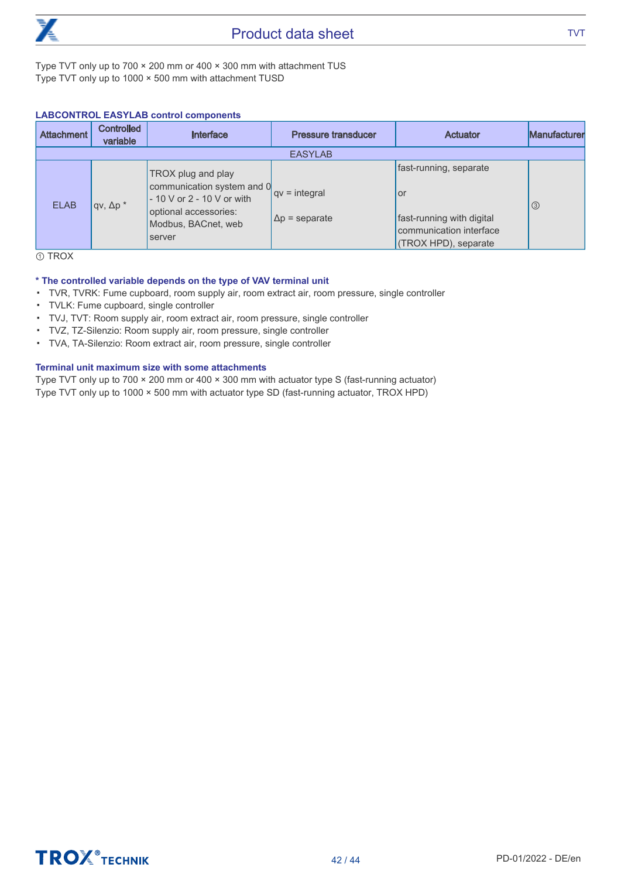Type TVT only up to 700 × 200 mm or 400 × 300 mm with attachment TUS
Type TVT only up to 1000 × 500 mm with attachment TUSD

**LABCONTROL EASYLAB control components**

| Attachment | Controlled variable | Interface | Pressure transducer | Actuator | Manufacturer |
|---|---|---|---|---|---|
| EASYLAB | | | | | |
| ELAB | qv, Δp * | TROX plug and play communication system and 0 - 10 V or 2 - 10 V or with optional accessories: Modbus, BACnet, web server | qv = integral<br><br>Δp = separate | fast-running, separate<br><br>or<br><br>fast-running with digital communication interface (TROX HPD), separate | ③ |

① TROX

**\* The controlled variable depends on the type of VAV terminal unit**

- TVR, TVRK: Fume cupboard, room supply air, room extract air, room pressure, single controller
- TVLK: Fume cupboard, single controller
- TVJ, TVT: Room supply air, room extract air, room pressure, single controller
- TVZ, TZ-Silenzio: Room supply air, room pressure, single controller
- TVA, TA-Silenzio: Room extract air, room pressure, single controller

**Terminal unit maximum size with some attachments**

Type TVT only up to 700 × 200 mm or 400 × 300 mm with actuator type S (fast-running actuator)
Type TVT only up to 1000 × 500 mm with actuator type SD (fast-running actuator, TROX HPD)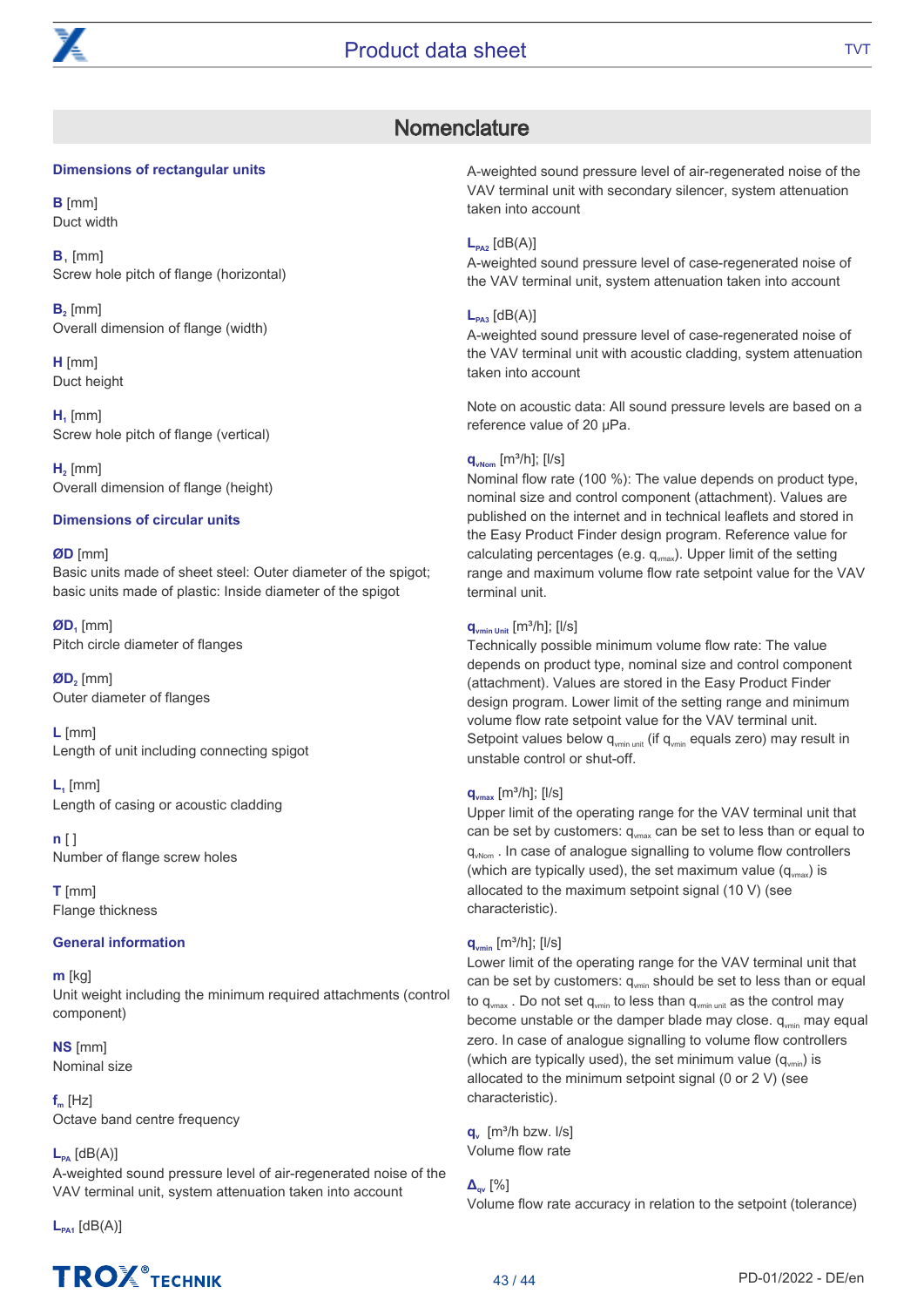## Nomenclature

### Dimensions of rectangular units

**B** [mm]
Duct width

$B_1$ [mm]
Screw hole pitch of flange (horizontal)

$B_2$ [mm]
Overall dimension of flange (width)

**H** [mm]
Duct height

$H_1$ [mm]
Screw hole pitch of flange (vertical)

$H_2$ [mm]
Overall dimension of flange (height)

### Dimensions of circular units

**ØD** [mm]
Basic units made of sheet steel: Outer diameter of the spigot; basic units made of plastic: Inside diameter of the spigot

$ØD_1$ [mm]
Pitch circle diameter of flanges

$ØD_2$ [mm]
Outer diameter of flanges

**L** [mm]
Length of unit including connecting spigot

$L_1$ [mm]
Length of casing or acoustic cladding

**n** [ ]
Number of flange screw holes

**T** [mm]
Flange thickness

### General information

**m** [kg]
Unit weight including the minimum required attachments (control component)

**NS** [mm]
Nominal size

$f_m$ [Hz]
Octave band centre frequency

$L_{PA}$ [dB(A)]
A-weighted sound pressure level of air-regenerated noise of the VAV terminal unit, system attenuation taken into account

$L_{PA1}$ [dB(A)]
A-weighted sound pressure level of air-regenerated noise of the VAV terminal unit with secondary silencer, system attenuation taken into account

$L_{PA2}$ [dB(A)]
A-weighted sound pressure level of case-regenerated noise of the VAV terminal unit, system attenuation taken into account

$L_{PA3}$ [dB(A)]
A-weighted sound pressure level of case-regenerated noise of the VAV terminal unit with acoustic cladding, system attenuation taken into account

Note on acoustic data: All sound pressure levels are based on a reference value of 20 µPa.

$q_{vNom}$ [m³/h]; [l/s]
Nominal flow rate (100 %): The value depends on product type, nominal size and control component (attachment). Values are published on the internet and in technical leaflets and stored in the Easy Product Finder design program. Reference value for calculating percentages (e.g. $q_{vmax}$). Upper limit of the setting range and maximum volume flow rate setpoint value for the VAV terminal unit.

$q_{vmin\ Unit}$ [m³/h]; [l/s]
Technically possible minimum volume flow rate: The value depends on product type, nominal size and control component (attachment). Values are stored in the Easy Product Finder design program. Lower limit of the setting range and minimum volume flow rate setpoint value for the VAV terminal unit. Setpoint values below $q_{vmin\ unit}$ (if $q_{vmin}$ equals zero) may result in unstable control or shut-off.

$q_{vmax}$ [m³/h]; [l/s]
Upper limit of the operating range for the VAV terminal unit that can be set by customers: $q_{vmax}$ can be set to less than or equal to $q_{vNom}$ . In case of analogue signalling to volume flow controllers (which are typically used), the set maximum value ($q_{vmax}$) is allocated to the maximum setpoint signal (10 V) (see characteristic).

$q_{vmin}$ [m³/h]; [l/s]
Lower limit of the operating range for the VAV terminal unit that can be set by customers: $q_{vmin}$ should be set to less than or equal to $q_{vmax}$ . Do not set $q_{vmin}$ to less than $q_{vmin\ unit}$ as the control may become unstable or the damper blade may close. $q_{vmin}$ may equal zero. In case of analogue signalling to volume flow controllers (which are typically used), the set minimum value ($q_{vmin}$) is allocated to the minimum setpoint signal (0 or 2 V) (see characteristic).

$q_v$ [m³/h bzw. l/s]
Volume flow rate

$\Delta_{qv}$ [%]
Volume flow rate accuracy in relation to the setpoint (tolerance)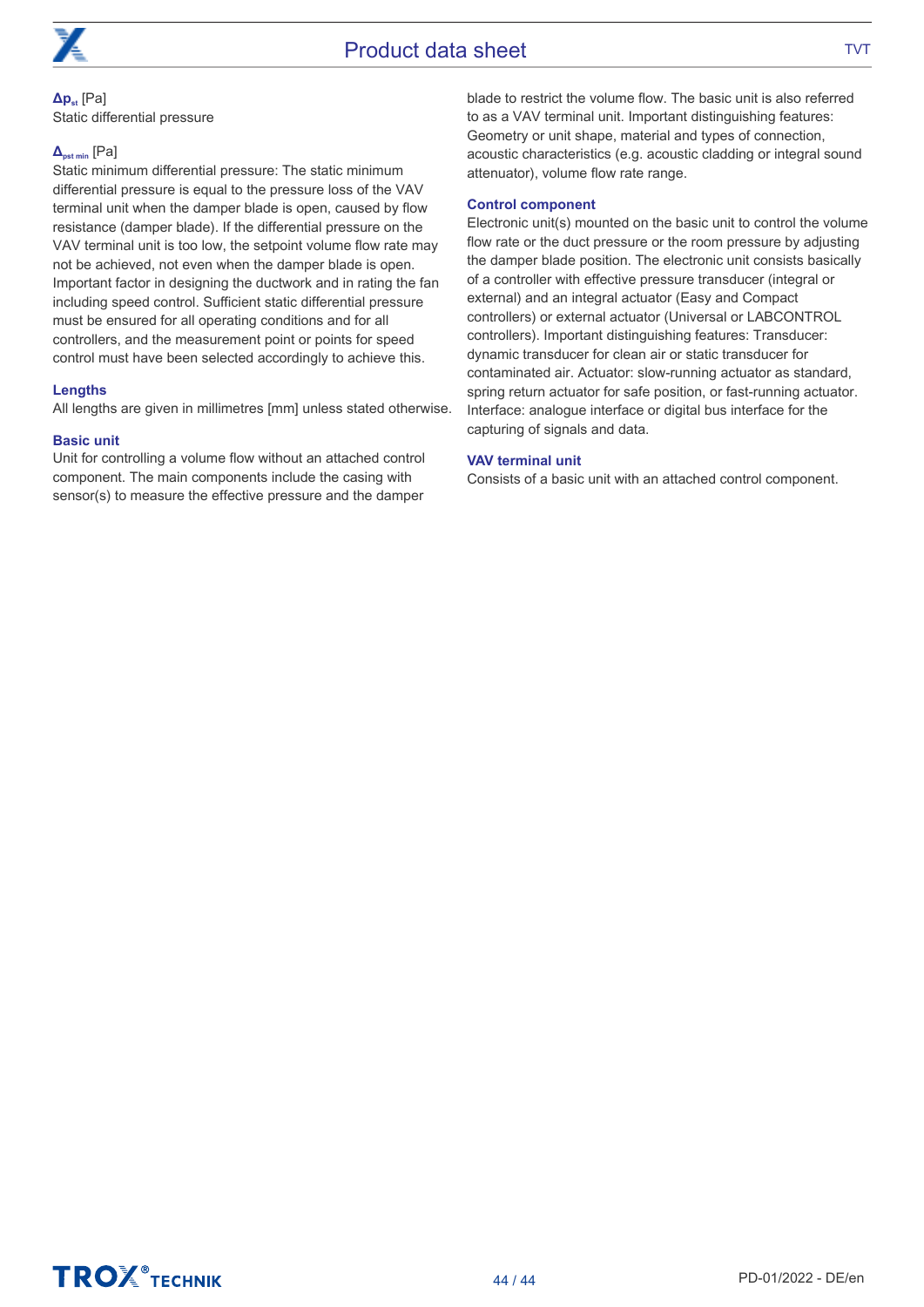**$\Delta p_{st}$ [Pa]**
Static differential pressure

**$\Delta_{pst\ min}$ [Pa]**
Static minimum differential pressure: The static minimum differential pressure is equal to the pressure loss of the VAV terminal unit when the damper blade is open, caused by flow resistance (damper blade). If the differential pressure on the VAV terminal unit is too low, the setpoint volume flow rate may not be achieved, not even when the damper blade is open. Important factor in designing the ductwork and in rating the fan including speed control. Sufficient static differential pressure must be ensured for all operating conditions and for all controllers, and the measurement point or points for speed control must have been selected accordingly to achieve this.

**Lengths**
All lengths are given in millimetres [mm] unless stated otherwise.

**Basic unit**
Unit for controlling a volume flow without an attached control component. The main components include the casing with sensor(s) to measure the effective pressure and the damper blade to restrict the volume flow. The basic unit is also referred to as a VAV terminal unit. Important distinguishing features: Geometry or unit shape, material and types of connection, acoustic characteristics (e.g. acoustic cladding or integral sound attenuator), volume flow rate range.

**Control component**
Electronic unit(s) mounted on the basic unit to control the volume flow rate or the duct pressure or the room pressure by adjusting the damper blade position. The electronic unit consists basically of a controller with effective pressure transducer (integral or external) and an integral actuator (Easy and Compact controllers) or external actuator (Universal or LABCONTROL controllers). Important distinguishing features: Transducer: dynamic transducer for clean air or static transducer for contaminated air. Actuator: slow-running actuator as standard, spring return actuator for safe position, or fast-running actuator. Interface: analogue interface or digital bus interface for the capturing of signals and data.

**VAV terminal unit**
Consists of a basic unit with an attached control component.